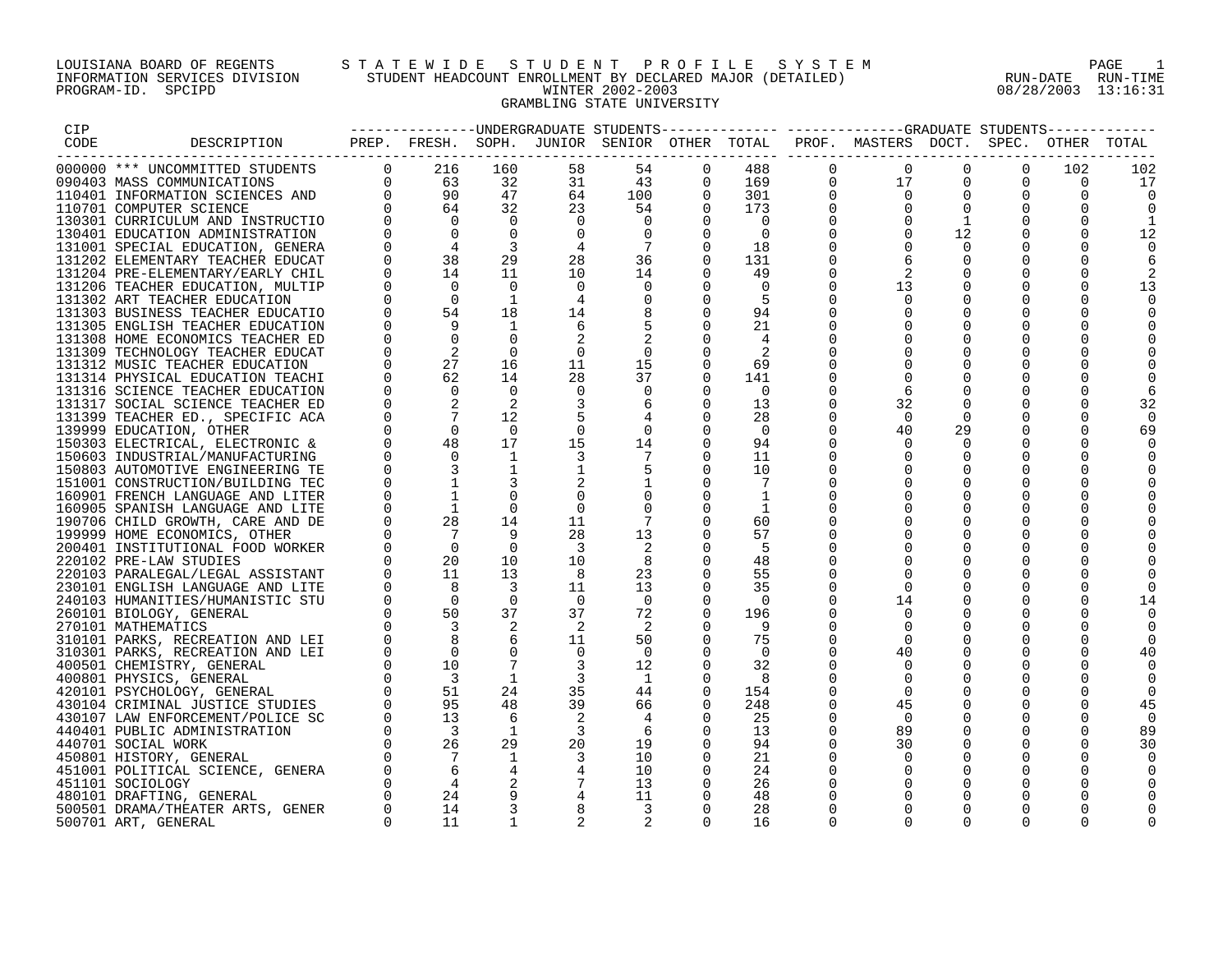LOUISIANA BOARD OF REGENTS — STATEWIDE STUDENT PROFILE SYSTEM
INFORMATION SERVICES DIVISION — STUDENT HEADCOUNT ENROLLMENT BY DECLARED MAJOR (DETAILED) — RUN-DATE 08/28/2003 RUN-TIME 13:16:31
PROGRAM-ID. SPCIPD — WINTER 2002-2003

# GRAMBLING STATE UNIVERSITY

| CIP CODE | DESCRIPTION | UNDERGRADUATE STUDENTS PREP. | FRESH. | SOPH. | JUNIOR | SENIOR | OTHER | TOTAL | GRADUATE STUDENTS PROF. | MASTERS | DOCT. | SPEC. | OTHER | TOTAL |
|---|---|---|---|---|---|---|---|---|---|---|---|---|---|---|
| 000000 | *** UNCOMMITTED STUDENTS | 0 | 216 | 160 | 58 | 54 | 0 | 488 | 0 | 0 | 0 | 0 | 102 | 102 |
| 090403 | MASS COMMUNICATIONS | 0 | 63 | 32 | 31 | 43 | 0 | 169 | 0 | 17 | 0 | 0 | 0 | 17 |
| 110401 | INFORMATION SCIENCES AND | 0 | 90 | 47 | 64 | 100 | 0 | 301 | 0 | 0 | 0 | 0 | 0 | 0 |
| 110701 | COMPUTER SCIENCE | 0 | 64 | 32 | 23 | 54 | 0 | 173 | 0 | 0 | 0 | 0 | 0 | 0 |
| 130301 | CURRICULUM AND INSTRUCTIO | 0 | 0 | 0 | 0 | 0 | 0 | 0 | 0 | 0 | 1 | 0 | 0 | 1 |
| 130401 | EDUCATION ADMINISTRATION | 0 | 0 | 0 | 0 | 0 | 0 | 0 | 0 | 0 | 12 | 0 | 0 | 12 |
| 131001 | SPECIAL EDUCATION, GENERA | 0 | 4 | 3 | 4 | 7 | 0 | 18 | 0 | 0 | 0 | 0 | 0 | 0 |
| 131202 | ELEMENTARY TEACHER EDUCAT | 0 | 38 | 29 | 28 | 36 | 0 | 131 | 0 | 6 | 0 | 0 | 0 | 6 |
| 131204 | PRE-ELEMENTARY/EARLY CHIL | 0 | 14 | 11 | 10 | 14 | 0 | 49 | 0 | 2 | 0 | 0 | 0 | 2 |
| 131206 | TEACHER EDUCATION, MULTIP | 0 | 0 | 0 | 0 | 0 | 0 | 0 | 0 | 13 | 0 | 0 | 0 | 13 |
| 131302 | ART TEACHER EDUCATION | 0 | 0 | 1 | 4 | 0 | 0 | 5 | 0 | 0 | 0 | 0 | 0 | 0 |
| 131303 | BUSINESS TEACHER EDUCATIO | 0 | 54 | 18 | 14 | 8 | 0 | 94 | 0 | 0 | 0 | 0 | 0 | 0 |
| 131305 | ENGLISH TEACHER EDUCATION | 0 | 9 | 1 | 6 | 5 | 0 | 21 | 0 | 0 | 0 | 0 | 0 | 0 |
| 131308 | HOME ECONOMICS TEACHER ED | 0 | 0 | 0 | 2 | 2 | 0 | 4 | 0 | 0 | 0 | 0 | 0 | 0 |
| 131309 | TECHNOLOGY TEACHER EDUCAT | 0 | 2 | 0 | 0 | 0 | 0 | 2 | 0 | 0 | 0 | 0 | 0 | 0 |
| 131312 | MUSIC TEACHER EDUCATION | 0 | 27 | 16 | 11 | 15 | 0 | 69 | 0 | 0 | 0 | 0 | 0 | 0 |
| 131314 | PHYSICAL EDUCATION TEACHI | 0 | 62 | 14 | 28 | 37 | 0 | 141 | 0 | 0 | 0 | 0 | 0 | 0 |
| 131316 | SCIENCE TEACHER EDUCATION | 0 | 0 | 0 | 0 | 0 | 0 | 0 | 0 | 6 | 0 | 0 | 0 | 6 |
| 131317 | SOCIAL SCIENCE TEACHER ED | 0 | 2 | 2 | 3 | 6 | 0 | 13 | 0 | 32 | 0 | 0 | 0 | 32 |
| 131399 | TEACHER ED., SPECIFIC ACA | 0 | 7 | 12 | 5 | 4 | 0 | 28 | 0 | 0 | 0 | 0 | 0 | 0 |
| 139999 | EDUCATION, OTHER | 0 | 0 | 0 | 0 | 0 | 0 | 0 | 0 | 40 | 29 | 0 | 0 | 69 |
| 150303 | ELECTRICAL, ELECTRONIC & | 0 | 48 | 17 | 15 | 14 | 0 | 94 | 0 | 0 | 0 | 0 | 0 | 0 |
| 150603 | INDUSTRIAL/MANUFACTURING | 0 | 0 | 1 | 3 | 7 | 0 | 11 | 0 | 0 | 0 | 0 | 0 | 0 |
| 150803 | AUTOMOTIVE ENGINEERING TE | 0 | 3 | 1 | 1 | 5 | 0 | 10 | 0 | 0 | 0 | 0 | 0 | 0 |
| 151001 | CONSTRUCTION/BUILDING TEC | 0 | 1 | 3 | 2 | 1 | 0 | 7 | 0 | 0 | 0 | 0 | 0 | 0 |
| 160901 | FRENCH LANGUAGE AND LITER | 0 | 1 | 0 | 0 | 0 | 0 | 1 | 0 | 0 | 0 | 0 | 0 | 0 |
| 160905 | SPANISH LANGUAGE AND LITE | 0 | 1 | 0 | 0 | 0 | 0 | 1 | 0 | 0 | 0 | 0 | 0 | 0 |
| 190706 | CHILD GROWTH, CARE AND DE | 0 | 28 | 14 | 11 | 7 | 0 | 60 | 0 | 0 | 0 | 0 | 0 | 0 |
| 199999 | HOME ECONOMICS, OTHER | 0 | 7 | 9 | 28 | 13 | 0 | 57 | 0 | 0 | 0 | 0 | 0 | 0 |
| 200401 | INSTITUTIONAL FOOD WORKER | 0 | 0 | 0 | 3 | 2 | 0 | 5 | 0 | 0 | 0 | 0 | 0 | 0 |
| 220102 | PRE-LAW STUDIES | 0 | 20 | 10 | 10 | 8 | 0 | 48 | 0 | 0 | 0 | 0 | 0 | 0 |
| 220103 | PARALEGAL/LEGAL ASSISTANT | 0 | 11 | 13 | 8 | 23 | 0 | 55 | 0 | 0 | 0 | 0 | 0 | 0 |
| 230101 | ENGLISH LANGUAGE AND LITE | 0 | 8 | 3 | 11 | 13 | 0 | 35 | 0 | 0 | 0 | 0 | 0 | 0 |
| 240103 | HUMANITIES/HUMANISTIC STU | 0 | 0 | 0 | 0 | 0 | 0 | 0 | 0 | 14 | 0 | 0 | 0 | 14 |
| 260101 | BIOLOGY, GENERAL | 0 | 50 | 37 | 37 | 72 | 0 | 196 | 0 | 0 | 0 | 0 | 0 | 0 |
| 270101 | MATHEMATICS | 0 | 3 | 2 | 2 | 2 | 0 | 9 | 0 | 0 | 0 | 0 | 0 | 0 |
| 310101 | PARKS, RECREATION AND LEI | 0 | 8 | 6 | 11 | 50 | 0 | 75 | 0 | 0 | 0 | 0 | 0 | 0 |
| 310301 | PARKS, RECREATION AND LEI | 0 | 0 | 0 | 0 | 0 | 0 | 0 | 0 | 40 | 0 | 0 | 0 | 40 |
| 400501 | CHEMISTRY, GENERAL | 0 | 10 | 7 | 3 | 12 | 0 | 32 | 0 | 0 | 0 | 0 | 0 | 0 |
| 400801 | PHYSICS, GENERAL | 0 | 3 | 1 | 3 | 1 | 0 | 8 | 0 | 0 | 0 | 0 | 0 | 0 |
| 420101 | PSYCHOLOGY, GENERAL | 0 | 51 | 24 | 35 | 44 | 0 | 154 | 0 | 0 | 0 | 0 | 0 | 0 |
| 430104 | CRIMINAL JUSTICE STUDIES | 0 | 95 | 48 | 39 | 66 | 0 | 248 | 0 | 45 | 0 | 0 | 0 | 45 |
| 430107 | LAW ENFORCEMENT/POLICE SC | 0 | 13 | 6 | 2 | 4 | 0 | 25 | 0 | 0 | 0 | 0 | 0 | 0 |
| 440401 | PUBLIC ADMINISTRATION | 0 | 3 | 1 | 3 | 6 | 0 | 13 | 0 | 89 | 0 | 0 | 0 | 89 |
| 440701 | SOCIAL WORK | 0 | 26 | 29 | 20 | 19 | 0 | 94 | 0 | 30 | 0 | 0 | 0 | 30 |
| 450801 | HISTORY, GENERAL | 0 | 7 | 1 | 3 | 10 | 0 | 21 | 0 | 0 | 0 | 0 | 0 | 0 |
| 451001 | POLITICAL SCIENCE, GENERA | 0 | 6 | 4 | 4 | 10 | 0 | 24 | 0 | 0 | 0 | 0 | 0 | 0 |
| 451101 | SOCIOLOGY | 0 | 4 | 2 | 7 | 13 | 0 | 26 | 0 | 0 | 0 | 0 | 0 | 0 |
| 480101 | DRAFTING, GENERAL | 0 | 24 | 9 | 4 | 11 | 0 | 48 | 0 | 0 | 0 | 0 | 0 | 0 |
| 500501 | DRAMA/THEATER ARTS, GENER | 0 | 14 | 3 | 8 | 3 | 0 | 28 | 0 | 0 | 0 | 0 | 0 | 0 |
| 500701 | ART, GENERAL | 0 | 11 | 1 | 2 | 2 | 0 | 16 | 0 | 0 | 0 | 0 | 0 | 0 |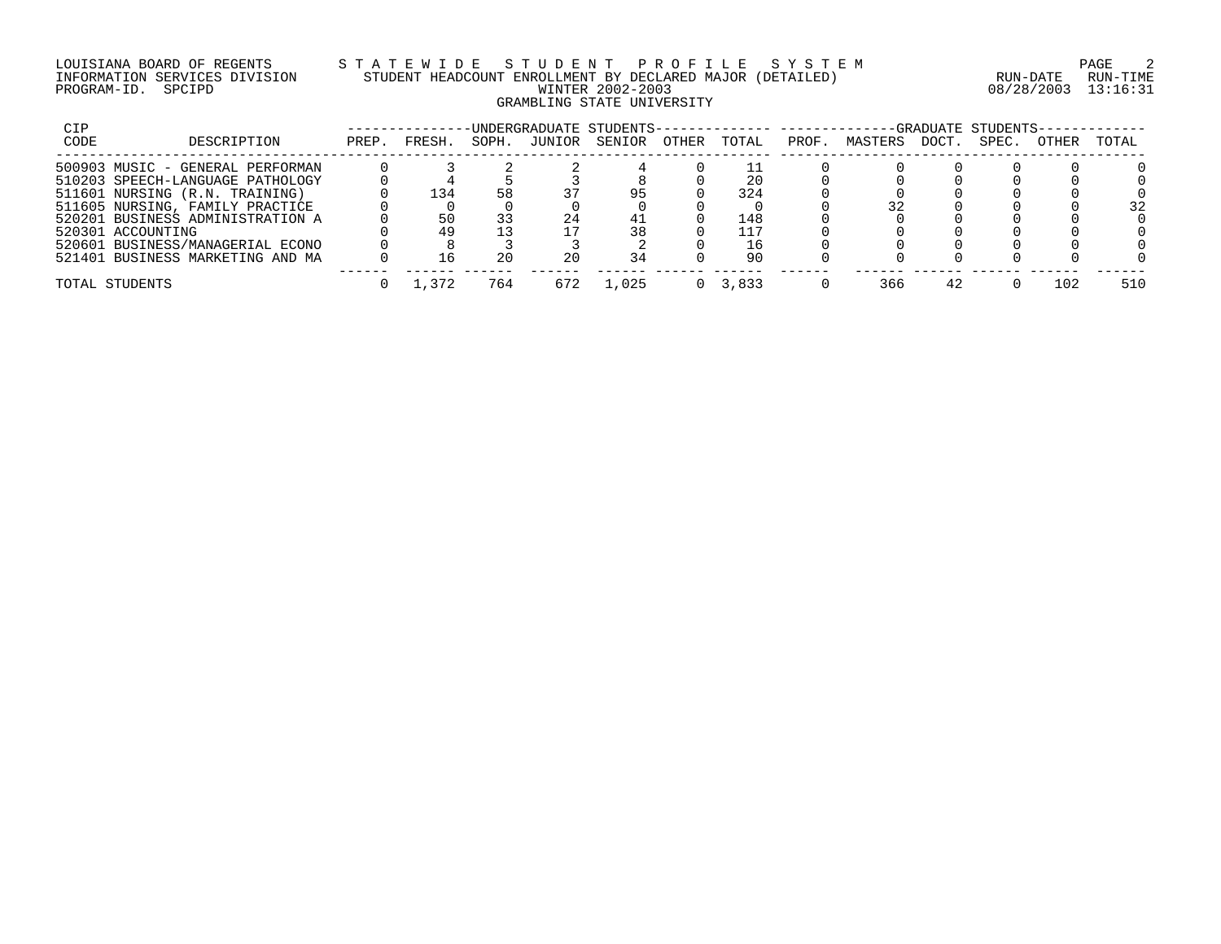LOUISIANA BOARD OF REGENTS — STATEWIDE STUDENT PROFILE SYSTEM
INFORMATION SERVICES DIVISION — STUDENT HEADCOUNT ENROLLMENT BY DECLARED MAJOR (DETAILED)
PROGRAM-ID. SPCIPD — WINTER 2002-2003 — RUN-DATE 08/28/2003 RUN-TIME 13:16:31

GRAMBLING STATE UNIVERSITY

| CIP CODE | DESCRIPTION | UNDERGRADUATE STUDENTS PREP. | FRESH. | SOPH. | JUNIOR | SENIOR | OTHER | TOTAL | GRADUATE STUDENTS PROF. | MASTERS | DOCT. | SPEC. | OTHER | TOTAL |
|---|---|---|---|---|---|---|---|---|---|---|---|---|---|---|
| 500903 | MUSIC - GENERAL PERFORMAN | 0 | 3 | 2 | 2 | 4 | 0 | 11 | 0 | 0 | 0 | 0 | 0 | 0 |
| 510203 | SPEECH-LANGUAGE PATHOLOGY | 0 | 4 | 5 | 3 | 8 | 0 | 20 | 0 | 0 | 0 | 0 | 0 | 0 |
| 511601 | NURSING (R.N. TRAINING) | 0 | 134 | 58 | 37 | 95 | 0 | 324 | 0 | 0 | 0 | 0 | 0 | 0 |
| 511605 | NURSING, FAMILY PRACTICE | 0 | 0 | 0 | 0 | 0 | 0 | 0 | 0 | 32 | 0 | 0 | 0 | 32 |
| 520201 | BUSINESS ADMINISTRATION A | 0 | 50 | 33 | 24 | 41 | 0 | 148 | 0 | 0 | 0 | 0 | 0 | 0 |
| 520301 | ACCOUNTING | 0 | 49 | 13 | 17 | 38 | 0 | 117 | 0 | 0 | 0 | 0 | 0 | 0 |
| 520601 | BUSINESS/MANAGERIAL ECONO | 0 | 8 | 3 | 3 | 2 | 0 | 16 | 0 | 0 | 0 | 0 | 0 | 0 |
| 521401 | BUSINESS MARKETING AND MA | 0 | 16 | 20 | 20 | 34 | 0 | 90 | 0 | 0 | 0 | 0 | 0 | 0 |
| TOTAL STUDENTS | | 0 | 1,372 | 764 | 672 | 1,025 | 0 | 3,833 | 0 | 366 | 42 | 0 | 102 | 510 |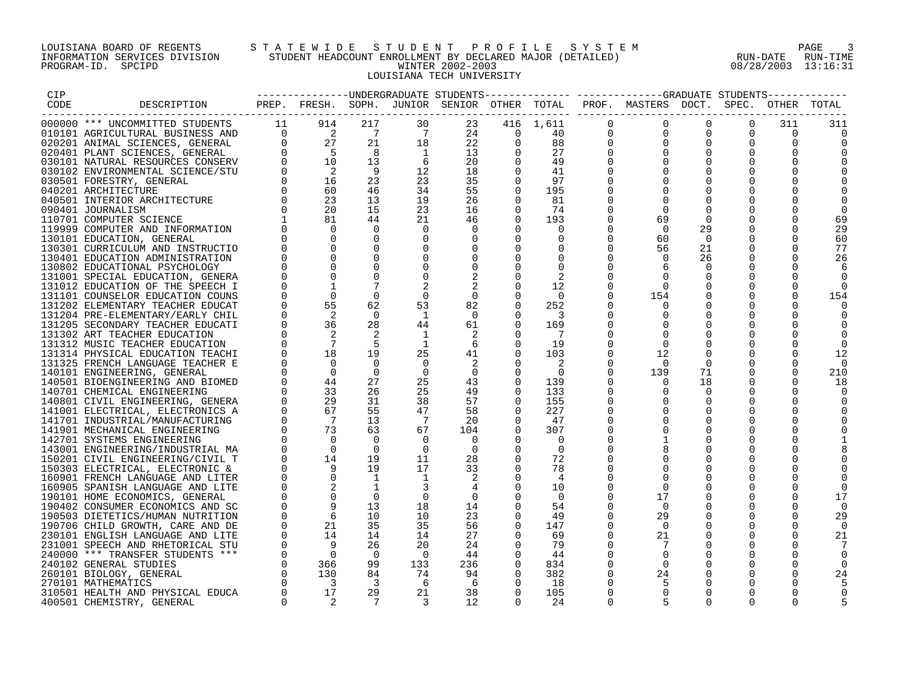LOUISIANA BOARD OF REGENTS — STATEWIDE STUDENT PROFILE SYSTEM
INFORMATION SERVICES DIVISION — STUDENT HEADCOUNT ENROLLMENT BY DECLARED MAJOR (DETAILED) — RUN-DATE 08/28/2003 RUN-TIME 13:16:31
PROGRAM-ID. SPCIPD — WINTER 2002-2003

LOUISIANA TECH UNIVERSITY

| CIP CODE | DESCRIPTION | UNDERGRADUATE STUDENTS PREP. | FRESH. | SOPH. | JUNIOR | SENIOR | OTHER | TOTAL | GRADUATE STUDENTS PROF. | MASTERS | DOCT. | SPEC. | OTHER | TOTAL |
|---|---|---|---|---|---|---|---|---|---|---|---|---|---|---|
| 000000 | *** UNCOMMITTED STUDENTS | 11 | 914 | 217 | 30 | 23 | 416 | 1,611 | 0 | 0 | 0 | 0 | 311 | 311 |
| 010101 | AGRICULTURAL BUSINESS AND | 0 | 2 | 7 | 7 | 24 | 0 | 40 | 0 | 0 | 0 | 0 | 0 | 0 |
| 020201 | ANIMAL SCIENCES, GENERAL | 0 | 27 | 21 | 18 | 22 | 0 | 88 | 0 | 0 | 0 | 0 | 0 | 0 |
| 020401 | PLANT SCIENCES, GENERAL | 0 | 5 | 8 | 1 | 13 | 0 | 27 | 0 | 0 | 0 | 0 | 0 | 0 |
| 030101 | NATURAL RESOURCES CONSERV | 0 | 10 | 13 | 6 | 20 | 0 | 49 | 0 | 0 | 0 | 0 | 0 | 0 |
| 030102 | ENVIRONMENTAL SCIENCE/STU | 0 | 2 | 9 | 12 | 18 | 0 | 41 | 0 | 0 | 0 | 0 | 0 | 0 |
| 030501 | FORESTRY, GENERAL | 0 | 16 | 23 | 23 | 35 | 0 | 97 | 0 | 0 | 0 | 0 | 0 | 0 |
| 040201 | ARCHITECTURE | 0 | 60 | 46 | 34 | 55 | 0 | 195 | 0 | 0 | 0 | 0 | 0 | 0 |
| 040501 | INTERIOR ARCHITECTURE | 0 | 23 | 13 | 19 | 26 | 0 | 81 | 0 | 0 | 0 | 0 | 0 | 0 |
| 090401 | JOURNALISM | 0 | 20 | 15 | 23 | 16 | 0 | 74 | 0 | 0 | 0 | 0 | 0 | 0 |
| 110701 | COMPUTER SCIENCE | 1 | 81 | 44 | 21 | 46 | 0 | 193 | 0 | 69 | 0 | 0 | 0 | 69 |
| 119999 | COMPUTER AND INFORMATION | 0 | 0 | 0 | 0 | 0 | 0 | 0 | 0 | 0 | 29 | 0 | 0 | 29 |
| 130101 | EDUCATION, GENERAL | 0 | 0 | 0 | 0 | 0 | 0 | 0 | 0 | 60 | 0 | 0 | 0 | 60 |
| 130301 | CURRICULUM AND INSTRUCTIO | 0 | 0 | 0 | 0 | 0 | 0 | 0 | 0 | 56 | 21 | 0 | 0 | 77 |
| 130401 | EDUCATION ADMINISTRATION | 0 | 0 | 0 | 0 | 0 | 0 | 0 | 0 | 0 | 26 | 0 | 0 | 26 |
| 130802 | EDUCATIONAL PSYCHOLOGY | 0 | 0 | 0 | 0 | 0 | 0 | 0 | 0 | 6 | 0 | 0 | 0 | 6 |
| 131001 | SPECIAL EDUCATION, GENERA | 0 | 0 | 0 | 0 | 2 | 0 | 2 | 0 | 0 | 0 | 0 | 0 | 0 |
| 131012 | EDUCATION OF THE SPEECH I | 0 | 1 | 7 | 2 | 2 | 0 | 12 | 0 | 0 | 0 | 0 | 0 | 0 |
| 131101 | COUNSELOR EDUCATION COUNS | 0 | 0 | 0 | 0 | 0 | 0 | 0 | 0 | 154 | 0 | 0 | 0 | 154 |
| 131202 | ELEMENTARY TEACHER EDUCAT | 0 | 55 | 62 | 53 | 82 | 0 | 252 | 0 | 0 | 0 | 0 | 0 | 0 |
| 131204 | PRE-ELEMENTARY/EARLY CHIL | 0 | 2 | 0 | 1 | 0 | 0 | 3 | 0 | 0 | 0 | 0 | 0 | 0 |
| 131205 | SECONDARY TEACHER EDUCATI | 0 | 36 | 28 | 44 | 61 | 0 | 169 | 0 | 0 | 0 | 0 | 0 | 0 |
| 131302 | ART TEACHER EDUCATION | 0 | 2 | 2 | 1 | 2 | 0 | 7 | 0 | 0 | 0 | 0 | 0 | 0 |
| 131312 | MUSIC TEACHER EDUCATION | 0 | 7 | 5 | 1 | 6 | 0 | 19 | 0 | 0 | 0 | 0 | 0 | 0 |
| 131314 | PHYSICAL EDUCATION TEACHI | 0 | 18 | 19 | 25 | 41 | 0 | 103 | 0 | 12 | 0 | 0 | 0 | 12 |
| 131325 | FRENCH LANGUAGE TEACHER E | 0 | 0 | 0 | 0 | 2 | 0 | 2 | 0 | 0 | 0 | 0 | 0 | 0 |
| 140101 | ENGINEERING, GENERAL | 0 | 0 | 0 | 0 | 0 | 0 | 0 | 0 | 139 | 71 | 0 | 0 | 210 |
| 140501 | BIOENGINEERING AND BIOMED | 0 | 44 | 27 | 25 | 43 | 0 | 139 | 0 | 0 | 18 | 0 | 0 | 18 |
| 140701 | CHEMICAL ENGINEERING | 0 | 33 | 26 | 25 | 49 | 0 | 133 | 0 | 0 | 0 | 0 | 0 | 0 |
| 140801 | CIVIL ENGINEERING, GENERA | 0 | 29 | 31 | 38 | 57 | 0 | 155 | 0 | 0 | 0 | 0 | 0 | 0 |
| 141001 | ELECTRICAL, ELECTRONICS A | 0 | 67 | 55 | 47 | 58 | 0 | 227 | 0 | 0 | 0 | 0 | 0 | 0 |
| 141701 | INDUSTRIAL/MANUFACTURING | 0 | 7 | 13 | 7 | 20 | 0 | 47 | 0 | 0 | 0 | 0 | 0 | 0 |
| 141901 | MECHANICAL ENGINEERING | 0 | 73 | 63 | 67 | 104 | 0 | 307 | 0 | 0 | 0 | 0 | 0 | 0 |
| 142701 | SYSTEMS ENGINEERING | 0 | 0 | 0 | 0 | 0 | 0 | 0 | 0 | 1 | 0 | 0 | 0 | 1 |
| 143001 | ENGINEERING/INDUSTRIAL MA | 0 | 0 | 0 | 0 | 0 | 0 | 0 | 0 | 8 | 0 | 0 | 0 | 8 |
| 150201 | CIVIL ENGINEERING/CIVIL T | 0 | 14 | 19 | 11 | 28 | 0 | 72 | 0 | 0 | 0 | 0 | 0 | 0 |
| 150303 | ELECTRICAL, ELECTRONIC & | 0 | 9 | 19 | 17 | 33 | 0 | 78 | 0 | 0 | 0 | 0 | 0 | 0 |
| 160901 | FRENCH LANGUAGE AND LITER | 0 | 0 | 1 | 1 | 2 | 0 | 4 | 0 | 0 | 0 | 0 | 0 | 0 |
| 160905 | SPANISH LANGUAGE AND LITE | 0 | 2 | 1 | 3 | 4 | 0 | 10 | 0 | 0 | 0 | 0 | 0 | 0 |
| 190101 | HOME ECONOMICS, GENERAL | 0 | 0 | 0 | 0 | 0 | 0 | 0 | 0 | 17 | 0 | 0 | 0 | 17 |
| 190402 | CONSUMER ECONOMICS AND SC | 0 | 9 | 13 | 18 | 14 | 0 | 54 | 0 | 0 | 0 | 0 | 0 | 0 |
| 190503 | DIETETICS/HUMAN NUTRITION | 0 | 6 | 10 | 10 | 23 | 0 | 49 | 0 | 29 | 0 | 0 | 0 | 29 |
| 190706 | CHILD GROWTH, CARE AND DE | 0 | 21 | 35 | 35 | 56 | 0 | 147 | 0 | 0 | 0 | 0 | 0 | 0 |
| 230101 | ENGLISH LANGUAGE AND LITE | 0 | 14 | 14 | 14 | 27 | 0 | 69 | 0 | 21 | 0 | 0 | 0 | 21 |
| 231001 | SPEECH AND RHETORICAL STU | 0 | 9 | 26 | 20 | 24 | 0 | 79 | 0 | 7 | 0 | 0 | 0 | 7 |
| 240000 | *** TRANSFER STUDENTS *** | 0 | 0 | 0 | 0 | 44 | 0 | 44 | 0 | 0 | 0 | 0 | 0 | 0 |
| 240102 | GENERAL STUDIES | 0 | 366 | 99 | 133 | 236 | 0 | 834 | 0 | 0 | 0 | 0 | 0 | 0 |
| 260101 | BIOLOGY, GENERAL | 0 | 130 | 84 | 74 | 94 | 0 | 382 | 0 | 24 | 0 | 0 | 0 | 24 |
| 270101 | MATHEMATICS | 0 | 3 | 3 | 6 | 6 | 0 | 18 | 0 | 5 | 0 | 0 | 0 | 5 |
| 310501 | HEALTH AND PHYSICAL EDUCA | 0 | 17 | 29 | 21 | 38 | 0 | 105 | 0 | 0 | 0 | 0 | 0 | 0 |
| 400501 | CHEMISTRY, GENERAL | 0 | 2 | 7 | 3 | 12 | 0 | 24 | 0 | 5 | 0 | 0 | 0 | 5 |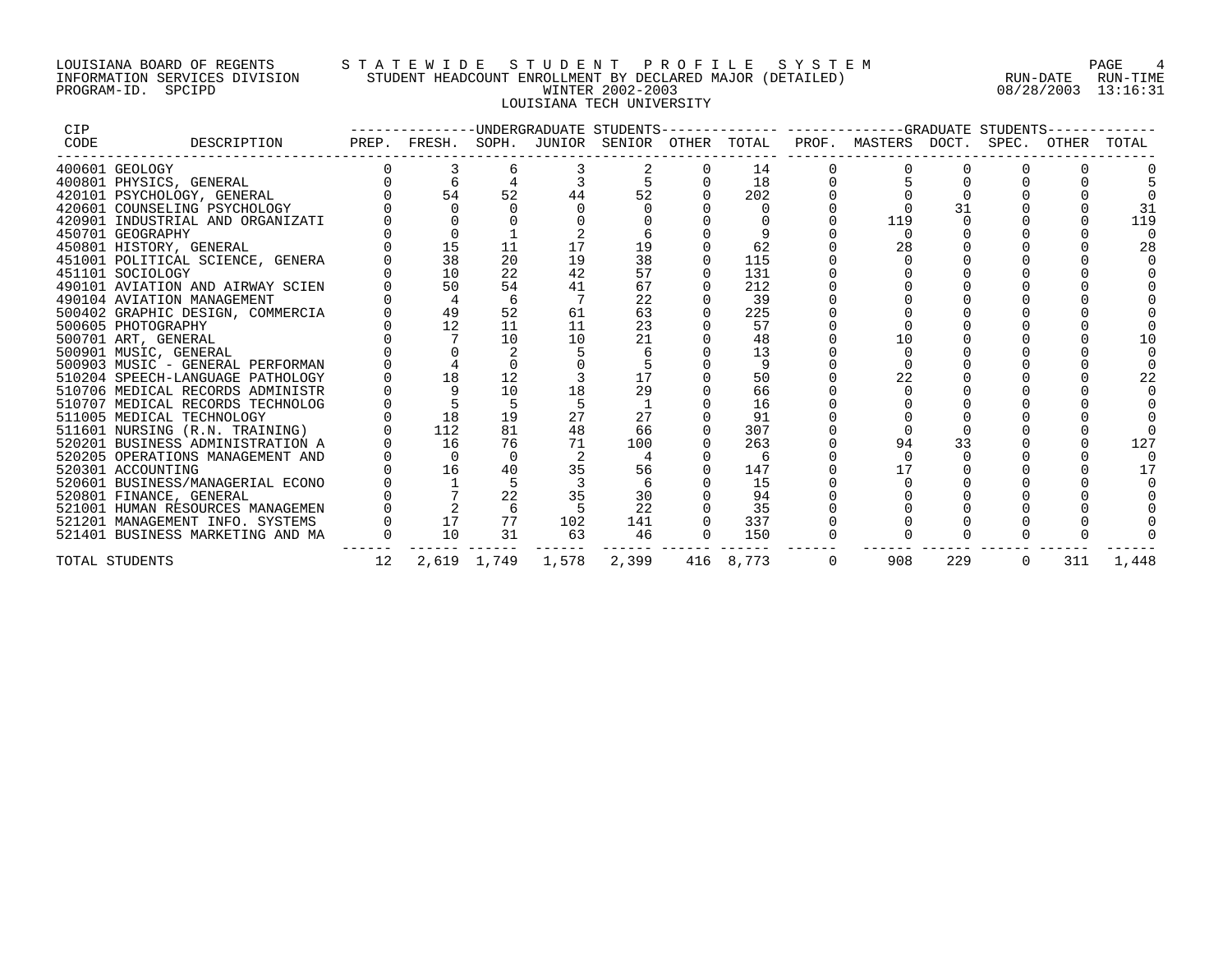LOUISIANA BOARD OF REGENTS — STATEWIDE STUDENT PROFILE SYSTEM
INFORMATION SERVICES DIVISION — STUDENT HEADCOUNT ENROLLMENT BY DECLARED MAJOR (DETAILED)
PROGRAM-ID. SPCIPD — WINTER 2002-2003
RUN-DATE 08/28/2003 RUN-TIME 13:16:31

LOUISIANA TECH UNIVERSITY

| CIP CODE | DESCRIPTION | UNDERGRADUATE STUDENTS PREP. | FRESH. | SOPH. | JUNIOR | SENIOR | OTHER | TOTAL | GRADUATE STUDENTS PROF. | MASTERS | DOCT. | SPEC. | OTHER | TOTAL |
|---|---|---|---|---|---|---|---|---|---|---|---|---|---|---|
| 400601 | GEOLOGY | 0 | 3 | 6 | 3 | 2 | 0 | 14 | 0 | 0 | 0 | 0 | 0 | 0 |
| 400801 | PHYSICS, GENERAL | 0 | 6 | 4 | 3 | 5 | 0 | 18 | 0 | 5 | 0 | 0 | 0 | 5 |
| 420101 | PSYCHOLOGY, GENERAL | 0 | 54 | 52 | 44 | 52 | 0 | 202 | 0 | 0 | 0 | 0 | 0 | 0 |
| 420601 | COUNSELING PSYCHOLOGY | 0 | 0 | 0 | 0 | 0 | 0 | 0 | 0 | 0 | 31 | 0 | 0 | 31 |
| 420901 | INDUSTRIAL AND ORGANIZATI | 0 | 0 | 0 | 0 | 0 | 0 | 0 | 0 | 119 | 0 | 0 | 0 | 119 |
| 450701 | GEOGRAPHY | 0 | 0 | 1 | 2 | 6 | 0 | 9 | 0 | 0 | 0 | 0 | 0 | 0 |
| 450801 | HISTORY, GENERAL | 0 | 15 | 11 | 17 | 19 | 0 | 62 | 0 | 28 | 0 | 0 | 0 | 28 |
| 451001 | POLITICAL SCIENCE, GENERA | 0 | 38 | 20 | 19 | 38 | 0 | 115 | 0 | 0 | 0 | 0 | 0 | 0 |
| 451101 | SOCIOLOGY | 0 | 10 | 22 | 42 | 57 | 0 | 131 | 0 | 0 | 0 | 0 | 0 | 0 |
| 490101 | AVIATION AND AIRWAY SCIEN | 0 | 50 | 54 | 41 | 67 | 0 | 212 | 0 | 0 | 0 | 0 | 0 | 0 |
| 490104 | AVIATION MANAGEMENT | 0 | 4 | 6 | 7 | 22 | 0 | 39 | 0 | 0 | 0 | 0 | 0 | 0 |
| 500402 | GRAPHIC DESIGN, COMMERCIA | 0 | 49 | 52 | 61 | 63 | 0 | 225 | 0 | 0 | 0 | 0 | 0 | 0 |
| 500605 | PHOTOGRAPHY | 0 | 12 | 11 | 11 | 23 | 0 | 57 | 0 | 0 | 0 | 0 | 0 | 0 |
| 500701 | ART, GENERAL | 0 | 7 | 10 | 10 | 21 | 0 | 48 | 0 | 10 | 0 | 0 | 0 | 10 |
| 500901 | MUSIC, GENERAL | 0 | 0 | 2 | 5 | 6 | 0 | 13 | 0 | 0 | 0 | 0 | 0 | 0 |
| 500903 | MUSIC - GENERAL PERFORMAN | 0 | 4 | 0 | 0 | 5 | 0 | 9 | 0 | 0 | 0 | 0 | 0 | 0 |
| 510204 | SPEECH-LANGUAGE PATHOLOGY | 0 | 18 | 12 | 3 | 17 | 0 | 50 | 0 | 22 | 0 | 0 | 0 | 22 |
| 510706 | MEDICAL RECORDS ADMINISTR | 0 | 9 | 10 | 18 | 29 | 0 | 66 | 0 | 0 | 0 | 0 | 0 | 0 |
| 510707 | MEDICAL RECORDS TECHNOLOG | 0 | 5 | 5 | 5 | 1 | 0 | 16 | 0 | 0 | 0 | 0 | 0 | 0 |
| 511005 | MEDICAL TECHNOLOGY | 0 | 18 | 19 | 27 | 27 | 0 | 91 | 0 | 0 | 0 | 0 | 0 | 0 |
| 511601 | NURSING (R.N. TRAINING) | 0 | 112 | 81 | 48 | 66 | 0 | 307 | 0 | 0 | 0 | 0 | 0 | 0 |
| 520201 | BUSINESS ADMINISTRATION A | 0 | 16 | 76 | 71 | 100 | 0 | 263 | 0 | 94 | 33 | 0 | 0 | 127 |
| 520205 | OPERATIONS MANAGEMENT AND | 0 | 0 | 0 | 2 | 4 | 0 | 6 | 0 | 0 | 0 | 0 | 0 | 0 |
| 520301 | ACCOUNTING | 0 | 16 | 40 | 35 | 56 | 0 | 147 | 0 | 17 | 0 | 0 | 0 | 17 |
| 520601 | BUSINESS/MANAGERIAL ECONO | 0 | 1 | 5 | 3 | 6 | 0 | 15 | 0 | 0 | 0 | 0 | 0 | 0 |
| 520801 | FINANCE, GENERAL | 0 | 7 | 22 | 35 | 30 | 0 | 94 | 0 | 0 | 0 | 0 | 0 | 0 |
| 521001 | HUMAN RESOURCES MANAGEMEN | 0 | 2 | 6 | 5 | 22 | 0 | 35 | 0 | 0 | 0 | 0 | 0 | 0 |
| 521201 | MANAGEMENT INFO. SYSTEMS | 0 | 17 | 77 | 102 | 141 | 0 | 337 | 0 | 0 | 0 | 0 | 0 | 0 |
| 521401 | BUSINESS MARKETING AND MA | 0 | 10 | 31 | 63 | 46 | 0 | 150 | 0 | 0 | 0 | 0 | 0 | 0 |
| TOTAL STUDENTS | | 12 | 2,619 | 1,749 | 1,578 | 2,399 | 416 | 8,773 | 0 | 908 | 229 | 0 | 311 | 1,448 |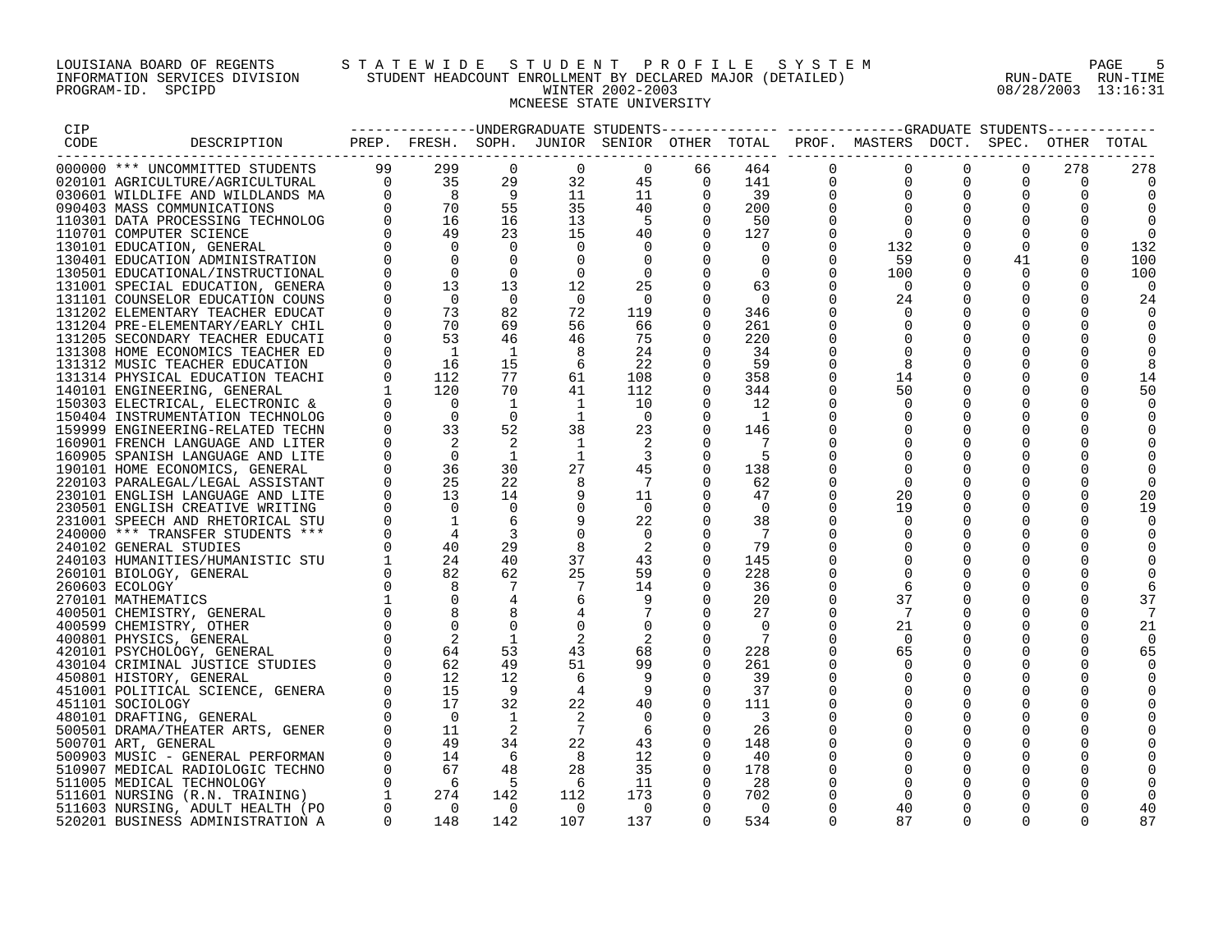LOUISIANA BOARD OF REGENTS — STATEWIDE STUDENT PROFILE SYSTEM
INFORMATION SERVICES DIVISION — STUDENT HEADCOUNT ENROLLMENT BY DECLARED MAJOR (DETAILED) — RUN-DATE 08/28/2003 RUN-TIME 13:16:31
PROGRAM-ID. SPCIPD — WINTER 2002-2003

MCNEESE STATE UNIVERSITY

| CIP CODE | DESCRIPTION | UG PREP. | UG FRESH. | UG SOPH. | UG JUNIOR | UG SENIOR | UG OTHER | UG TOTAL | GR PROF. | GR MASTERS | GR DOCT. | GR SPEC. | GR OTHER | GR TOTAL |
|---|---|---|---|---|---|---|---|---|---|---|---|---|---|---|
| 000000 | *** UNCOMMITTED STUDENTS | 99 | 299 | 0 | 0 | 0 | 66 | 464 | 0 | 0 | 0 | 0 | 278 | 278 |
| 020101 | AGRICULTURE/AGRICULTURAL | 0 | 35 | 29 | 32 | 45 | 0 | 141 | 0 | 0 | 0 | 0 | 0 | 0 |
| 030601 | WILDLIFE AND WILDLANDS MA | 0 | 8 | 9 | 11 | 11 | 0 | 39 | 0 | 0 | 0 | 0 | 0 | 0 |
| 090403 | MASS COMMUNICATIONS | 0 | 70 | 55 | 35 | 40 | 0 | 200 | 0 | 0 | 0 | 0 | 0 | 0 |
| 110301 | DATA PROCESSING TECHNOLOG | 0 | 16 | 16 | 13 | 5 | 0 | 50 | 0 | 0 | 0 | 0 | 0 | 0 |
| 110701 | COMPUTER SCIENCE | 0 | 49 | 23 | 15 | 40 | 0 | 127 | 0 | 0 | 0 | 0 | 0 | 0 |
| 130101 | EDUCATION, GENERAL | 0 | 0 | 0 | 0 | 0 | 0 | 0 | 0 | 132 | 0 | 0 | 0 | 132 |
| 130401 | EDUCATION ADMINISTRATION | 0 | 0 | 0 | 0 | 0 | 0 | 0 | 0 | 59 | 0 | 41 | 0 | 100 |
| 130501 | EDUCATIONAL/INSTRUCTIONAL | 0 | 0 | 0 | 0 | 0 | 0 | 0 | 0 | 100 | 0 | 0 | 0 | 100 |
| 131001 | SPECIAL EDUCATION, GENERA | 0 | 13 | 13 | 12 | 25 | 0 | 63 | 0 | 0 | 0 | 0 | 0 | 0 |
| 131101 | COUNSELOR EDUCATION COUNS | 0 | 0 | 0 | 0 | 0 | 0 | 0 | 0 | 24 | 0 | 0 | 0 | 24 |
| 131202 | ELEMENTARY TEACHER EDUCAT | 0 | 73 | 82 | 72 | 119 | 0 | 346 | 0 | 0 | 0 | 0 | 0 | 0 |
| 131204 | PRE-ELEMENTARY/EARLY CHIL | 0 | 70 | 69 | 56 | 66 | 0 | 261 | 0 | 0 | 0 | 0 | 0 | 0 |
| 131205 | SECONDARY TEACHER EDUCATI | 0 | 53 | 46 | 46 | 75 | 0 | 220 | 0 | 0 | 0 | 0 | 0 | 0 |
| 131308 | HOME ECONOMICS TEACHER ED | 0 | 1 | 1 | 8 | 24 | 0 | 34 | 0 | 0 | 0 | 0 | 0 | 0 |
| 131312 | MUSIC TEACHER EDUCATION | 0 | 16 | 15 | 6 | 22 | 0 | 59 | 0 | 8 | 0 | 0 | 0 | 8 |
| 131314 | PHYSICAL EDUCATION TEACHI | 0 | 112 | 77 | 61 | 108 | 0 | 358 | 0 | 14 | 0 | 0 | 0 | 14 |
| 140101 | ENGINEERING, GENERAL | 1 | 120 | 70 | 41 | 112 | 0 | 344 | 0 | 50 | 0 | 0 | 0 | 50 |
| 150303 | ELECTRICAL, ELECTRONIC & | 0 | 0 | 1 | 1 | 10 | 0 | 12 | 0 | 0 | 0 | 0 | 0 | 0 |
| 150404 | INSTRUMENTATION TECHNOLOG | 0 | 0 | 0 | 1 | 0 | 0 | 1 | 0 | 0 | 0 | 0 | 0 | 0 |
| 159999 | ENGINEERING-RELATED TECHN | 0 | 33 | 52 | 38 | 23 | 0 | 146 | 0 | 0 | 0 | 0 | 0 | 0 |
| 160901 | FRENCH LANGUAGE AND LITER | 0 | 2 | 2 | 1 | 2 | 0 | 7 | 0 | 0 | 0 | 0 | 0 | 0 |
| 160905 | SPANISH LANGUAGE AND LITE | 0 | 0 | 1 | 1 | 3 | 0 | 5 | 0 | 0 | 0 | 0 | 0 | 0 |
| 190101 | HOME ECONOMICS, GENERAL | 0 | 36 | 30 | 27 | 45 | 0 | 138 | 0 | 0 | 0 | 0 | 0 | 0 |
| 220103 | PARALEGAL/LEGAL ASSISTANT | 0 | 25 | 22 | 8 | 7 | 0 | 62 | 0 | 0 | 0 | 0 | 0 | 0 |
| 230101 | ENGLISH LANGUAGE AND LITE | 0 | 13 | 14 | 9 | 11 | 0 | 47 | 0 | 20 | 0 | 0 | 0 | 20 |
| 230501 | ENGLISH CREATIVE WRITING | 0 | 0 | 0 | 0 | 0 | 0 | 0 | 0 | 19 | 0 | 0 | 0 | 19 |
| 231001 | SPEECH AND RHETORICAL STU | 0 | 1 | 6 | 9 | 22 | 0 | 38 | 0 | 0 | 0 | 0 | 0 | 0 |
| 240000 | *** TRANSFER STUDENTS *** | 0 | 4 | 3 | 0 | 0 | 0 | 7 | 0 | 0 | 0 | 0 | 0 | 0 |
| 240102 | GENERAL STUDIES | 0 | 40 | 29 | 8 | 2 | 0 | 79 | 0 | 0 | 0 | 0 | 0 | 0 |
| 240103 | HUMANITIES/HUMANISTIC STU | 1 | 24 | 40 | 37 | 43 | 0 | 145 | 0 | 0 | 0 | 0 | 0 | 0 |
| 260101 | BIOLOGY, GENERAL | 0 | 82 | 62 | 25 | 59 | 0 | 228 | 0 | 0 | 0 | 0 | 0 | 0 |
| 260603 | ECOLOGY | 0 | 8 | 7 | 7 | 14 | 0 | 36 | 0 | 6 | 0 | 0 | 0 | 6 |
| 270101 | MATHEMATICS | 1 | 0 | 4 | 6 | 9 | 0 | 20 | 0 | 37 | 0 | 0 | 0 | 37 |
| 400501 | CHEMISTRY, GENERAL | 0 | 8 | 8 | 4 | 7 | 0 | 27 | 0 | 7 | 0 | 0 | 0 | 7 |
| 400599 | CHEMISTRY, OTHER | 0 | 0 | 0 | 0 | 0 | 0 | 0 | 0 | 21 | 0 | 0 | 0 | 21 |
| 400801 | PHYSICS, GENERAL | 0 | 2 | 1 | 2 | 2 | 0 | 7 | 0 | 0 | 0 | 0 | 0 | 0 |
| 420101 | PSYCHOLOGY, GENERAL | 0 | 64 | 53 | 43 | 68 | 0 | 228 | 0 | 65 | 0 | 0 | 0 | 65 |
| 430104 | CRIMINAL JUSTICE STUDIES | 0 | 62 | 49 | 51 | 99 | 0 | 261 | 0 | 0 | 0 | 0 | 0 | 0 |
| 450801 | HISTORY, GENERAL | 0 | 12 | 12 | 6 | 9 | 0 | 39 | 0 | 0 | 0 | 0 | 0 | 0 |
| 451001 | POLITICAL SCIENCE, GENERA | 0 | 15 | 9 | 4 | 9 | 0 | 37 | 0 | 0 | 0 | 0 | 0 | 0 |
| 451101 | SOCIOLOGY | 0 | 17 | 32 | 22 | 40 | 0 | 111 | 0 | 0 | 0 | 0 | 0 | 0 |
| 480101 | DRAFTING, GENERAL | 0 | 0 | 1 | 2 | 0 | 0 | 3 | 0 | 0 | 0 | 0 | 0 | 0 |
| 500501 | DRAMA/THEATER ARTS, GENER | 0 | 11 | 2 | 7 | 6 | 0 | 26 | 0 | 0 | 0 | 0 | 0 | 0 |
| 500701 | ART, GENERAL | 0 | 49 | 34 | 22 | 43 | 0 | 148 | 0 | 0 | 0 | 0 | 0 | 0 |
| 500903 | MUSIC - GENERAL PERFORMAN | 0 | 14 | 6 | 8 | 12 | 0 | 40 | 0 | 0 | 0 | 0 | 0 | 0 |
| 510907 | MEDICAL RADIOLOGIC TECHNO | 0 | 67 | 48 | 28 | 35 | 0 | 178 | 0 | 0 | 0 | 0 | 0 | 0 |
| 511005 | MEDICAL TECHNOLOGY | 0 | 6 | 5 | 6 | 11 | 0 | 28 | 0 | 0 | 0 | 0 | 0 | 0 |
| 511601 | NURSING (R.N. TRAINING) | 1 | 274 | 142 | 112 | 173 | 0 | 702 | 0 | 0 | 0 | 0 | 0 | 0 |
| 511603 | NURSING, ADULT HEALTH (PO | 0 | 0 | 0 | 0 | 0 | 0 | 0 | 0 | 40 | 0 | 0 | 0 | 40 |
| 520201 | BUSINESS ADMINISTRATION A | 0 | 148 | 142 | 107 | 137 | 0 | 534 | 0 | 87 | 0 | 0 | 0 | 87 |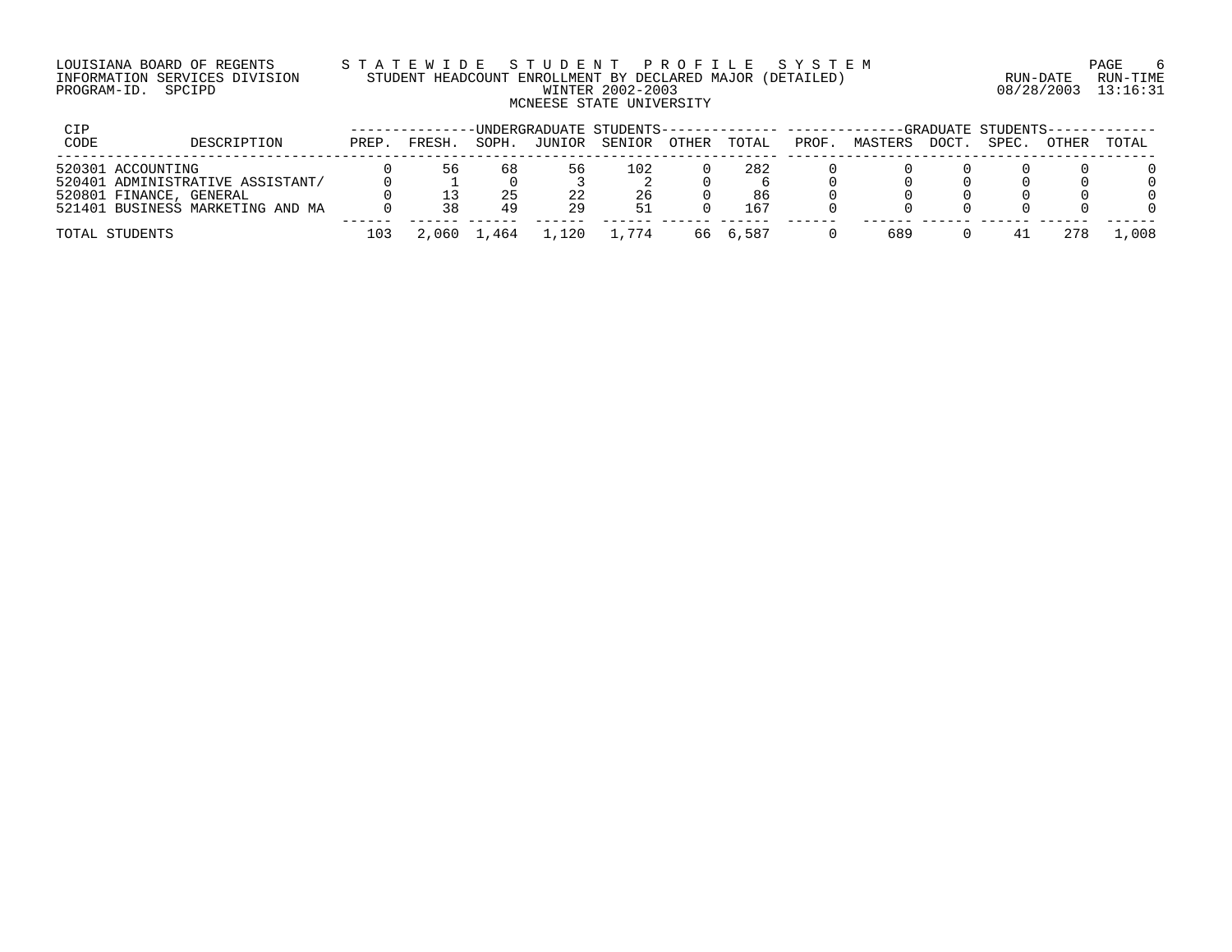LOUISIANA BOARD OF REGENTS
INFORMATION SERVICES DIVISION
PROGRAM-ID. SPCIPD

STATEWIDE STUDENT PROFILE SYSTEM
STUDENT HEADCOUNT ENROLLMENT BY DECLARED MAJOR (DETAILED)
WINTER 2002-2003
MCNEESE STATE UNIVERSITY

RUN-DATE 08/28/2003 RUN-TIME 13:16:31

| CIP CODE | DESCRIPTION | UNDERGRADUATE STUDENTS PREP. | FRESH. | SOPH. | JUNIOR | SENIOR | OTHER | TOTAL | GRADUATE STUDENTS PROF. | MASTERS | DOCT. | SPEC. | OTHER | TOTAL |
|---|---|---|---|---|---|---|---|---|---|---|---|---|---|---|
| 520301 | ACCOUNTING | 0 | 56 | 68 | 56 | 102 | 0 | 282 | 0 | 0 | 0 | 0 | 0 | 0 |
| 520401 | ADMINISTRATIVE ASSISTANT/ | 0 | 1 | 0 | 3 | 2 | 0 | 6 | 0 | 0 | 0 | 0 | 0 | 0 |
| 520801 | FINANCE, GENERAL | 0 | 13 | 25 | 22 | 26 | 0 | 86 | 0 | 0 | 0 | 0 | 0 | 0 |
| 521401 | BUSINESS MARKETING AND MA | 0 | 38 | 49 | 29 | 51 | 0 | 167 | 0 | 0 | 0 | 0 | 0 | 0 |
| TOTAL STUDENTS | | 103 | 2,060 | 1,464 | 1,120 | 1,774 | 66 | 6,587 | 0 | 689 | 0 | 41 | 278 | 1,008 |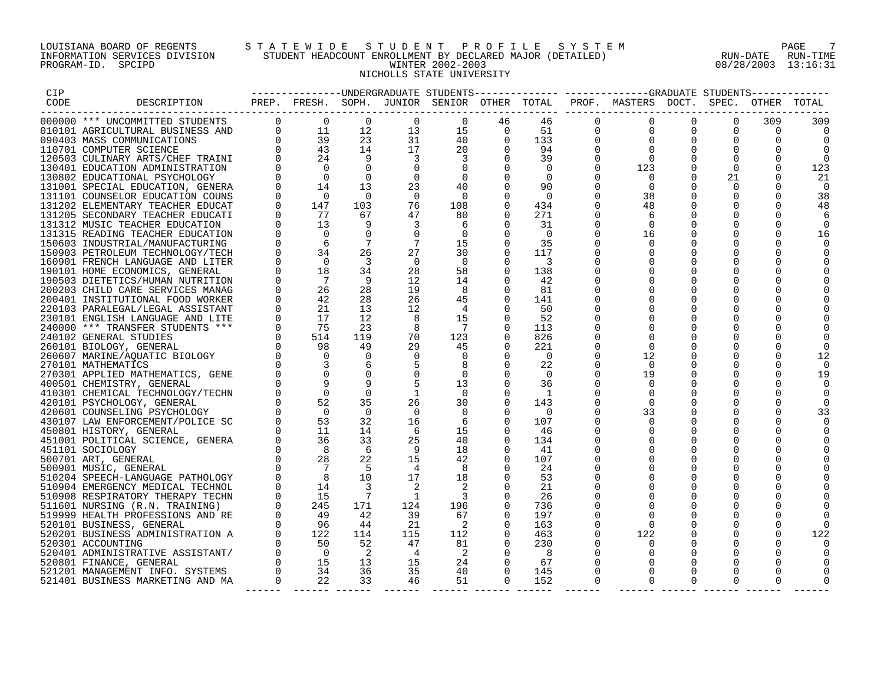LOUISIANA BOARD OF REGENTS — STATEWIDE STUDENT PROFILE SYSTEM
INFORMATION SERVICES DIVISION — STUDENT HEADCOUNT ENROLLMENT BY DECLARED MAJOR (DETAILED) — RUN-DATE 08/28/2003 RUN-TIME 13:16:31
PROGRAM-ID. SPCIPD — WINTER 2002-2003

NICHOLLS STATE UNIVERSITY

| CIP CODE | DESCRIPTION | UG PREP. | UG FRESH. | UG SOPH. | UG JUNIOR | UG SENIOR | UG OTHER | UG TOTAL | GR PROF. | GR MASTERS | GR DOCT. | GR SPEC. | GR OTHER | GR TOTAL |
|---|---|---|---|---|---|---|---|---|---|---|---|---|---|---|
| 000000 | *** UNCOMMITTED STUDENTS | 0 | 0 | 0 | 0 | 0 | 46 | 46 | 0 | 0 | 0 | 0 | 309 | 309 |
| 010101 | AGRICULTURAL BUSINESS AND | 0 | 11 | 12 | 13 | 15 | 0 | 51 | 0 | 0 | 0 | 0 | 0 | 0 |
| 090403 | MASS COMMUNICATIONS | 0 | 39 | 23 | 31 | 40 | 0 | 133 | 0 | 0 | 0 | 0 | 0 | 0 |
| 110701 | COMPUTER SCIENCE | 0 | 43 | 14 | 17 | 20 | 0 | 94 | 0 | 0 | 0 | 0 | 0 | 0 |
| 120503 | CULINARY ARTS/CHEF TRAINI | 0 | 24 | 9 | 3 | 3 | 0 | 39 | 0 | 0 | 0 | 0 | 0 | 0 |
| 130401 | EDUCATION ADMINISTRATION | 0 | 0 | 0 | 0 | 0 | 0 | 0 | 0 | 123 | 0 | 0 | 0 | 123 |
| 130802 | EDUCATIONAL PSYCHOLOGY | 0 | 0 | 0 | 0 | 0 | 0 | 0 | 0 | 0 | 0 | 21 | 0 | 21 |
| 131001 | SPECIAL EDUCATION, GENERA | 0 | 14 | 13 | 23 | 40 | 0 | 90 | 0 | 0 | 0 | 0 | 0 | 0 |
| 131101 | COUNSELOR EDUCATION COUNS | 0 | 0 | 0 | 0 | 0 | 0 | 0 | 0 | 38 | 0 | 0 | 0 | 38 |
| 131202 | ELEMENTARY TEACHER EDUCAT | 0 | 147 | 103 | 76 | 108 | 0 | 434 | 0 | 48 | 0 | 0 | 0 | 48 |
| 131205 | SECONDARY TEACHER EDUCATI | 0 | 77 | 67 | 47 | 80 | 0 | 271 | 0 | 6 | 0 | 0 | 0 | 6 |
| 131312 | MUSIC TEACHER EDUCATION | 0 | 13 | 9 | 3 | 6 | 0 | 31 | 0 | 0 | 0 | 0 | 0 | 0 |
| 131315 | READING TEACHER EDUCATION | 0 | 0 | 0 | 0 | 0 | 0 | 0 | 0 | 16 | 0 | 0 | 0 | 16 |
| 150603 | INDUSTRIAL/MANUFACTURING | 0 | 6 | 7 | 7 | 15 | 0 | 35 | 0 | 0 | 0 | 0 | 0 | 0 |
| 150903 | PETROLEUM TECHNOLOGY/TECH | 0 | 34 | 26 | 27 | 30 | 0 | 117 | 0 | 0 | 0 | 0 | 0 | 0 |
| 160901 | FRENCH LANGUAGE AND LITER | 0 | 0 | 3 | 0 | 0 | 0 | 3 | 0 | 0 | 0 | 0 | 0 | 0 |
| 190101 | HOME ECONOMICS, GENERAL | 0 | 18 | 34 | 28 | 58 | 0 | 138 | 0 | 0 | 0 | 0 | 0 | 0 |
| 190503 | DIETETICS/HUMAN NUTRITION | 0 | 7 | 9 | 12 | 14 | 0 | 42 | 0 | 0 | 0 | 0 | 0 | 0 |
| 200203 | CHILD CARE SERVICES MANAG | 0 | 26 | 28 | 19 | 8 | 0 | 81 | 0 | 0 | 0 | 0 | 0 | 0 |
| 200401 | INSTITUTIONAL FOOD WORKER | 0 | 42 | 28 | 26 | 45 | 0 | 141 | 0 | 0 | 0 | 0 | 0 | 0 |
| 220103 | PARALEGAL/LEGAL ASSISTANT | 0 | 21 | 13 | 12 | 4 | 0 | 50 | 0 | 0 | 0 | 0 | 0 | 0 |
| 230101 | ENGLISH LANGUAGE AND LITE | 0 | 17 | 12 | 8 | 15 | 0 | 52 | 0 | 0 | 0 | 0 | 0 | 0 |
| 240000 | *** TRANSFER STUDENTS *** | 0 | 75 | 23 | 8 | 7 | 0 | 113 | 0 | 0 | 0 | 0 | 0 | 0 |
| 240102 | GENERAL STUDIES | 0 | 514 | 119 | 70 | 123 | 0 | 826 | 0 | 0 | 0 | 0 | 0 | 0 |
| 260101 | BIOLOGY, GENERAL | 0 | 98 | 49 | 29 | 45 | 0 | 221 | 0 | 0 | 0 | 0 | 0 | 0 |
| 260607 | MARINE/AQUATIC BIOLOGY | 0 | 0 | 0 | 0 | 0 | 0 | 0 | 0 | 12 | 0 | 0 | 0 | 12 |
| 270101 | MATHEMATICS | 0 | 3 | 6 | 5 | 8 | 0 | 22 | 0 | 0 | 0 | 0 | 0 | 0 |
| 270301 | APPLIED MATHEMATICS, GENE | 0 | 0 | 0 | 0 | 0 | 0 | 0 | 0 | 19 | 0 | 0 | 0 | 19 |
| 400501 | CHEMISTRY, GENERAL | 0 | 9 | 9 | 5 | 13 | 0 | 36 | 0 | 0 | 0 | 0 | 0 | 0 |
| 410301 | CHEMICAL TECHNOLOGY/TECHN | 0 | 0 | 0 | 1 | 0 | 0 | 1 | 0 | 0 | 0 | 0 | 0 | 0 |
| 420101 | PSYCHOLOGY, GENERAL | 0 | 52 | 35 | 26 | 30 | 0 | 143 | 0 | 0 | 0 | 0 | 0 | 0 |
| 420601 | COUNSELING PSYCHOLOGY | 0 | 0 | 0 | 0 | 0 | 0 | 0 | 0 | 33 | 0 | 0 | 0 | 33 |
| 430107 | LAW ENFORCEMENT/POLICE SC | 0 | 53 | 32 | 16 | 6 | 0 | 107 | 0 | 0 | 0 | 0 | 0 | 0 |
| 450801 | HISTORY, GENERAL | 0 | 11 | 14 | 6 | 15 | 0 | 46 | 0 | 0 | 0 | 0 | 0 | 0 |
| 451001 | POLITICAL SCIENCE, GENERA | 0 | 36 | 33 | 25 | 40 | 0 | 134 | 0 | 0 | 0 | 0 | 0 | 0 |
| 451101 | SOCIOLOGY | 0 | 8 | 6 | 9 | 18 | 0 | 41 | 0 | 0 | 0 | 0 | 0 | 0 |
| 500701 | ART, GENERAL | 0 | 28 | 22 | 15 | 42 | 0 | 107 | 0 | 0 | 0 | 0 | 0 | 0 |
| 500901 | MUSIC, GENERAL | 0 | 7 | 5 | 4 | 8 | 0 | 24 | 0 | 0 | 0 | 0 | 0 | 0 |
| 510204 | SPEECH-LANGUAGE PATHOLOGY | 0 | 8 | 10 | 17 | 18 | 0 | 53 | 0 | 0 | 0 | 0 | 0 | 0 |
| 510904 | EMERGENCY MEDICAL TECHNOL | 0 | 14 | 3 | 2 | 2 | 0 | 21 | 0 | 0 | 0 | 0 | 0 | 0 |
| 510908 | RESPIRATORY THERAPY TECHN | 0 | 15 | 7 | 1 | 3 | 0 | 26 | 0 | 0 | 0 | 0 | 0 | 0 |
| 511601 | NURSING (R.N. TRAINING) | 0 | 245 | 171 | 124 | 196 | 0 | 736 | 0 | 0 | 0 | 0 | 0 | 0 |
| 519999 | HEALTH PROFESSIONS AND RE | 0 | 49 | 42 | 39 | 67 | 0 | 197 | 0 | 0 | 0 | 0 | 0 | 0 |
| 520101 | BUSINESS, GENERAL | 0 | 96 | 44 | 21 | 2 | 0 | 163 | 0 | 0 | 0 | 0 | 0 | 0 |
| 520201 | BUSINESS ADMINISTRATION A | 0 | 122 | 114 | 115 | 112 | 0 | 463 | 0 | 122 | 0 | 0 | 0 | 122 |
| 520301 | ACCOUNTING | 0 | 50 | 52 | 47 | 81 | 0 | 230 | 0 | 0 | 0 | 0 | 0 | 0 |
| 520401 | ADMINISTRATIVE ASSISTANT/ | 0 | 0 | 2 | 4 | 2 | 0 | 8 | 0 | 0 | 0 | 0 | 0 | 0 |
| 520801 | FINANCE, GENERAL | 0 | 15 | 13 | 15 | 24 | 0 | 67 | 0 | 0 | 0 | 0 | 0 | 0 |
| 521201 | MANAGEMENT INFO. SYSTEMS | 0 | 34 | 36 | 35 | 40 | 0 | 145 | 0 | 0 | 0 | 0 | 0 | 0 |
| 521401 | BUSINESS MARKETING AND MA | 0 | 22 | 33 | 46 | 51 | 0 | 152 | 0 | 0 | 0 | 0 | 0 | 0 |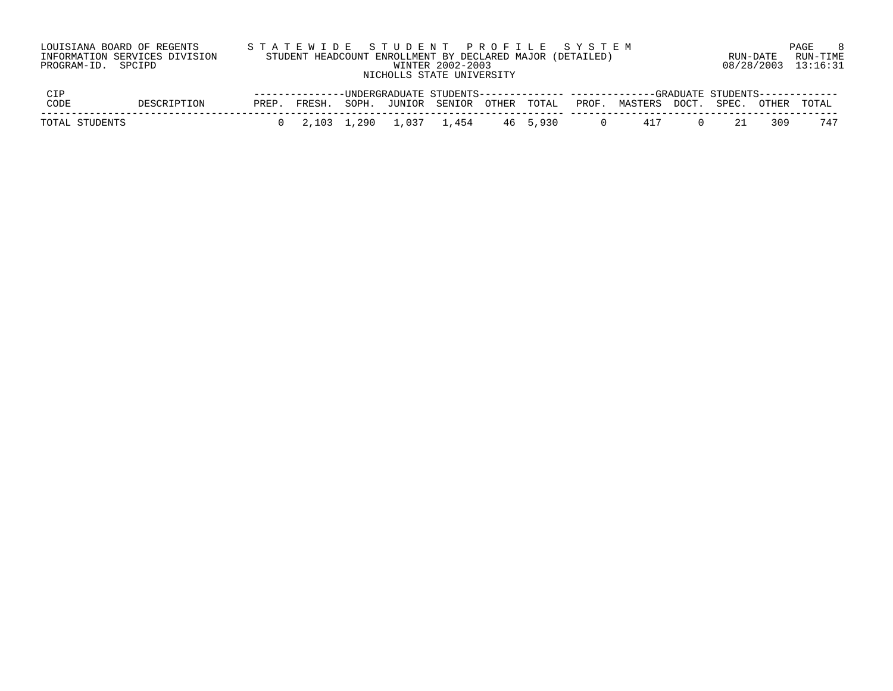LOUISIANA BOARD OF REGENTS
INFORMATION SERVICES DIVISION
PROGRAM-ID. SPCIPD

# STATEWIDE STUDENT PROFILE SYSTEM
## STUDENT HEADCOUNT ENROLLMENT BY DECLARED MAJOR (DETAILED)
### WINTER 2002-2003
### NICHOLLS STATE UNIVERSITY

RUN-DATE 08/28/2003 RUN-TIME 13:16:31

| CIP CODE | DESCRIPTION | UNDERGRADUATE STUDENTS | | | | | | | GRADUATE STUDENTS | | | | | |
|---|---|---|---|---|---|---|---|---|---|---|---|---|---|---|
| | | PREP. | FRESH. | SOPH. | JUNIOR | SENIOR | OTHER | TOTAL | PROF. | MASTERS | DOCT. | SPEC. | OTHER | TOTAL |
| TOTAL STUDENTS | | 0 | 2,103 | 1,290 | 1,037 | 1,454 | 46 | 5,930 | 0 | 417 | 0 | 21 | 309 | 747 |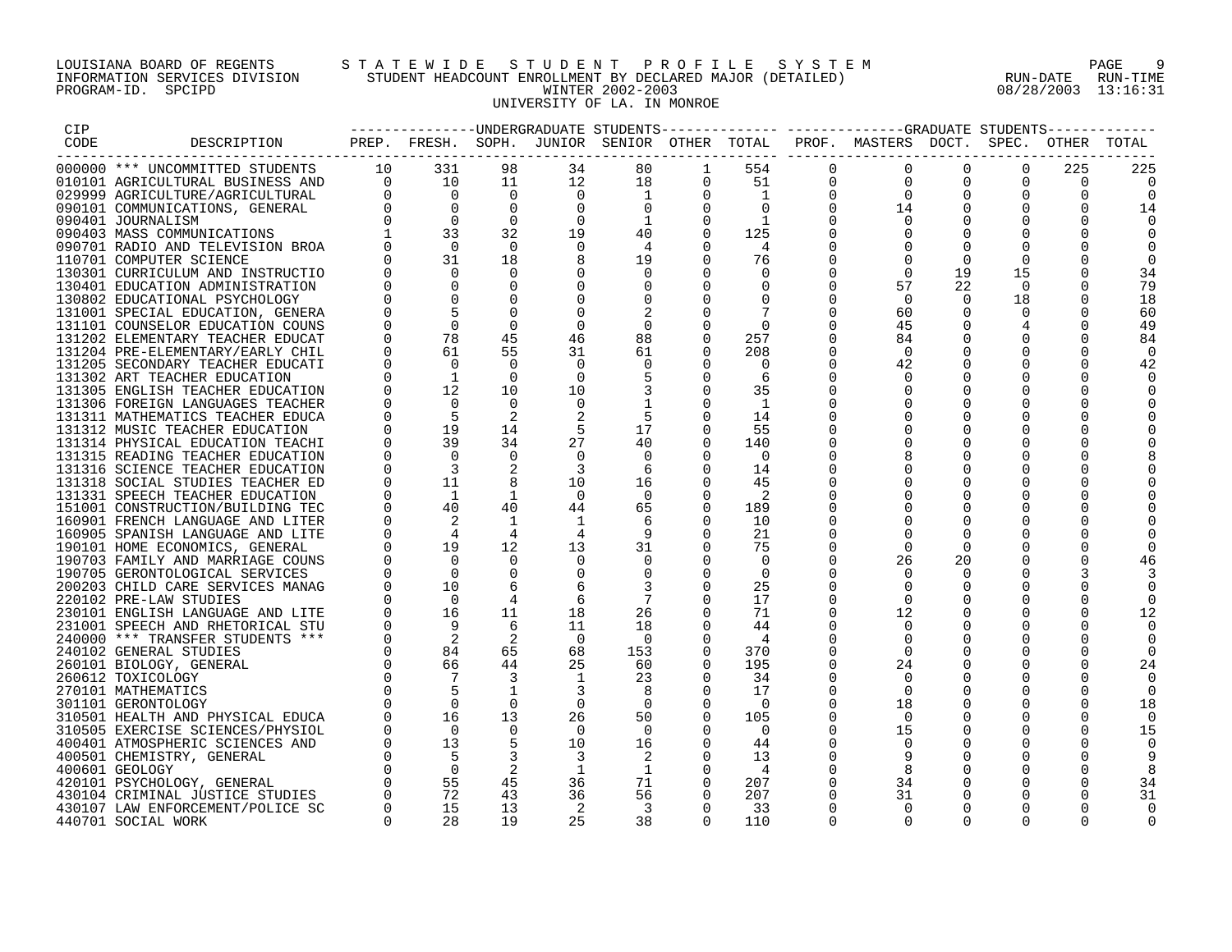LOUISIANA BOARD OF REGENTS — INFORMATION SERVICES DIVISION — PROGRAM-ID. SPCIPD

STATEWIDE STUDENT PROFILE SYSTEM
STUDENT HEADCOUNT ENROLLMENT BY DECLARED MAJOR (DETAILED)
WINTER 2002-2003
UNIVERSITY OF LA. IN MONROE

RUN-DATE 08/28/2003 RUN-TIME 13:16:31

| CIP CODE | DESCRIPTION | UG PREP. | UG FRESH. | UG SOPH. | UG JUNIOR | UG SENIOR | UG OTHER | UG TOTAL | GR PROF. | GR MASTERS | GR DOCT. | GR SPEC. | GR OTHER | GR TOTAL |
|---|---|---|---|---|---|---|---|---|---|---|---|---|---|---|
| 000000 | *** UNCOMMITTED STUDENTS | 10 | 331 | 98 | 34 | 80 | 1 | 554 | 0 | 0 | 0 | 0 | 225 | 225 |
| 010101 | AGRICULTURAL BUSINESS AND | 0 | 10 | 11 | 12 | 18 | 0 | 51 | 0 | 0 | 0 | 0 | 0 | 0 |
| 029999 | AGRICULTURE/AGRICULTURAL | 0 | 0 | 0 | 0 | 1 | 0 | 1 | 0 | 0 | 0 | 0 | 0 | 0 |
| 090101 | COMMUNICATIONS, GENERAL | 0 | 0 | 0 | 0 | 0 | 0 | 0 | 0 | 14 | 0 | 0 | 0 | 14 |
| 090401 | JOURNALISM | 0 | 0 | 0 | 0 | 1 | 0 | 1 | 0 | 0 | 0 | 0 | 0 | 0 |
| 090403 | MASS COMMUNICATIONS | 1 | 33 | 32 | 19 | 40 | 0 | 125 | 0 | 0 | 0 | 0 | 0 | 0 |
| 090701 | RADIO AND TELEVISION BROA | 0 | 0 | 0 | 0 | 4 | 0 | 4 | 0 | 0 | 0 | 0 | 0 | 0 |
| 110701 | COMPUTER SCIENCE | 0 | 31 | 18 | 8 | 19 | 0 | 76 | 0 | 0 | 0 | 0 | 0 | 0 |
| 130301 | CURRICULUM AND INSTRUCTIO | 0 | 0 | 0 | 0 | 0 | 0 | 0 | 0 | 0 | 19 | 15 | 0 | 34 |
| 130401 | EDUCATION ADMINISTRATION | 0 | 0 | 0 | 0 | 0 | 0 | 0 | 0 | 57 | 22 | 0 | 0 | 79 |
| 130802 | EDUCATIONAL PSYCHOLOGY | 0 | 0 | 0 | 0 | 0 | 0 | 0 | 0 | 0 | 0 | 18 | 0 | 18 |
| 131001 | SPECIAL EDUCATION, GENERA | 0 | 5 | 0 | 0 | 2 | 0 | 7 | 0 | 60 | 0 | 0 | 0 | 60 |
| 131101 | COUNSELOR EDUCATION COUNS | 0 | 0 | 0 | 0 | 0 | 0 | 0 | 0 | 45 | 0 | 4 | 0 | 49 |
| 131202 | ELEMENTARY TEACHER EDUCAT | 0 | 78 | 45 | 46 | 88 | 0 | 257 | 0 | 84 | 0 | 0 | 0 | 84 |
| 131204 | PRE-ELEMENTARY/EARLY CHIL | 0 | 61 | 55 | 31 | 61 | 0 | 208 | 0 | 0 | 0 | 0 | 0 | 0 |
| 131205 | SECONDARY TEACHER EDUCATI | 0 | 0 | 0 | 0 | 0 | 0 | 0 | 0 | 42 | 0 | 0 | 0 | 42 |
| 131302 | ART TEACHER EDUCATION | 0 | 1 | 0 | 0 | 5 | 0 | 6 | 0 | 0 | 0 | 0 | 0 | 0 |
| 131305 | ENGLISH TEACHER EDUCATION | 0 | 12 | 10 | 10 | 3 | 0 | 35 | 0 | 0 | 0 | 0 | 0 | 0 |
| 131306 | FOREIGN LANGUAGES TEACHER | 0 | 0 | 0 | 0 | 1 | 0 | 1 | 0 | 0 | 0 | 0 | 0 | 0 |
| 131311 | MATHEMATICS TEACHER EDUCA | 0 | 5 | 2 | 2 | 5 | 0 | 14 | 0 | 0 | 0 | 0 | 0 | 0 |
| 131312 | MUSIC TEACHER EDUCATION | 0 | 19 | 14 | 5 | 17 | 0 | 55 | 0 | 0 | 0 | 0 | 0 | 0 |
| 131314 | PHYSICAL EDUCATION TEACHI | 0 | 39 | 34 | 27 | 40 | 0 | 140 | 0 | 0 | 0 | 0 | 0 | 0 |
| 131315 | READING TEACHER EDUCATION | 0 | 0 | 0 | 0 | 0 | 0 | 0 | 0 | 8 | 0 | 0 | 0 | 8 |
| 131316 | SCIENCE TEACHER EDUCATION | 0 | 3 | 2 | 3 | 6 | 0 | 14 | 0 | 0 | 0 | 0 | 0 | 0 |
| 131318 | SOCIAL STUDIES TEACHER ED | 0 | 11 | 8 | 10 | 16 | 0 | 45 | 0 | 0 | 0 | 0 | 0 | 0 |
| 131331 | SPEECH TEACHER EDUCATION | 0 | 1 | 1 | 0 | 0 | 0 | 2 | 0 | 0 | 0 | 0 | 0 | 0 |
| 151001 | CONSTRUCTION/BUILDING TEC | 0 | 40 | 40 | 44 | 65 | 0 | 189 | 0 | 0 | 0 | 0 | 0 | 0 |
| 160901 | FRENCH LANGUAGE AND LITER | 0 | 2 | 1 | 1 | 6 | 0 | 10 | 0 | 0 | 0 | 0 | 0 | 0 |
| 160905 | SPANISH LANGUAGE AND LITE | 0 | 4 | 4 | 4 | 9 | 0 | 21 | 0 | 0 | 0 | 0 | 0 | 0 |
| 190101 | HOME ECONOMICS, GENERAL | 0 | 19 | 12 | 13 | 31 | 0 | 75 | 0 | 0 | 0 | 0 | 0 | 0 |
| 190703 | FAMILY AND MARRIAGE COUNS | 0 | 0 | 0 | 0 | 0 | 0 | 0 | 0 | 26 | 20 | 0 | 0 | 46 |
| 190705 | GERONTOLOGICAL SERVICES | 0 | 0 | 0 | 0 | 0 | 0 | 0 | 0 | 0 | 0 | 0 | 3 | 3 |
| 200203 | CHILD CARE SERVICES MANAG | 0 | 10 | 6 | 6 | 3 | 0 | 25 | 0 | 0 | 0 | 0 | 0 | 0 |
| 220102 | PRE-LAW STUDIES | 0 | 0 | 4 | 6 | 7 | 0 | 17 | 0 | 0 | 0 | 0 | 0 | 0 |
| 230101 | ENGLISH LANGUAGE AND LITE | 0 | 16 | 11 | 18 | 26 | 0 | 71 | 0 | 12 | 0 | 0 | 0 | 12 |
| 231001 | SPEECH AND RHETORICAL STU | 0 | 9 | 6 | 11 | 18 | 0 | 44 | 0 | 0 | 0 | 0 | 0 | 0 |
| 240000 | *** TRANSFER STUDENTS *** | 0 | 2 | 2 | 0 | 0 | 0 | 4 | 0 | 0 | 0 | 0 | 0 | 0 |
| 240102 | GENERAL STUDIES | 0 | 84 | 65 | 68 | 153 | 0 | 370 | 0 | 0 | 0 | 0 | 0 | 0 |
| 260101 | BIOLOGY, GENERAL | 0 | 66 | 44 | 25 | 60 | 0 | 195 | 0 | 24 | 0 | 0 | 0 | 24 |
| 260612 | TOXICOLOGY | 0 | 7 | 3 | 1 | 23 | 0 | 34 | 0 | 0 | 0 | 0 | 0 | 0 |
| 270101 | MATHEMATICS | 0 | 5 | 1 | 3 | 8 | 0 | 17 | 0 | 0 | 0 | 0 | 0 | 0 |
| 301101 | GERONTOLOGY | 0 | 0 | 0 | 0 | 0 | 0 | 0 | 0 | 18 | 0 | 0 | 0 | 18 |
| 310501 | HEALTH AND PHYSICAL EDUCA | 0 | 16 | 13 | 26 | 50 | 0 | 105 | 0 | 0 | 0 | 0 | 0 | 0 |
| 310505 | EXERCISE SCIENCES/PHYSIOL | 0 | 0 | 0 | 0 | 0 | 0 | 0 | 0 | 15 | 0 | 0 | 0 | 15 |
| 400401 | ATMOSPHERIC SCIENCES AND | 0 | 13 | 5 | 10 | 16 | 0 | 44 | 0 | 0 | 0 | 0 | 0 | 0 |
| 400501 | CHEMISTRY, GENERAL | 0 | 5 | 3 | 3 | 2 | 0 | 13 | 0 | 9 | 0 | 0 | 0 | 9 |
| 400601 | GEOLOGY | 0 | 0 | 2 | 1 | 1 | 0 | 4 | 0 | 8 | 0 | 0 | 0 | 8 |
| 420101 | PSYCHOLOGY, GENERAL | 0 | 55 | 45 | 36 | 71 | 0 | 207 | 0 | 34 | 0 | 0 | 0 | 34 |
| 430104 | CRIMINAL JUSTICE STUDIES | 0 | 72 | 43 | 36 | 56 | 0 | 207 | 0 | 31 | 0 | 0 | 0 | 31 |
| 430107 | LAW ENFORCEMENT/POLICE SC | 0 | 15 | 13 | 2 | 3 | 0 | 33 | 0 | 0 | 0 | 0 | 0 | 0 |
| 440701 | SOCIAL WORK | 0 | 28 | 19 | 25 | 38 | 0 | 110 | 0 | 0 | 0 | 0 | 0 | 0 |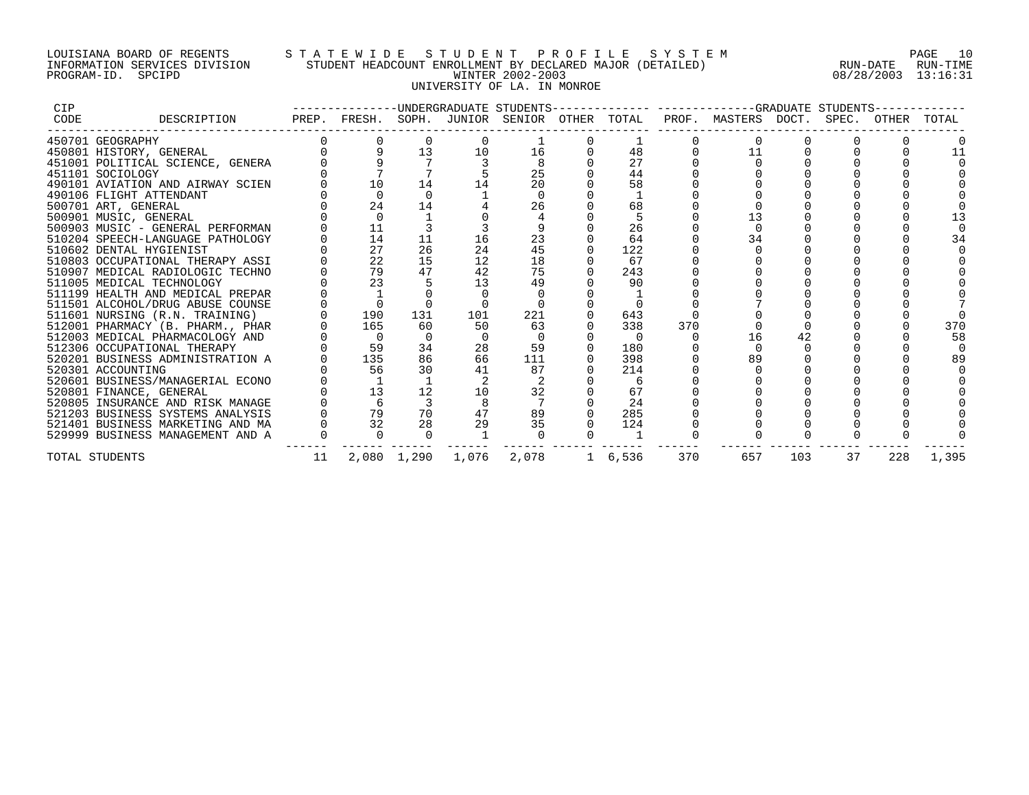LOUISIANA BOARD OF REGENTS — STATEWIDE STUDENT PROFILE SYSTEM
INFORMATION SERVICES DIVISION — STUDENT HEADCOUNT ENROLLMENT BY DECLARED MAJOR (DETAILED) — RUN-DATE 08/28/2003 RUN-TIME 13:16:31
PROGRAM-ID. SPCIPD — WINTER 2002-2003

UNIVERSITY OF LA. IN MONROE

| CIP CODE | DESCRIPTION | UNDERGRADUATE STUDENTS PREP. | FRESH. | SOPH. | JUNIOR | SENIOR | OTHER | TOTAL | GRADUATE STUDENTS PROF. | MASTERS | DOCT. | SPEC. | OTHER | TOTAL |
|---|---|---|---|---|---|---|---|---|---|---|---|---|---|---|
| 450701 | GEOGRAPHY | 0 | 0 | 0 | 0 | 1 | 0 | 1 | 0 | 0 | 0 | 0 | 0 | 0 |
| 450801 | HISTORY, GENERAL | 0 | 9 | 13 | 10 | 16 | 0 | 48 | 0 | 11 | 0 | 0 | 0 | 11 |
| 451001 | POLITICAL SCIENCE, GENERA | 0 | 9 | 7 | 3 | 8 | 0 | 27 | 0 | 0 | 0 | 0 | 0 | 0 |
| 451101 | SOCIOLOGY | 0 | 7 | 7 | 5 | 25 | 0 | 44 | 0 | 0 | 0 | 0 | 0 | 0 |
| 490101 | AVIATION AND AIRWAY SCIEN | 0 | 10 | 14 | 14 | 20 | 0 | 58 | 0 | 0 | 0 | 0 | 0 | 0 |
| 490106 | FLIGHT ATTENDANT | 0 | 0 | 0 | 1 | 0 | 0 | 1 | 0 | 0 | 0 | 0 | 0 | 0 |
| 500701 | ART, GENERAL | 0 | 24 | 14 | 4 | 26 | 0 | 68 | 0 | 0 | 0 | 0 | 0 | 0 |
| 500901 | MUSIC, GENERAL | 0 | 0 | 1 | 0 | 4 | 0 | 5 | 0 | 13 | 0 | 0 | 0 | 13 |
| 500903 | MUSIC - GENERAL PERFORMAN | 0 | 11 | 3 | 3 | 9 | 0 | 26 | 0 | 0 | 0 | 0 | 0 | 0 |
| 510204 | SPEECH-LANGUAGE PATHOLOGY | 0 | 14 | 11 | 16 | 23 | 0 | 64 | 0 | 34 | 0 | 0 | 0 | 34 |
| 510602 | DENTAL HYGIENIST | 0 | 27 | 26 | 24 | 45 | 0 | 122 | 0 | 0 | 0 | 0 | 0 | 0 |
| 510803 | OCCUPATIONAL THERAPY ASSI | 0 | 22 | 15 | 12 | 18 | 0 | 67 | 0 | 0 | 0 | 0 | 0 | 0 |
| 510907 | MEDICAL RADIOLOGIC TECHNO | 0 | 79 | 47 | 42 | 75 | 0 | 243 | 0 | 0 | 0 | 0 | 0 | 0 |
| 511005 | MEDICAL TECHNOLOGY | 0 | 23 | 5 | 13 | 49 | 0 | 90 | 0 | 0 | 0 | 0 | 0 | 0 |
| 511199 | HEALTH AND MEDICAL PREPAR | 0 | 1 | 0 | 0 | 0 | 0 | 1 | 0 | 0 | 0 | 0 | 0 | 0 |
| 511501 | ALCOHOL/DRUG ABUSE COUNSE | 0 | 0 | 0 | 0 | 0 | 0 | 0 | 0 | 7 | 0 | 0 | 0 | 7 |
| 511601 | NURSING (R.N. TRAINING) | 0 | 190 | 131 | 101 | 221 | 0 | 643 | 0 | 0 | 0 | 0 | 0 | 0 |
| 512001 | PHARMACY (B. PHARM., PHAR | 0 | 165 | 60 | 50 | 63 | 0 | 338 | 370 | 0 | 0 | 0 | 0 | 370 |
| 512003 | MEDICAL PHARMACOLOGY AND | 0 | 0 | 0 | 0 | 0 | 0 | 0 | 0 | 16 | 42 | 0 | 0 | 58 |
| 512306 | OCCUPATIONAL THERAPY | 0 | 59 | 34 | 28 | 59 | 0 | 180 | 0 | 0 | 0 | 0 | 0 | 0 |
| 520201 | BUSINESS ADMINISTRATION A | 0 | 135 | 86 | 66 | 111 | 0 | 398 | 0 | 89 | 0 | 0 | 0 | 89 |
| 520301 | ACCOUNTING | 0 | 56 | 30 | 41 | 87 | 0 | 214 | 0 | 0 | 0 | 0 | 0 | 0 |
| 520601 | BUSINESS/MANAGERIAL ECONO | 0 | 1 | 1 | 2 | 2 | 0 | 6 | 0 | 0 | 0 | 0 | 0 | 0 |
| 520801 | FINANCE, GENERAL | 0 | 13 | 12 | 10 | 32 | 0 | 67 | 0 | 0 | 0 | 0 | 0 | 0 |
| 520805 | INSURANCE AND RISK MANAGE | 0 | 6 | 3 | 8 | 7 | 0 | 24 | 0 | 0 | 0 | 0 | 0 | 0 |
| 521203 | BUSINESS SYSTEMS ANALYSIS | 0 | 79 | 70 | 47 | 89 | 0 | 285 | 0 | 0 | 0 | 0 | 0 | 0 |
| 521401 | BUSINESS MARKETING AND MA | 0 | 32 | 28 | 29 | 35 | 0 | 124 | 0 | 0 | 0 | 0 | 0 | 0 |
| 529999 | BUSINESS MANAGEMENT AND A | 0 | 0 | 0 | 1 | 0 | 0 | 1 | 0 | 0 | 0 | 0 | 0 | 0 |
| TOTAL STUDENTS | | 11 | 2,080 | 1,290 | 1,076 | 2,078 | 1 | 6,536 | 370 | 657 | 103 | 37 | 228 | 1,395 |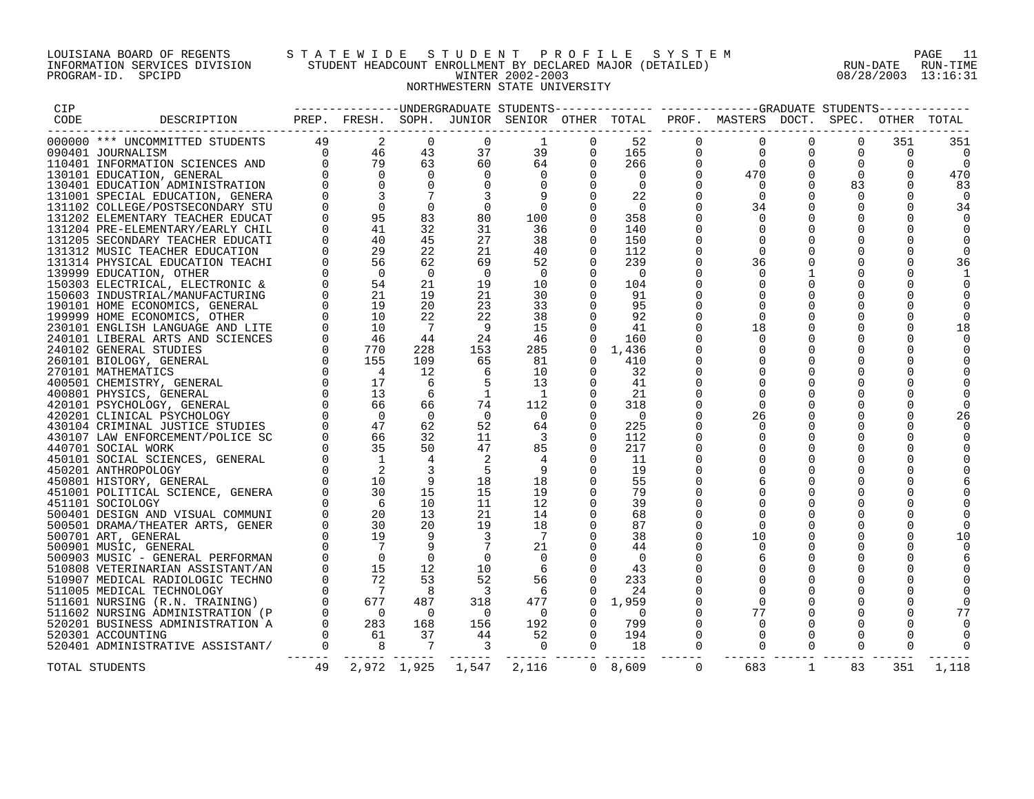LOUISIANA BOARD OF REGENTS — INFORMATION SERVICES DIVISION — PROGRAM-ID. SPCIPD

STATEWIDE STUDENT PROFILE SYSTEM
STUDENT HEADCOUNT ENROLLMENT BY DECLARED MAJOR (DETAILED)
WINTER 2002-2003
NORTHWESTERN STATE UNIVERSITY

RUN-DATE 08/28/2003 RUN-TIME 13:16:31

| CIP CODE | DESCRIPTION | UNDERGRADUATE PREP. | FRESH. | SOPH. | JUNIOR | SENIOR | OTHER | TOTAL | GRADUATE PROF. | MASTERS | DOCT. | SPEC. | OTHER | TOTAL |
|---|---|---|---|---|---|---|---|---|---|---|---|---|---|---|
| 000000 | *** UNCOMMITTED STUDENTS | 49 | 2 | 0 | 0 | 1 | 0 | 52 | 0 | 0 | 0 | 0 | 351 | 351 |
| 090401 | JOURNALISM | 0 | 46 | 43 | 37 | 39 | 0 | 165 | 0 | 0 | 0 | 0 | 0 | 0 |
| 110401 | INFORMATION SCIENCES AND | 0 | 79 | 63 | 60 | 64 | 0 | 266 | 0 | 0 | 0 | 0 | 0 | 0 |
| 130101 | EDUCATION, GENERAL | 0 | 0 | 0 | 0 | 0 | 0 | 0 | 0 | 470 | 0 | 0 | 0 | 470 |
| 130401 | EDUCATION ADMINISTRATION | 0 | 0 | 0 | 0 | 0 | 0 | 0 | 0 | 0 | 0 | 83 | 0 | 83 |
| 131001 | SPECIAL EDUCATION, GENERA | 0 | 3 | 7 | 3 | 9 | 0 | 22 | 0 | 0 | 0 | 0 | 0 | 0 |
| 131102 | COLLEGE/POSTSECONDARY STU | 0 | 0 | 0 | 0 | 0 | 0 | 0 | 0 | 34 | 0 | 0 | 0 | 34 |
| 131202 | ELEMENTARY TEACHER EDUCAT | 0 | 95 | 83 | 80 | 100 | 0 | 358 | 0 | 0 | 0 | 0 | 0 | 0 |
| 131204 | PRE-ELEMENTARY/EARLY CHIL | 0 | 41 | 32 | 31 | 36 | 0 | 140 | 0 | 0 | 0 | 0 | 0 | 0 |
| 131205 | SECONDARY TEACHER EDUCATI | 0 | 40 | 45 | 27 | 38 | 0 | 150 | 0 | 0 | 0 | 0 | 0 | 0 |
| 131312 | MUSIC TEACHER EDUCATION | 0 | 29 | 22 | 21 | 40 | 0 | 112 | 0 | 0 | 0 | 0 | 0 | 0 |
| 131314 | PHYSICAL EDUCATION TEACHI | 0 | 56 | 62 | 69 | 52 | 0 | 239 | 0 | 36 | 0 | 0 | 0 | 36 |
| 139999 | EDUCATION, OTHER | 0 | 0 | 0 | 0 | 0 | 0 | 0 | 0 | 0 | 1 | 0 | 0 | 1 |
| 150303 | ELECTRICAL, ELECTRONIC & | 0 | 54 | 21 | 19 | 10 | 0 | 104 | 0 | 0 | 0 | 0 | 0 | 0 |
| 150603 | INDUSTRIAL/MANUFACTURING | 0 | 21 | 19 | 21 | 30 | 0 | 91 | 0 | 0 | 0 | 0 | 0 | 0 |
| 190101 | HOME ECONOMICS, GENERAL | 0 | 19 | 20 | 23 | 33 | 0 | 95 | 0 | 0 | 0 | 0 | 0 | 0 |
| 199999 | HOME ECONOMICS, OTHER | 0 | 10 | 22 | 22 | 38 | 0 | 92 | 0 | 0 | 0 | 0 | 0 | 0 |
| 230101 | ENGLISH LANGUAGE AND LITE | 0 | 10 | 7 | 9 | 15 | 0 | 41 | 0 | 18 | 0 | 0 | 0 | 18 |
| 240101 | LIBERAL ARTS AND SCIENCES | 0 | 46 | 44 | 24 | 46 | 0 | 160 | 0 | 0 | 0 | 0 | 0 | 0 |
| 240102 | GENERAL STUDIES | 0 | 770 | 228 | 153 | 285 | 0 | 1,436 | 0 | 0 | 0 | 0 | 0 | 0 |
| 260101 | BIOLOGY, GENERAL | 0 | 155 | 109 | 65 | 81 | 0 | 410 | 0 | 0 | 0 | 0 | 0 | 0 |
| 270101 | MATHEMATICS | 0 | 4 | 12 | 6 | 10 | 0 | 32 | 0 | 0 | 0 | 0 | 0 | 0 |
| 400501 | CHEMISTRY, GENERAL | 0 | 17 | 6 | 5 | 13 | 0 | 41 | 0 | 0 | 0 | 0 | 0 | 0 |
| 400801 | PHYSICS, GENERAL | 0 | 13 | 6 | 1 | 1 | 0 | 21 | 0 | 0 | 0 | 0 | 0 | 0 |
| 420101 | PSYCHOLOGY, GENERAL | 0 | 66 | 66 | 74 | 112 | 0 | 318 | 0 | 0 | 0 | 0 | 0 | 0 |
| 420201 | CLINICAL PSYCHOLOGY | 0 | 0 | 0 | 0 | 0 | 0 | 0 | 0 | 26 | 0 | 0 | 0 | 26 |
| 430104 | CRIMINAL JUSTICE STUDIES | 0 | 47 | 62 | 52 | 64 | 0 | 225 | 0 | 0 | 0 | 0 | 0 | 0 |
| 430107 | LAW ENFORCEMENT/POLICE SC | 0 | 66 | 32 | 11 | 3 | 0 | 112 | 0 | 0 | 0 | 0 | 0 | 0 |
| 440701 | SOCIAL WORK | 0 | 35 | 50 | 47 | 85 | 0 | 217 | 0 | 0 | 0 | 0 | 0 | 0 |
| 450101 | SOCIAL SCIENCES, GENERAL | 0 | 1 | 4 | 2 | 4 | 0 | 11 | 0 | 0 | 0 | 0 | 0 | 0 |
| 450201 | ANTHROPOLOGY | 0 | 2 | 3 | 5 | 9 | 0 | 19 | 0 | 0 | 0 | 0 | 0 | 0 |
| 450801 | HISTORY, GENERAL | 0 | 10 | 9 | 18 | 18 | 0 | 55 | 0 | 6 | 0 | 0 | 0 | 6 |
| 451001 | POLITICAL SCIENCE, GENERA | 0 | 30 | 15 | 15 | 19 | 0 | 79 | 0 | 0 | 0 | 0 | 0 | 0 |
| 451101 | SOCIOLOGY | 0 | 6 | 10 | 11 | 12 | 0 | 39 | 0 | 0 | 0 | 0 | 0 | 0 |
| 500401 | DESIGN AND VISUAL COMMUNI | 0 | 20 | 13 | 21 | 14 | 0 | 68 | 0 | 0 | 0 | 0 | 0 | 0 |
| 500501 | DRAMA/THEATER ARTS, GENER | 0 | 30 | 20 | 19 | 18 | 0 | 87 | 0 | 0 | 0 | 0 | 0 | 0 |
| 500701 | ART, GENERAL | 0 | 19 | 9 | 3 | 7 | 0 | 38 | 0 | 10 | 0 | 0 | 0 | 10 |
| 500901 | MUSIC, GENERAL | 0 | 7 | 9 | 7 | 21 | 0 | 44 | 0 | 0 | 0 | 0 | 0 | 0 |
| 500903 | MUSIC - GENERAL PERFORMAN | 0 | 0 | 0 | 0 | 0 | 0 | 0 | 0 | 6 | 0 | 0 | 0 | 6 |
| 510808 | VETERINARIAN ASSISTANT/AN | 0 | 15 | 12 | 10 | 6 | 0 | 43 | 0 | 0 | 0 | 0 | 0 | 0 |
| 510907 | MEDICAL RADIOLOGIC TECHNO | 0 | 72 | 53 | 52 | 56 | 0 | 233 | 0 | 0 | 0 | 0 | 0 | 0 |
| 511005 | MEDICAL TECHNOLOGY | 0 | 7 | 8 | 3 | 6 | 0 | 24 | 0 | 0 | 0 | 0 | 0 | 0 |
| 511601 | NURSING (R.N. TRAINING) | 0 | 677 | 487 | 318 | 477 | 0 | 1,959 | 0 | 0 | 0 | 0 | 0 | 0 |
| 511602 | NURSING ADMINISTRATION (P | 0 | 0 | 0 | 0 | 0 | 0 | 0 | 0 | 77 | 0 | 0 | 0 | 77 |
| 520201 | BUSINESS ADMINISTRATION A | 0 | 283 | 168 | 156 | 192 | 0 | 799 | 0 | 0 | 0 | 0 | 0 | 0 |
| 520301 | ACCOUNTING | 0 | 61 | 37 | 44 | 52 | 0 | 194 | 0 | 0 | 0 | 0 | 0 | 0 |
| 520401 | ADMINISTRATIVE ASSISTANT/ | 0 | 8 | 7 | 3 | 0 | 0 | 18 | 0 | 0 | 0 | 0 | 0 | 0 |
| | TOTAL STUDENTS | 49 | 2,972 | 1,925 | 1,547 | 2,116 | 0 | 8,609 | 0 | 683 | 1 | 83 | 351 | 1,118 |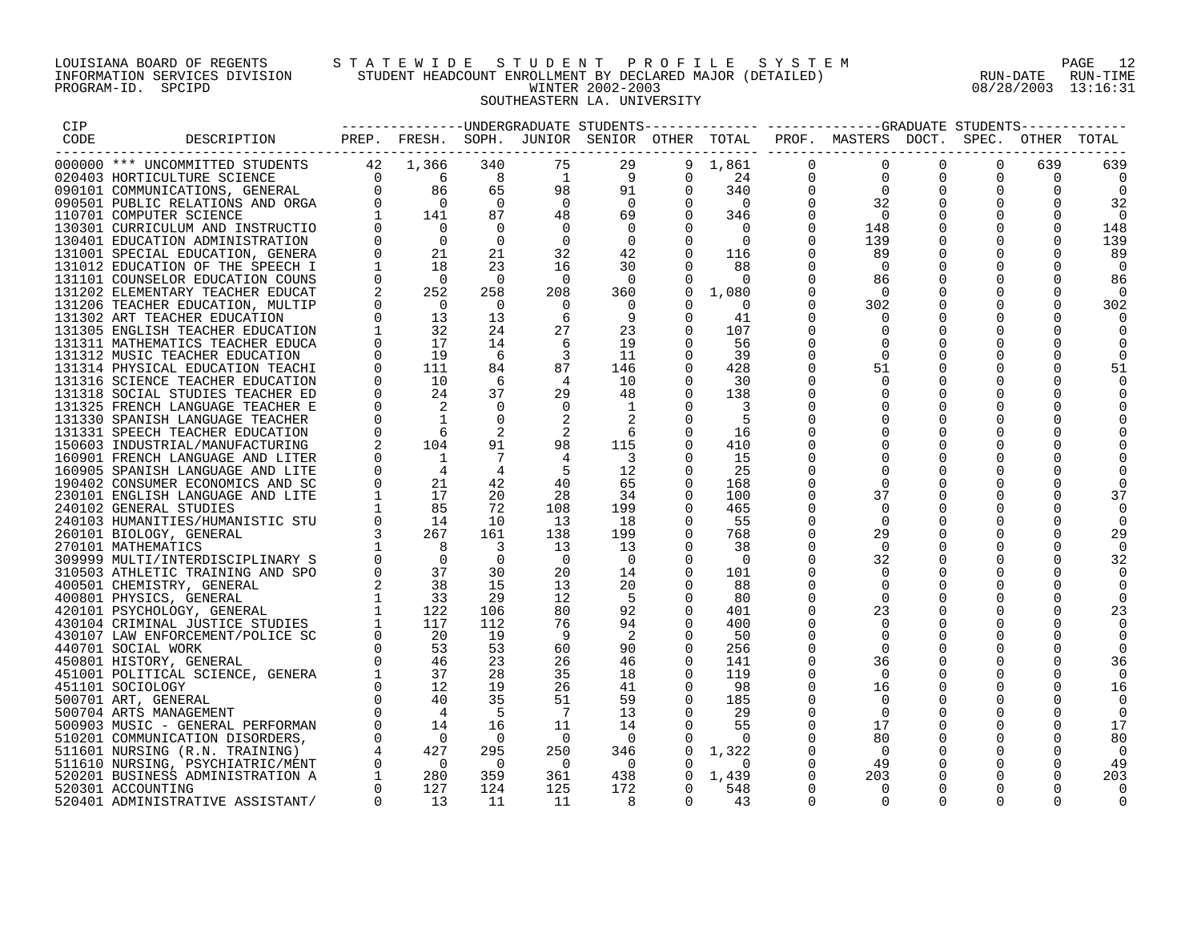LOUISIANA BOARD OF REGENTS — STATEWIDE STUDENT PROFILE SYSTEM
INFORMATION SERVICES DIVISION — STUDENT HEADCOUNT ENROLLMENT BY DECLARED MAJOR (DETAILED)
PROGRAM-ID. SPCIPD — WINTER 2002-2003 — RUN-DATE 08/28/2003 RUN-TIME 13:16:31

SOUTHEASTERN LA. UNIVERSITY

| CIP CODE | DESCRIPTION | UNDERGRADUATE STUDENTS PREP. | FRESH. | SOPH. | JUNIOR | SENIOR | OTHER | TOTAL | GRADUATE STUDENTS PROF. | MASTERS | DOCT. | SPEC. | OTHER | TOTAL |
|---|---|---|---|---|---|---|---|---|---|---|---|---|---|---|
| 000000 | *** UNCOMMITTED STUDENTS | 42 | 1,366 | 340 | 75 | 29 | 9 | 1,861 | 0 | 0 | 0 | 0 | 639 | 639 |
| 020403 | HORTICULTURE SCIENCE | 0 | 6 | 8 | 1 | 9 | 0 | 24 | 0 | 0 | 0 | 0 | 0 | 0 |
| 090101 | COMMUNICATIONS, GENERAL | 0 | 86 | 65 | 98 | 91 | 0 | 340 | 0 | 0 | 0 | 0 | 0 | 0 |
| 090501 | PUBLIC RELATIONS AND ORGA | 0 | 0 | 0 | 0 | 0 | 0 | 0 | 0 | 32 | 0 | 0 | 0 | 32 |
| 110701 | COMPUTER SCIENCE | 1 | 141 | 87 | 48 | 69 | 0 | 346 | 0 | 0 | 0 | 0 | 0 | 0 |
| 130301 | CURRICULUM AND INSTRUCTIO | 0 | 0 | 0 | 0 | 0 | 0 | 0 | 0 | 148 | 0 | 0 | 0 | 148 |
| 130401 | EDUCATION ADMINISTRATION | 0 | 0 | 0 | 0 | 0 | 0 | 0 | 0 | 139 | 0 | 0 | 0 | 139 |
| 131001 | SPECIAL EDUCATION, GENERA | 0 | 21 | 21 | 32 | 42 | 0 | 116 | 0 | 89 | 0 | 0 | 0 | 89 |
| 131012 | EDUCATION OF THE SPEECH I | 1 | 18 | 23 | 16 | 30 | 0 | 88 | 0 | 0 | 0 | 0 | 0 | 0 |
| 131101 | COUNSELOR EDUCATION COUNS | 0 | 0 | 0 | 0 | 0 | 0 | 0 | 0 | 86 | 0 | 0 | 0 | 86 |
| 131202 | ELEMENTARY TEACHER EDUCAT | 2 | 252 | 258 | 208 | 360 | 0 | 1,080 | 0 | 0 | 0 | 0 | 0 | 0 |
| 131206 | TEACHER EDUCATION, MULTIP | 0 | 0 | 0 | 0 | 0 | 0 | 0 | 0 | 302 | 0 | 0 | 0 | 302 |
| 131302 | ART TEACHER EDUCATION | 0 | 13 | 13 | 6 | 9 | 0 | 41 | 0 | 0 | 0 | 0 | 0 | 0 |
| 131305 | ENGLISH TEACHER EDUCATION | 1 | 32 | 24 | 27 | 23 | 0 | 107 | 0 | 0 | 0 | 0 | 0 | 0 |
| 131311 | MATHEMATICS TEACHER EDUCA | 0 | 17 | 14 | 6 | 19 | 0 | 56 | 0 | 0 | 0 | 0 | 0 | 0 |
| 131312 | MUSIC TEACHER EDUCATION | 0 | 19 | 6 | 3 | 11 | 0 | 39 | 0 | 0 | 0 | 0 | 0 | 0 |
| 131314 | PHYSICAL EDUCATION TEACHI | 0 | 111 | 84 | 87 | 146 | 0 | 428 | 0 | 51 | 0 | 0 | 0 | 51 |
| 131316 | SCIENCE TEACHER EDUCATION | 0 | 10 | 6 | 4 | 10 | 0 | 30 | 0 | 0 | 0 | 0 | 0 | 0 |
| 131318 | SOCIAL STUDIES TEACHER ED | 0 | 24 | 37 | 29 | 48 | 0 | 138 | 0 | 0 | 0 | 0 | 0 | 0 |
| 131325 | FRENCH LANGUAGE TEACHER E | 0 | 2 | 0 | 0 | 1 | 0 | 3 | 0 | 0 | 0 | 0 | 0 | 0 |
| 131330 | SPANISH LANGUAGE TEACHER | 0 | 1 | 0 | 2 | 2 | 0 | 5 | 0 | 0 | 0 | 0 | 0 | 0 |
| 131331 | SPEECH TEACHER EDUCATION | 0 | 6 | 2 | 2 | 6 | 0 | 16 | 0 | 0 | 0 | 0 | 0 | 0 |
| 150603 | INDUSTRIAL/MANUFACTURING | 2 | 104 | 91 | 98 | 115 | 0 | 410 | 0 | 0 | 0 | 0 | 0 | 0 |
| 160901 | FRENCH LANGUAGE AND LITER | 0 | 1 | 7 | 4 | 3 | 0 | 15 | 0 | 0 | 0 | 0 | 0 | 0 |
| 160905 | SPANISH LANGUAGE AND LITE | 0 | 4 | 4 | 5 | 12 | 0 | 25 | 0 | 0 | 0 | 0 | 0 | 0 |
| 190402 | CONSUMER ECONOMICS AND SC | 0 | 21 | 42 | 40 | 65 | 0 | 168 | 0 | 0 | 0 | 0 | 0 | 0 |
| 230101 | ENGLISH LANGUAGE AND LITE | 1 | 17 | 20 | 28 | 34 | 0 | 100 | 0 | 37 | 0 | 0 | 0 | 37 |
| 240102 | GENERAL STUDIES | 1 | 85 | 72 | 108 | 199 | 0 | 465 | 0 | 0 | 0 | 0 | 0 | 0 |
| 240103 | HUMANITIES/HUMANISTIC STU | 0 | 14 | 10 | 13 | 18 | 0 | 55 | 0 | 0 | 0 | 0 | 0 | 0 |
| 260101 | BIOLOGY, GENERAL | 3 | 267 | 161 | 138 | 199 | 0 | 768 | 0 | 29 | 0 | 0 | 0 | 29 |
| 270101 | MATHEMATICS | 1 | 8 | 3 | 13 | 13 | 0 | 38 | 0 | 0 | 0 | 0 | 0 | 0 |
| 309999 | MULTI/INTERDISCIPLINARY S | 0 | 0 | 0 | 0 | 0 | 0 | 0 | 0 | 32 | 0 | 0 | 0 | 32 |
| 310503 | ATHLETIC TRAINING AND SPO | 0 | 37 | 30 | 20 | 14 | 0 | 101 | 0 | 0 | 0 | 0 | 0 | 0 |
| 400501 | CHEMISTRY, GENERAL | 2 | 38 | 15 | 13 | 20 | 0 | 88 | 0 | 0 | 0 | 0 | 0 | 0 |
| 400801 | PHYSICS, GENERAL | 1 | 33 | 29 | 12 | 5 | 0 | 80 | 0 | 0 | 0 | 0 | 0 | 0 |
| 420101 | PSYCHOLOGY, GENERAL | 1 | 122 | 106 | 80 | 92 | 0 | 401 | 0 | 23 | 0 | 0 | 0 | 23 |
| 430104 | CRIMINAL JUSTICE STUDIES | 1 | 117 | 112 | 76 | 94 | 0 | 400 | 0 | 0 | 0 | 0 | 0 | 0 |
| 430107 | LAW ENFORCEMENT/POLICE SC | 0 | 20 | 19 | 9 | 2 | 0 | 50 | 0 | 0 | 0 | 0 | 0 | 0 |
| 440701 | SOCIAL WORK | 0 | 53 | 53 | 60 | 90 | 0 | 256 | 0 | 0 | 0 | 0 | 0 | 0 |
| 450801 | HISTORY, GENERAL | 0 | 46 | 23 | 26 | 46 | 0 | 141 | 0 | 36 | 0 | 0 | 0 | 36 |
| 451001 | POLITICAL SCIENCE, GENERA | 1 | 37 | 28 | 35 | 18 | 0 | 119 | 0 | 0 | 0 | 0 | 0 | 0 |
| 451101 | SOCIOLOGY | 0 | 12 | 19 | 26 | 41 | 0 | 98 | 0 | 16 | 0 | 0 | 0 | 16 |
| 500701 | ART, GENERAL | 0 | 40 | 35 | 51 | 59 | 0 | 185 | 0 | 0 | 0 | 0 | 0 | 0 |
| 500704 | ARTS MANAGEMENT | 0 | 4 | 5 | 7 | 13 | 0 | 29 | 0 | 0 | 0 | 0 | 0 | 0 |
| 500903 | MUSIC - GENERAL PERFORMAN | 0 | 14 | 16 | 11 | 14 | 0 | 55 | 0 | 17 | 0 | 0 | 0 | 17 |
| 510201 | COMMUNICATION DISORDERS, | 0 | 0 | 0 | 0 | 0 | 0 | 0 | 0 | 80 | 0 | 0 | 0 | 80 |
| 511601 | NURSING (R.N. TRAINING) | 4 | 427 | 295 | 250 | 346 | 0 | 1,322 | 0 | 0 | 0 | 0 | 0 | 0 |
| 511610 | NURSING, PSYCHIATRIC/MENT | 0 | 0 | 0 | 0 | 0 | 0 | 0 | 0 | 49 | 0 | 0 | 0 | 49 |
| 520201 | BUSINESS ADMINISTRATION A | 1 | 280 | 359 | 361 | 438 | 0 | 1,439 | 0 | 203 | 0 | 0 | 0 | 203 |
| 520301 | ACCOUNTING | 0 | 127 | 124 | 125 | 172 | 0 | 548 | 0 | 0 | 0 | 0 | 0 | 0 |
| 520401 | ADMINISTRATIVE ASSISTANT/ | 0 | 13 | 11 | 11 | 8 | 0 | 43 | 0 | 0 | 0 | 0 | 0 | 0 |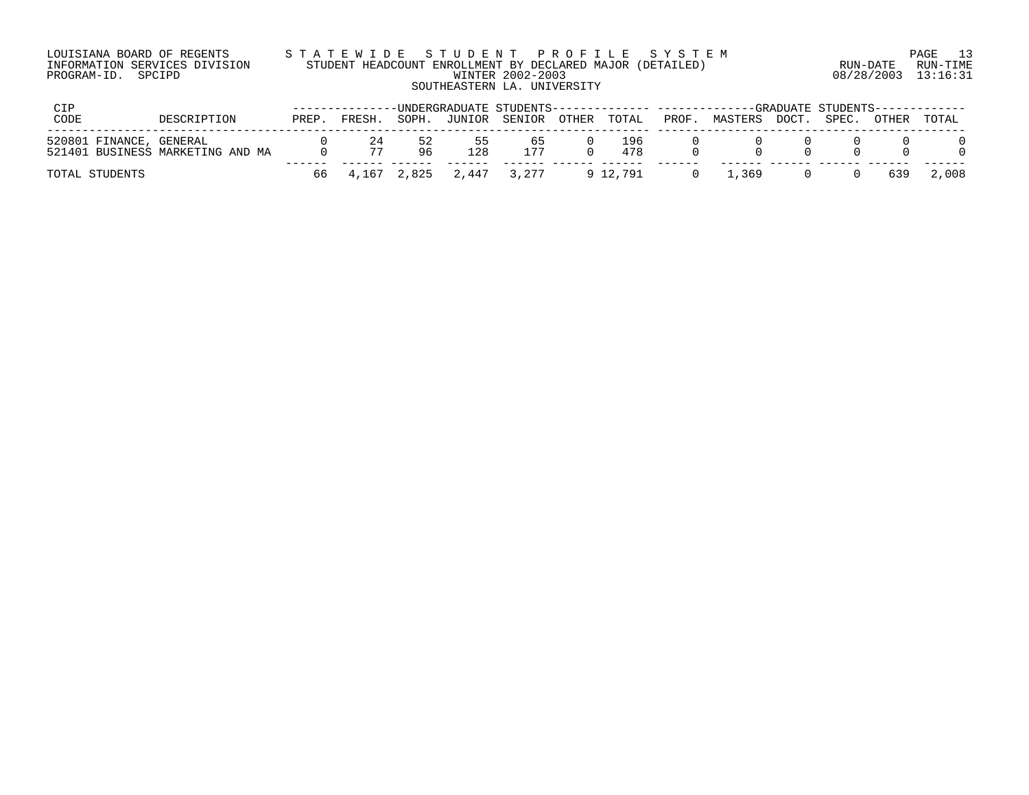LOUISIANA BOARD OF REGENTS — STATEWIDE STUDENT PROFILE SYSTEM
INFORMATION SERVICES DIVISION — STUDENT HEADCOUNT ENROLLMENT BY DECLARED MAJOR (DETAILED)
PROGRAM-ID. SPCIPD — WINTER 2002-2003

RUN-DATE 08/28/2003 RUN-TIME 13:16:31

SOUTHEASTERN LA. UNIVERSITY

| CIP CODE | DESCRIPTION | UNDERGRADUATE STUDENTS | | | | | | | GRADUATE STUDENTS | | | | | |
|---|---|---|---|---|---|---|---|---|---|---|---|---|---|---|
| | | PREP. | FRESH. | SOPH. | JUNIOR | SENIOR | OTHER | TOTAL | PROF. | MASTERS | DOCT. | SPEC. | OTHER | TOTAL |
| 520801 | FINANCE, GENERAL | 0 | 24 | 52 | 55 | 65 | 0 | 196 | 0 | 0 | 0 | 0 | 0 | 0 |
| 521401 | BUSINESS MARKETING AND MA | 0 | 77 | 96 | 128 | 177 | 0 | 478 | 0 | 0 | 0 | 0 | 0 | 0 |
| TOTAL STUDENTS | | 66 | 4,167 | 2,825 | 2,447 | 3,277 | 9 | 12,791 | 0 | 1,369 | 0 | 0 | 639 | 2,008 |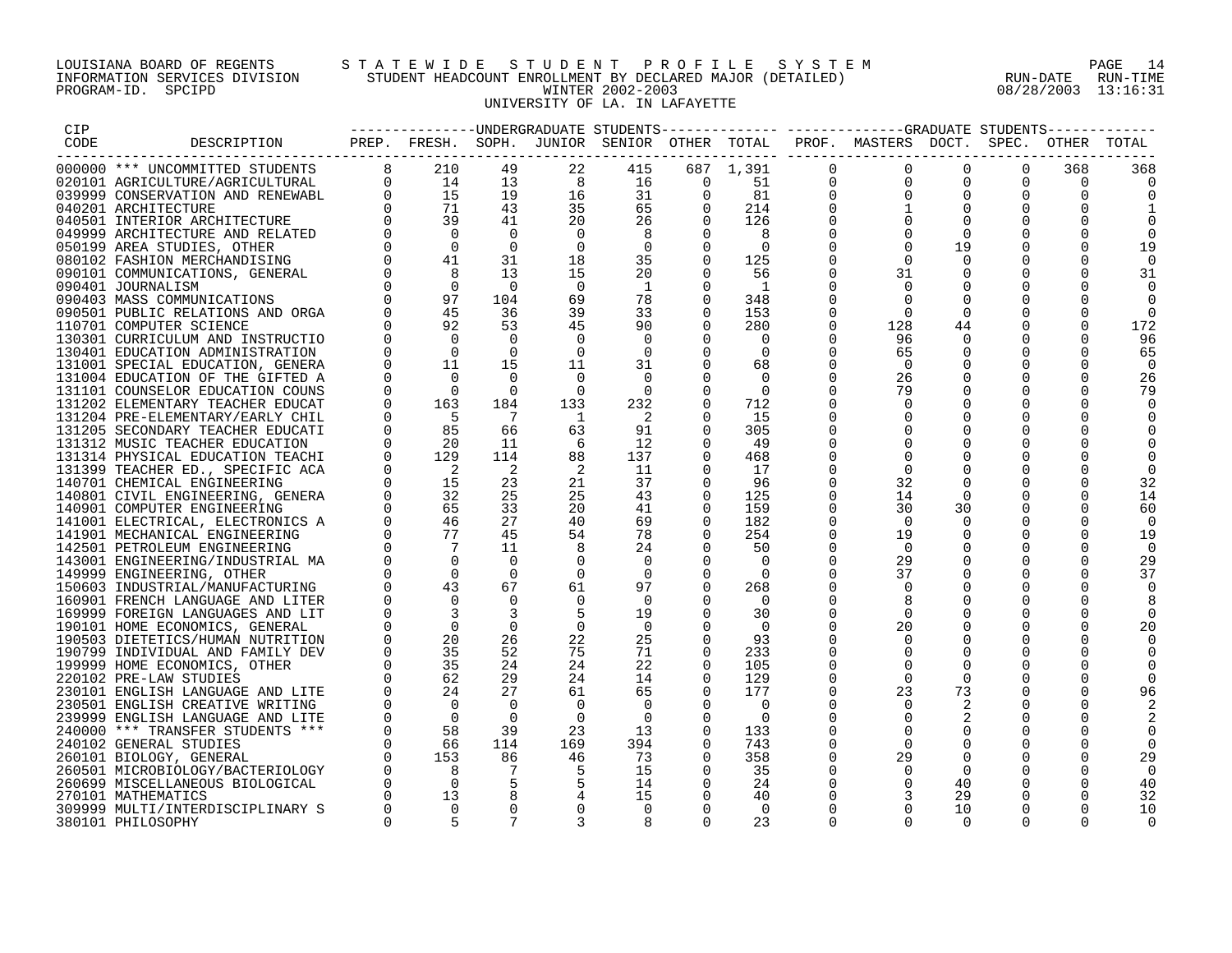LOUISIANA BOARD OF REGENTS — STATEWIDE STUDENT PROFILE SYSTEM
INFORMATION SERVICES DIVISION — STUDENT HEADCOUNT ENROLLMENT BY DECLARED MAJOR (DETAILED) — RUN-DATE RUN-TIME
PROGRAM-ID. SPCIPD — WINTER 2002-2003 — 08/28/2003 13:16:31
UNIVERSITY OF LA. IN LAFAYETTE

| CIP CODE | DESCRIPTION | UNDERGRADUATE STUDENTS PREP. | FRESH. | SOPH. | JUNIOR | SENIOR | OTHER | TOTAL | GRADUATE STUDENTS PROF. | MASTERS | DOCT. | SPEC. | OTHER | TOTAL |
|---|---|---|---|---|---|---|---|---|---|---|---|---|---|---|
| 000000 | *** UNCOMMITTED STUDENTS | 8 | 210 | 49 | 22 | 415 | 687 | 1,391 | 0 | 0 | 0 | 0 | 368 | 368 |
| 020101 | AGRICULTURE/AGRICULTURAL | 0 | 14 | 13 | 8 | 16 | 0 | 51 | 0 | 0 | 0 | 0 | 0 | 0 |
| 039999 | CONSERVATION AND RENEWABL | 0 | 15 | 19 | 16 | 31 | 0 | 81 | 0 | 0 | 0 | 0 | 0 | 0 |
| 040201 | ARCHITECTURE | 0 | 71 | 43 | 35 | 65 | 0 | 214 | 0 | 1 | 0 | 0 | 0 | 1 |
| 040501 | INTERIOR ARCHITECTURE | 0 | 39 | 41 | 20 | 26 | 0 | 126 | 0 | 0 | 0 | 0 | 0 | 0 |
| 049999 | ARCHITECTURE AND RELATED | 0 | 0 | 0 | 0 | 8 | 0 | 8 | 0 | 0 | 0 | 0 | 0 | 0 |
| 050199 | AREA STUDIES, OTHER | 0 | 0 | 0 | 0 | 0 | 0 | 0 | 0 | 0 | 19 | 0 | 0 | 19 |
| 080102 | FASHION MERCHANDISING | 0 | 41 | 31 | 18 | 35 | 0 | 125 | 0 | 0 | 0 | 0 | 0 | 0 |
| 090101 | COMMUNICATIONS, GENERAL | 0 | 8 | 13 | 15 | 20 | 0 | 56 | 0 | 31 | 0 | 0 | 0 | 31 |
| 090401 | JOURNALISM | 0 | 0 | 0 | 0 | 1 | 0 | 1 | 0 | 0 | 0 | 0 | 0 | 0 |
| 090403 | MASS COMMUNICATIONS | 0 | 97 | 104 | 69 | 78 | 0 | 348 | 0 | 0 | 0 | 0 | 0 | 0 |
| 090501 | PUBLIC RELATIONS AND ORGA | 0 | 45 | 36 | 39 | 33 | 0 | 153 | 0 | 0 | 0 | 0 | 0 | 0 |
| 110701 | COMPUTER SCIENCE | 0 | 92 | 53 | 45 | 90 | 0 | 280 | 0 | 128 | 44 | 0 | 0 | 172 |
| 130301 | CURRICULUM AND INSTRUCTIO | 0 | 0 | 0 | 0 | 0 | 0 | 0 | 0 | 96 | 0 | 0 | 0 | 96 |
| 130401 | EDUCATION ADMINISTRATION | 0 | 0 | 0 | 0 | 0 | 0 | 0 | 0 | 65 | 0 | 0 | 0 | 65 |
| 131001 | SPECIAL EDUCATION, GENERA | 0 | 11 | 15 | 11 | 31 | 0 | 68 | 0 | 0 | 0 | 0 | 0 | 0 |
| 131004 | EDUCATION OF THE GIFTED A | 0 | 0 | 0 | 0 | 0 | 0 | 0 | 0 | 26 | 0 | 0 | 0 | 26 |
| 131101 | COUNSELOR EDUCATION COUNS | 0 | 0 | 0 | 0 | 0 | 0 | 0 | 0 | 79 | 0 | 0 | 0 | 79 |
| 131202 | ELEMENTARY TEACHER EDUCAT | 0 | 163 | 184 | 133 | 232 | 0 | 712 | 0 | 0 | 0 | 0 | 0 | 0 |
| 131204 | PRE-ELEMENTARY/EARLY CHIL | 0 | 5 | 7 | 1 | 2 | 0 | 15 | 0 | 0 | 0 | 0 | 0 | 0 |
| 131205 | SECONDARY TEACHER EDUCATI | 0 | 85 | 66 | 63 | 91 | 0 | 305 | 0 | 0 | 0 | 0 | 0 | 0 |
| 131312 | MUSIC TEACHER EDUCATION | 0 | 20 | 11 | 6 | 12 | 0 | 49 | 0 | 0 | 0 | 0 | 0 | 0 |
| 131314 | PHYSICAL EDUCATION TEACHI | 0 | 129 | 114 | 88 | 137 | 0 | 468 | 0 | 0 | 0 | 0 | 0 | 0 |
| 131399 | TEACHER ED., SPECIFIC ACA | 0 | 2 | 2 | 2 | 11 | 0 | 17 | 0 | 0 | 0 | 0 | 0 | 0 |
| 140701 | CHEMICAL ENGINEERING | 0 | 15 | 23 | 21 | 37 | 0 | 96 | 0 | 32 | 0 | 0 | 0 | 32 |
| 140801 | CIVIL ENGINEERING, GENERA | 0 | 32 | 25 | 25 | 43 | 0 | 125 | 0 | 14 | 0 | 0 | 0 | 14 |
| 140901 | COMPUTER ENGINEERING | 0 | 65 | 33 | 20 | 41 | 0 | 159 | 0 | 30 | 30 | 0 | 0 | 60 |
| 141001 | ELECTRICAL, ELECTRONICS A | 0 | 46 | 27 | 40 | 69 | 0 | 182 | 0 | 0 | 0 | 0 | 0 | 0 |
| 141901 | MECHANICAL ENGINEERING | 0 | 77 | 45 | 54 | 78 | 0 | 254 | 0 | 19 | 0 | 0 | 0 | 19 |
| 142501 | PETROLEUM ENGINEERING | 0 | 7 | 11 | 8 | 24 | 0 | 50 | 0 | 0 | 0 | 0 | 0 | 0 |
| 143001 | ENGINEERING/INDUSTRIAL MA | 0 | 0 | 0 | 0 | 0 | 0 | 0 | 0 | 29 | 0 | 0 | 0 | 29 |
| 149999 | ENGINEERING, OTHER | 0 | 0 | 0 | 0 | 0 | 0 | 0 | 0 | 37 | 0 | 0 | 0 | 37 |
| 150603 | INDUSTRIAL/MANUFACTURING | 0 | 43 | 67 | 61 | 97 | 0 | 268 | 0 | 0 | 0 | 0 | 0 | 0 |
| 160901 | FRENCH LANGUAGE AND LITER | 0 | 0 | 0 | 0 | 0 | 0 | 0 | 0 | 8 | 0 | 0 | 0 | 8 |
| 169999 | FOREIGN LANGUAGES AND LIT | 0 | 3 | 3 | 5 | 19 | 0 | 30 | 0 | 0 | 0 | 0 | 0 | 0 |
| 190101 | HOME ECONOMICS, GENERAL | 0 | 0 | 0 | 0 | 0 | 0 | 0 | 0 | 20 | 0 | 0 | 0 | 20 |
| 190503 | DIETETICS/HUMAN NUTRITION | 0 | 20 | 26 | 22 | 25 | 0 | 93 | 0 | 0 | 0 | 0 | 0 | 0 |
| 190799 | INDIVIDUAL AND FAMILY DEV | 0 | 35 | 52 | 75 | 71 | 0 | 233 | 0 | 0 | 0 | 0 | 0 | 0 |
| 199999 | HOME ECONOMICS, OTHER | 0 | 35 | 24 | 24 | 22 | 0 | 105 | 0 | 0 | 0 | 0 | 0 | 0 |
| 220102 | PRE-LAW STUDIES | 0 | 62 | 29 | 24 | 14 | 0 | 129 | 0 | 0 | 0 | 0 | 0 | 0 |
| 230101 | ENGLISH LANGUAGE AND LITE | 0 | 24 | 27 | 61 | 65 | 0 | 177 | 0 | 23 | 73 | 0 | 0 | 96 |
| 230501 | ENGLISH CREATIVE WRITING | 0 | 0 | 0 | 0 | 0 | 0 | 0 | 0 | 0 | 2 | 0 | 0 | 2 |
| 239999 | ENGLISH LANGUAGE AND LITE | 0 | 0 | 0 | 0 | 0 | 0 | 0 | 0 | 0 | 2 | 0 | 0 | 2 |
| 240000 | *** TRANSFER STUDENTS *** | 0 | 58 | 39 | 23 | 13 | 0 | 133 | 0 | 0 | 0 | 0 | 0 | 0 |
| 240102 | GENERAL STUDIES | 0 | 66 | 114 | 169 | 394 | 0 | 743 | 0 | 0 | 0 | 0 | 0 | 0 |
| 260101 | BIOLOGY, GENERAL | 0 | 153 | 86 | 46 | 73 | 0 | 358 | 0 | 29 | 0 | 0 | 0 | 29 |
| 260501 | MICROBIOLOGY/BACTERIOLOGY | 0 | 8 | 7 | 5 | 15 | 0 | 35 | 0 | 0 | 0 | 0 | 0 | 0 |
| 260699 | MISCELLANEOUS BIOLOGICAL | 0 | 0 | 5 | 5 | 14 | 0 | 24 | 0 | 0 | 40 | 0 | 0 | 40 |
| 270101 | MATHEMATICS | 0 | 13 | 8 | 4 | 15 | 0 | 40 | 0 | 3 | 29 | 0 | 0 | 32 |
| 309999 | MULTI/INTERDISCIPLINARY S | 0 | 0 | 0 | 0 | 0 | 0 | 0 | 0 | 0 | 10 | 0 | 0 | 10 |
| 380101 | PHILOSOPHY | 0 | 5 | 7 | 3 | 8 | 0 | 23 | 0 | 0 | 0 | 0 | 0 | 0 |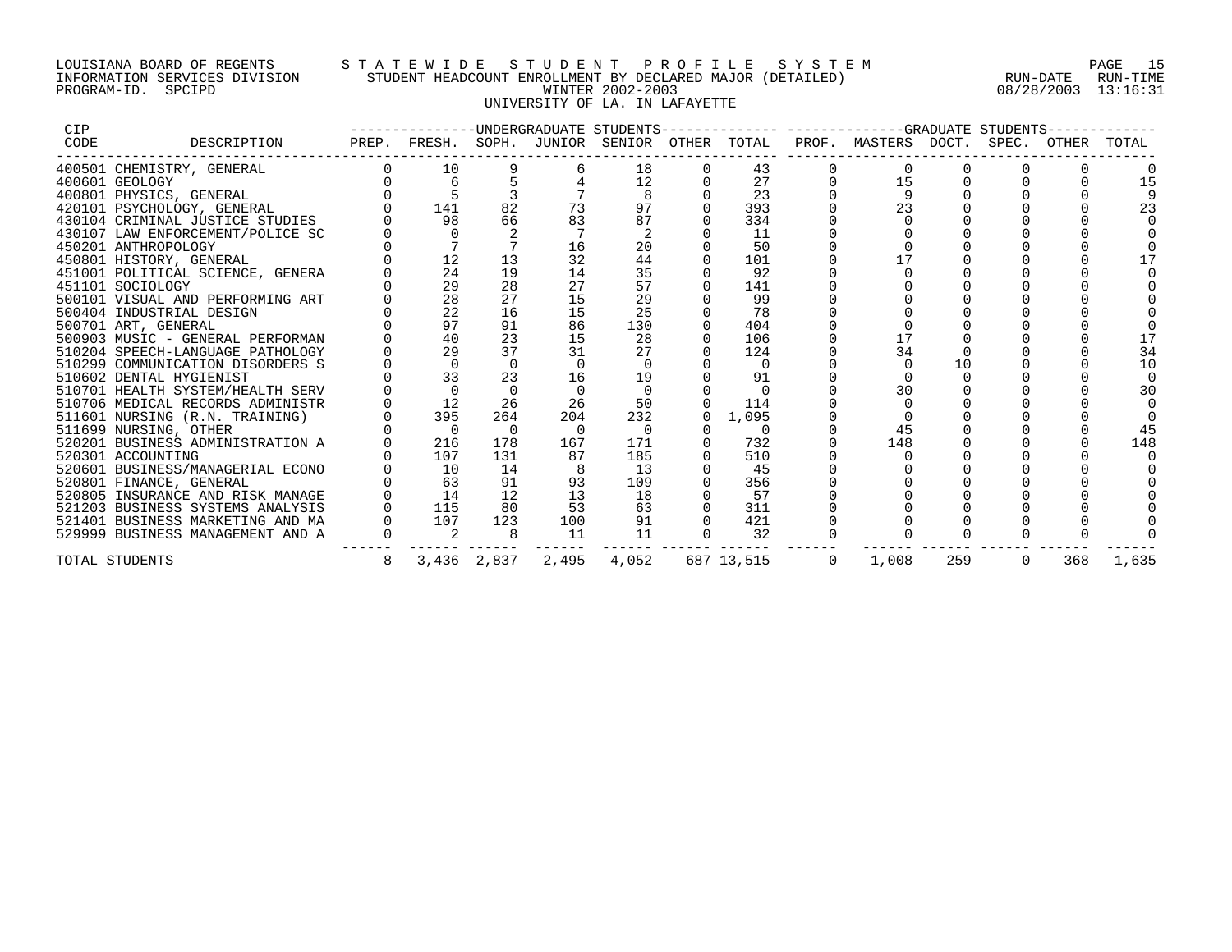LOUISIANA BOARD OF REGENTS — STATEWIDE STUDENT PROFILE SYSTEM
INFORMATION SERVICES DIVISION — STUDENT HEADCOUNT ENROLLMENT BY DECLARED MAJOR (DETAILED) — RUN-DATE 08/28/2003 RUN-TIME 13:16:31
PROGRAM-ID. SPCIPD — WINTER 2002-2003

UNIVERSITY OF LA. IN LAFAYETTE

| CIP CODE | DESCRIPTION | UNDERGRADUATE PREP. | FRESH. | SOPH. | JUNIOR | SENIOR | OTHER | TOTAL | GRADUATE PROF. | MASTERS | DOCT. | SPEC. | OTHER | TOTAL |
|---|---|---|---|---|---|---|---|---|---|---|---|---|---|---|
| 400501 | CHEMISTRY, GENERAL | 0 | 10 | 9 | 6 | 18 | 0 | 43 | 0 | 0 | 0 | 0 | 0 | 0 |
| 400601 | GEOLOGY | 0 | 6 | 5 | 4 | 12 | 0 | 27 | 0 | 15 | 0 | 0 | 0 | 15 |
| 400801 | PHYSICS, GENERAL | 0 | 5 | 3 | 7 | 8 | 0 | 23 | 0 | 9 | 0 | 0 | 0 | 9 |
| 420101 | PSYCHOLOGY, GENERAL | 0 | 141 | 82 | 73 | 97 | 0 | 393 | 0 | 23 | 0 | 0 | 0 | 23 |
| 430104 | CRIMINAL JUSTICE STUDIES | 0 | 98 | 66 | 83 | 87 | 0 | 334 | 0 | 0 | 0 | 0 | 0 | 0 |
| 430107 | LAW ENFORCEMENT/POLICE SC | 0 | 0 | 2 | 7 | 2 | 0 | 11 | 0 | 0 | 0 | 0 | 0 | 0 |
| 450201 | ANTHROPOLOGY | 0 | 7 | 7 | 16 | 20 | 0 | 50 | 0 | 0 | 0 | 0 | 0 | 0 |
| 450801 | HISTORY, GENERAL | 0 | 12 | 13 | 32 | 44 | 0 | 101 | 0 | 17 | 0 | 0 | 0 | 17 |
| 451001 | POLITICAL SCIENCE, GENERA | 0 | 24 | 19 | 14 | 35 | 0 | 92 | 0 | 0 | 0 | 0 | 0 | 0 |
| 451101 | SOCIOLOGY | 0 | 29 | 28 | 27 | 57 | 0 | 141 | 0 | 0 | 0 | 0 | 0 | 0 |
| 500101 | VISUAL AND PERFORMING ART | 0 | 28 | 27 | 15 | 29 | 0 | 99 | 0 | 0 | 0 | 0 | 0 | 0 |
| 500404 | INDUSTRIAL DESIGN | 0 | 22 | 16 | 15 | 25 | 0 | 78 | 0 | 0 | 0 | 0 | 0 | 0 |
| 500701 | ART, GENERAL | 0 | 97 | 91 | 86 | 130 | 0 | 404 | 0 | 0 | 0 | 0 | 0 | 0 |
| 500903 | MUSIC - GENERAL PERFORMAN | 0 | 40 | 23 | 15 | 28 | 0 | 106 | 0 | 17 | 0 | 0 | 0 | 17 |
| 510204 | SPEECH-LANGUAGE PATHOLOGY | 0 | 29 | 37 | 31 | 27 | 0 | 124 | 0 | 34 | 0 | 0 | 0 | 34 |
| 510299 | COMMUNICATION DISORDERS S | 0 | 0 | 0 | 0 | 0 | 0 | 0 | 0 | 0 | 10 | 0 | 0 | 10 |
| 510602 | DENTAL HYGIENIST | 0 | 33 | 23 | 16 | 19 | 0 | 91 | 0 | 0 | 0 | 0 | 0 | 0 |
| 510701 | HEALTH SYSTEM/HEALTH SERV | 0 | 0 | 0 | 0 | 0 | 0 | 0 | 0 | 30 | 0 | 0 | 0 | 30 |
| 510706 | MEDICAL RECORDS ADMINISTR | 0 | 12 | 26 | 26 | 50 | 0 | 114 | 0 | 0 | 0 | 0 | 0 | 0 |
| 511601 | NURSING (R.N. TRAINING) | 0 | 395 | 264 | 204 | 232 | 0 | 1,095 | 0 | 0 | 0 | 0 | 0 | 0 |
| 511699 | NURSING, OTHER | 0 | 0 | 0 | 0 | 0 | 0 | 0 | 0 | 45 | 0 | 0 | 0 | 45 |
| 520201 | BUSINESS ADMINISTRATION A | 0 | 216 | 178 | 167 | 171 | 0 | 732 | 0 | 148 | 0 | 0 | 0 | 148 |
| 520301 | ACCOUNTING | 0 | 107 | 131 | 87 | 185 | 0 | 510 | 0 | 0 | 0 | 0 | 0 | 0 |
| 520601 | BUSINESS/MANAGERIAL ECONO | 0 | 10 | 14 | 8 | 13 | 0 | 45 | 0 | 0 | 0 | 0 | 0 | 0 |
| 520801 | FINANCE, GENERAL | 0 | 63 | 91 | 93 | 109 | 0 | 356 | 0 | 0 | 0 | 0 | 0 | 0 |
| 520805 | INSURANCE AND RISK MANAGE | 0 | 14 | 12 | 13 | 18 | 0 | 57 | 0 | 0 | 0 | 0 | 0 | 0 |
| 521203 | BUSINESS SYSTEMS ANALYSIS | 0 | 115 | 80 | 53 | 63 | 0 | 311 | 0 | 0 | 0 | 0 | 0 | 0 |
| 521401 | BUSINESS MARKETING AND MA | 0 | 107 | 123 | 100 | 91 | 0 | 421 | 0 | 0 | 0 | 0 | 0 | 0 |
| 529999 | BUSINESS MANAGEMENT AND A | 0 | 2 | 8 | 11 | 11 | 0 | 32 | 0 | 0 | 0 | 0 | 0 | 0 |
| TOTAL STUDENTS | | 8 | 3,436 | 2,837 | 2,495 | 4,052 | 687 | 13,515 | 0 | 1,008 | 259 | 0 | 368 | 1,635 |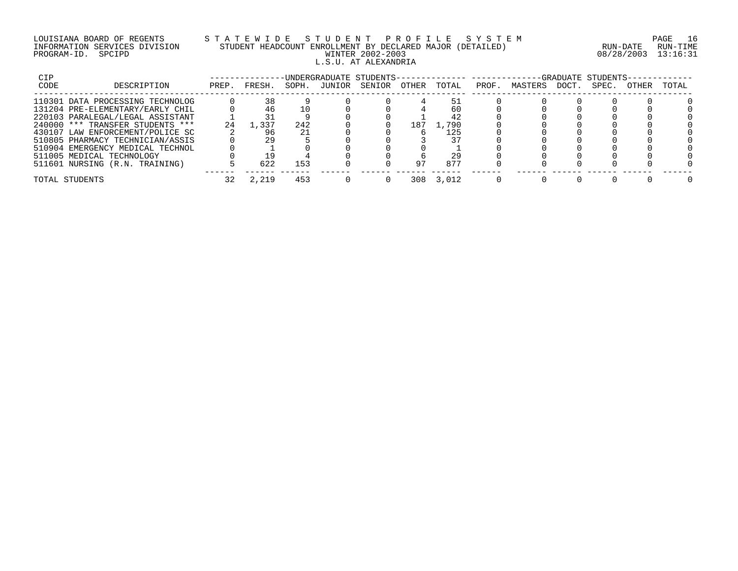LOUISIANA BOARD OF REGENTS
INFORMATION SERVICES DIVISION
PROGRAM-ID. SPCIPD

STATEWIDE STUDENT PROFILE SYSTEM
STUDENT HEADCOUNT ENROLLMENT BY DECLARED MAJOR (DETAILED)
WINTER 2002-2003
L.S.U. AT ALEXANDRIA

RUN-DATE 08/28/2003 RUN-TIME 13:16:31

| CIP CODE | DESCRIPTION | UNDERGRADUATE STUDENTS PREP. | FRESH. | SOPH. | JUNIOR | SENIOR | OTHER | TOTAL | GRADUATE STUDENTS PROF. | MASTERS | DOCT. | SPEC. | OTHER | TOTAL |
|---|---|---|---|---|---|---|---|---|---|---|---|---|---|---|
| 110301 | DATA PROCESSING TECHNOLOG | 0 | 38 | 9 | 0 | 0 | 4 | 51 | 0 | 0 | 0 | 0 | 0 | 0 |
| 131204 | PRE-ELEMENTARY/EARLY CHIL | 0 | 46 | 10 | 0 | 0 | 4 | 60 | 0 | 0 | 0 | 0 | 0 | 0 |
| 220103 | PARALEGAL/LEGAL ASSISTANT | 1 | 31 | 9 | 0 | 0 | 1 | 42 | 0 | 0 | 0 | 0 | 0 | 0 |
| 240000 | *** TRANSFER STUDENTS *** | 24 | 1,337 | 242 | 0 | 0 | 187 | 1,790 | 0 | 0 | 0 | 0 | 0 | 0 |
| 430107 | LAW ENFORCEMENT/POLICE SC | 2 | 96 | 21 | 0 | 0 | 6 | 125 | 0 | 0 | 0 | 0 | 0 | 0 |
| 510805 | PHARMACY TECHNICIAN/ASSIS | 0 | 29 | 5 | 0 | 0 | 3 | 37 | 0 | 0 | 0 | 0 | 0 | 0 |
| 510904 | EMERGENCY MEDICAL TECHNOL | 0 | 1 | 0 | 0 | 0 | 0 | 1 | 0 | 0 | 0 | 0 | 0 | 0 |
| 511005 | MEDICAL TECHNOLOGY | 0 | 19 | 4 | 0 | 0 | 6 | 29 | 0 | 0 | 0 | 0 | 0 | 0 |
| 511601 | NURSING (R.N. TRAINING) | 5 | 622 | 153 | 0 | 0 | 97 | 877 | 0 | 0 | 0 | 0 | 0 | 0 |
| TOTAL STUDENTS | | 32 | 2,219 | 453 | 0 | 0 | 308 | 3,012 | 0 | 0 | 0 | 0 | 0 | 0 |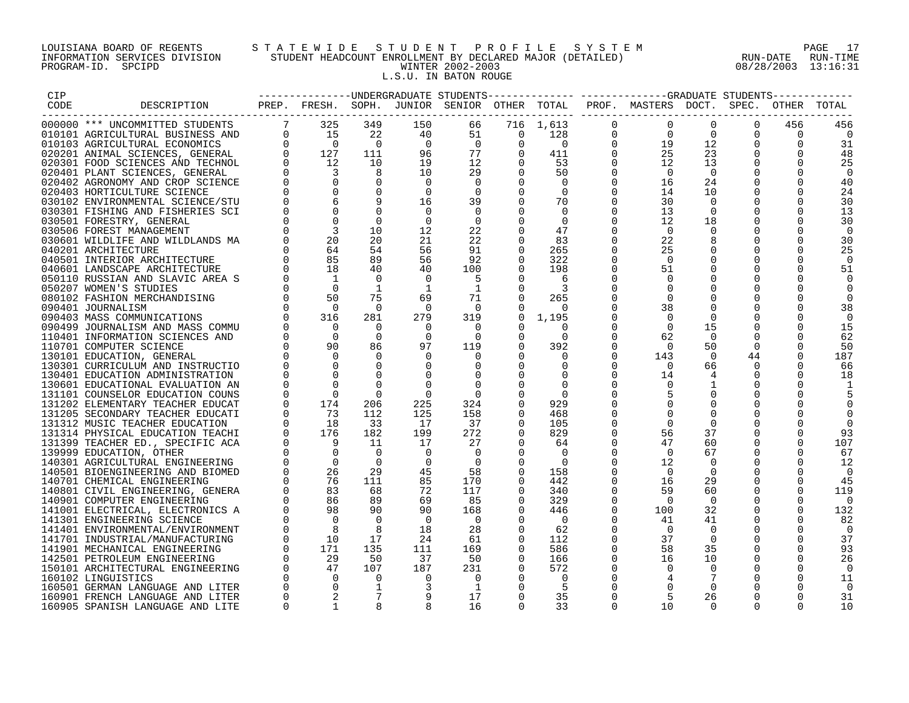LOUISIANA BOARD OF REGENTS
INFORMATION SERVICES DIVISION
PROGRAM-ID. SPCIPD

STATEWIDE STUDENT PROFILE SYSTEM
STUDENT HEADCOUNT ENROLLMENT BY DECLARED MAJOR (DETAILED)
WINTER 2002-2003
L.S.U. IN BATON ROUGE

RUN-DATE 08/28/2003 RUN-TIME 13:16:31

| CIP CODE | DESCRIPTION | UNDERGRADUATE STUDENTS PREP. | FRESH. | SOPH. | JUNIOR | SENIOR | OTHER | TOTAL | GRADUATE STUDENTS PROF. | MASTERS | DOCT. | SPEC. | OTHER | TOTAL |
|---|---|---|---|---|---|---|---|---|---|---|---|---|---|---|
| 000000 | *** UNCOMMITTED STUDENTS | 7 | 325 | 349 | 150 | 66 | 716 | 1,613 | 0 | 0 | 0 | 0 | 456 | 456 |
| 010101 | AGRICULTURAL BUSINESS AND | 0 | 15 | 22 | 40 | 51 | 0 | 128 | 0 | 0 | 0 | 0 | 0 | 0 |
| 010103 | AGRICULTURAL ECONOMICS | 0 | 0 | 0 | 0 | 0 | 0 | 0 | 0 | 19 | 12 | 0 | 0 | 31 |
| 020201 | ANIMAL SCIENCES, GENERAL | 0 | 127 | 111 | 96 | 77 | 0 | 411 | 0 | 25 | 23 | 0 | 0 | 48 |
| 020301 | FOOD SCIENCES AND TECHNOL | 0 | 12 | 10 | 19 | 12 | 0 | 53 | 0 | 12 | 13 | 0 | 0 | 25 |
| 020401 | PLANT SCIENCES, GENERAL | 0 | 3 | 8 | 10 | 29 | 0 | 50 | 0 | 0 | 0 | 0 | 0 | 0 |
| 020402 | AGRONOMY AND CROP SCIENCE | 0 | 0 | 0 | 0 | 0 | 0 | 0 | 0 | 16 | 24 | 0 | 0 | 40 |
| 020403 | HORTICULTURE SCIENCE | 0 | 0 | 0 | 0 | 0 | 0 | 0 | 0 | 14 | 10 | 0 | 0 | 24 |
| 030102 | ENVIRONMENTAL SCIENCE/STU | 0 | 6 | 9 | 16 | 39 | 0 | 70 | 0 | 30 | 0 | 0 | 0 | 30 |
| 030301 | FISHING AND FISHERIES SCI | 0 | 0 | 0 | 0 | 0 | 0 | 0 | 0 | 13 | 0 | 0 | 0 | 13 |
| 030501 | FORESTRY, GENERAL | 0 | 0 | 0 | 0 | 0 | 0 | 0 | 0 | 12 | 18 | 0 | 0 | 30 |
| 030506 | FOREST MANAGEMENT | 0 | 3 | 10 | 12 | 22 | 0 | 47 | 0 | 0 | 0 | 0 | 0 | 0 |
| 030601 | WILDLIFE AND WILDLANDS MA | 0 | 20 | 20 | 21 | 22 | 0 | 83 | 0 | 22 | 8 | 0 | 0 | 30 |
| 040201 | ARCHITECTURE | 0 | 64 | 54 | 56 | 91 | 0 | 265 | 0 | 25 | 0 | 0 | 0 | 25 |
| 040501 | INTERIOR ARCHITECTURE | 0 | 85 | 89 | 56 | 92 | 0 | 322 | 0 | 0 | 0 | 0 | 0 | 0 |
| 040601 | LANDSCAPE ARCHITECTURE | 0 | 18 | 40 | 40 | 100 | 0 | 198 | 0 | 51 | 0 | 0 | 0 | 51 |
| 050110 | RUSSIAN AND SLAVIC AREA S | 0 | 1 | 0 | 0 | 5 | 0 | 6 | 0 | 0 | 0 | 0 | 0 | 0 |
| 050207 | WOMEN'S STUDIES | 0 | 0 | 1 | 1 | 1 | 0 | 3 | 0 | 0 | 0 | 0 | 0 | 0 |
| 080102 | FASHION MERCHANDISING | 0 | 50 | 75 | 69 | 71 | 0 | 265 | 0 | 0 | 0 | 0 | 0 | 0 |
| 090401 | JOURNALISM | 0 | 0 | 0 | 0 | 0 | 0 | 0 | 0 | 38 | 0 | 0 | 0 | 38 |
| 090403 | MASS COMMUNICATIONS | 0 | 316 | 281 | 279 | 319 | 0 | 1,195 | 0 | 0 | 0 | 0 | 0 | 0 |
| 090499 | JOURNALISM AND MASS COMMU | 0 | 0 | 0 | 0 | 0 | 0 | 0 | 0 | 0 | 15 | 0 | 0 | 15 |
| 110401 | INFORMATION SCIENCES AND | 0 | 0 | 0 | 0 | 0 | 0 | 0 | 0 | 62 | 0 | 0 | 0 | 62 |
| 110701 | COMPUTER SCIENCE | 0 | 90 | 86 | 97 | 119 | 0 | 392 | 0 | 0 | 50 | 0 | 0 | 50 |
| 130101 | EDUCATION, GENERAL | 0 | 0 | 0 | 0 | 0 | 0 | 0 | 0 | 143 | 0 | 44 | 0 | 187 |
| 130301 | CURRICULUM AND INSTRUCTIO | 0 | 0 | 0 | 0 | 0 | 0 | 0 | 0 | 0 | 66 | 0 | 0 | 66 |
| 130401 | EDUCATION ADMINISTRATION | 0 | 0 | 0 | 0 | 0 | 0 | 0 | 0 | 14 | 4 | 0 | 0 | 18 |
| 130601 | EDUCATIONAL EVALUATION AN | 0 | 0 | 0 | 0 | 0 | 0 | 0 | 0 | 0 | 1 | 0 | 0 | 1 |
| 131101 | COUNSELOR EDUCATION COUNS | 0 | 0 | 0 | 0 | 0 | 0 | 0 | 0 | 5 | 0 | 0 | 0 | 5 |
| 131202 | ELEMENTARY TEACHER EDUCAT | 0 | 174 | 206 | 225 | 324 | 0 | 929 | 0 | 0 | 0 | 0 | 0 | 0 |
| 131205 | SECONDARY TEACHER EDUCATI | 0 | 73 | 112 | 125 | 158 | 0 | 468 | 0 | 0 | 0 | 0 | 0 | 0 |
| 131312 | MUSIC TEACHER EDUCATION | 0 | 18 | 33 | 17 | 37 | 0 | 105 | 0 | 0 | 0 | 0 | 0 | 0 |
| 131314 | PHYSICAL EDUCATION TEACHI | 0 | 176 | 182 | 199 | 272 | 0 | 829 | 0 | 56 | 37 | 0 | 0 | 93 |
| 131399 | TEACHER ED., SPECIFIC ACA | 0 | 9 | 11 | 17 | 27 | 0 | 64 | 0 | 47 | 60 | 0 | 0 | 107 |
| 139999 | EDUCATION, OTHER | 0 | 0 | 0 | 0 | 0 | 0 | 0 | 0 | 0 | 67 | 0 | 0 | 67 |
| 140301 | AGRICULTURAL ENGINEERING | 0 | 0 | 0 | 0 | 0 | 0 | 0 | 0 | 12 | 0 | 0 | 0 | 12 |
| 140501 | BIOENGINEERING AND BIOMED | 0 | 26 | 29 | 45 | 58 | 0 | 158 | 0 | 0 | 0 | 0 | 0 | 0 |
| 140701 | CHEMICAL ENGINEERING | 0 | 76 | 111 | 85 | 170 | 0 | 442 | 0 | 16 | 29 | 0 | 0 | 45 |
| 140801 | CIVIL ENGINEERING, GENERA | 0 | 83 | 68 | 72 | 117 | 0 | 340 | 0 | 59 | 60 | 0 | 0 | 119 |
| 140901 | COMPUTER ENGINEERING | 0 | 86 | 89 | 69 | 85 | 0 | 329 | 0 | 0 | 0 | 0 | 0 | 0 |
| 141001 | ELECTRICAL, ELECTRONICS A | 0 | 98 | 90 | 90 | 168 | 0 | 446 | 0 | 100 | 32 | 0 | 0 | 132 |
| 141301 | ENGINEERING SCIENCE | 0 | 0 | 0 | 0 | 0 | 0 | 0 | 0 | 41 | 41 | 0 | 0 | 82 |
| 141401 | ENVIRONMENTAL/ENVIRONMENT | 0 | 8 | 8 | 18 | 28 | 0 | 62 | 0 | 0 | 0 | 0 | 0 | 0 |
| 141701 | INDUSTRIAL/MANUFACTURING | 0 | 10 | 17 | 24 | 61 | 0 | 112 | 0 | 37 | 0 | 0 | 0 | 37 |
| 141901 | MECHANICAL ENGINEERING | 0 | 171 | 135 | 111 | 169 | 0 | 586 | 0 | 58 | 35 | 0 | 0 | 93 |
| 142501 | PETROLEUM ENGINEERING | 0 | 29 | 50 | 37 | 50 | 0 | 166 | 0 | 16 | 10 | 0 | 0 | 26 |
| 150101 | ARCHITECTURAL ENGINEERING | 0 | 47 | 107 | 187 | 231 | 0 | 572 | 0 | 0 | 0 | 0 | 0 | 0 |
| 160102 | LINGUISTICS | 0 | 0 | 0 | 0 | 0 | 0 | 0 | 0 | 4 | 7 | 0 | 0 | 11 |
| 160501 | GERMAN LANGUAGE AND LITER | 0 | 0 | 1 | 3 | 1 | 0 | 5 | 0 | 0 | 0 | 0 | 0 | 0 |
| 160901 | FRENCH LANGUAGE AND LITER | 0 | 2 | 7 | 9 | 17 | 0 | 35 | 0 | 5 | 26 | 0 | 0 | 31 |
| 160905 | SPANISH LANGUAGE AND LITE | 0 | 1 | 8 | 8 | 16 | 0 | 33 | 0 | 10 | 0 | 0 | 0 | 10 |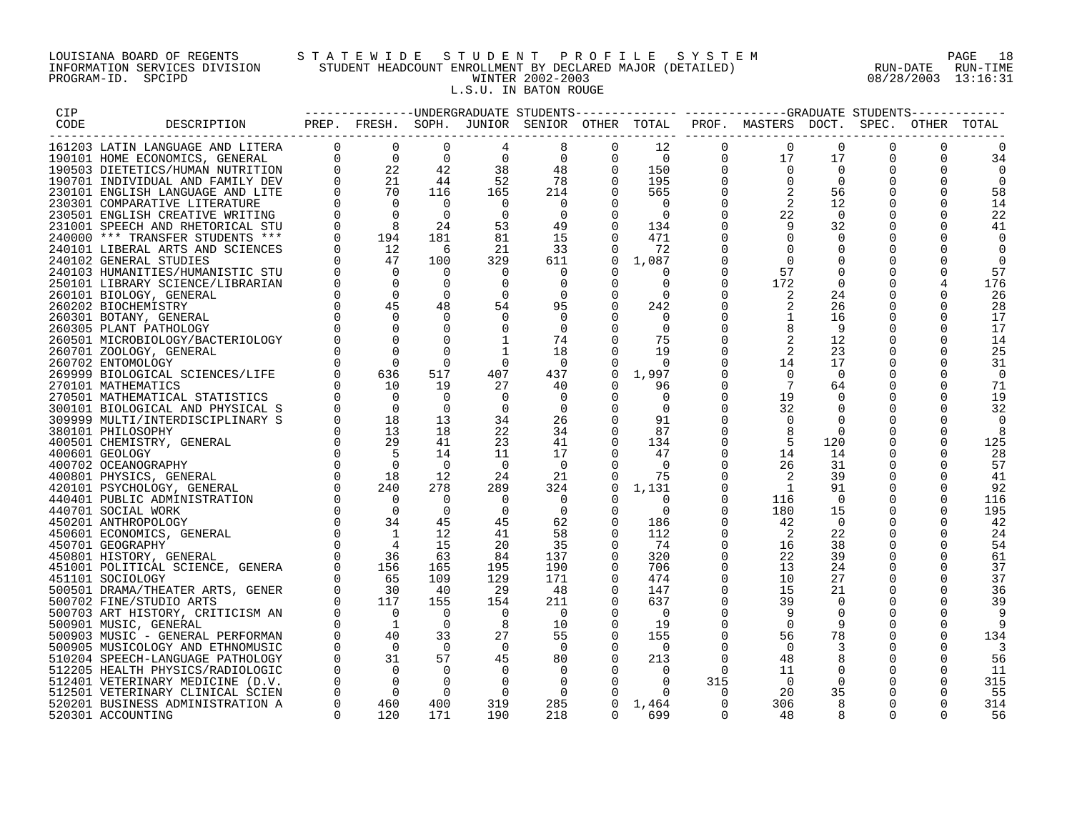LOUISIANA BOARD OF REGENTS
INFORMATION SERVICES DIVISION
PROGRAM-ID. SPCIPD

STATEWIDE STUDENT PROFILE SYSTEM
STUDENT HEADCOUNT ENROLLMENT BY DECLARED MAJOR (DETAILED)
WINTER 2002-2003
L.S.U. IN BATON ROUGE

RUN-DATE 08/28/2003 RUN-TIME 13:16:31

| CIP CODE | DESCRIPTION | UG PREP. | UG FRESH. | UG SOPH. | UG JUNIOR | UG SENIOR | UG OTHER | UG TOTAL | GR PROF. | GR MASTERS | GR DOCT. | GR SPEC. | GR OTHER | GR TOTAL |
|---|---|---|---|---|---|---|---|---|---|---|---|---|---|---|
| 161203 | LATIN LANGUAGE AND LITERA | 0 | 0 | 0 | 4 | 8 | 0 | 12 | 0 | 0 | 0 | 0 | 0 | 0 |
| 190101 | HOME ECONOMICS, GENERAL | 0 | 0 | 0 | 0 | 0 | 0 | 0 | 0 | 17 | 17 | 0 | 0 | 34 |
| 190503 | DIETETICS/HUMAN NUTRITION | 0 | 22 | 42 | 38 | 48 | 0 | 150 | 0 | 0 | 0 | 0 | 0 | 0 |
| 190701 | INDIVIDUAL AND FAMILY DEV | 0 | 21 | 44 | 52 | 78 | 0 | 195 | 0 | 0 | 0 | 0 | 0 | 0 |
| 230101 | ENGLISH LANGUAGE AND LITE | 0 | 70 | 116 | 165 | 214 | 0 | 565 | 0 | 2 | 56 | 0 | 0 | 58 |
| 230301 | COMPARATIVE LITERATURE | 0 | 0 | 0 | 0 | 0 | 0 | 0 | 0 | 2 | 12 | 0 | 0 | 14 |
| 230501 | ENGLISH CREATIVE WRITING | 0 | 0 | 0 | 0 | 0 | 0 | 0 | 0 | 22 | 0 | 0 | 0 | 22 |
| 231001 | SPEECH AND RHETORICAL STU | 0 | 8 | 24 | 53 | 49 | 0 | 134 | 0 | 9 | 32 | 0 | 0 | 41 |
| 240000 | *** TRANSFER STUDENTS *** | 0 | 194 | 181 | 81 | 15 | 0 | 471 | 0 | 0 | 0 | 0 | 0 | 0 |
| 240101 | LIBERAL ARTS AND SCIENCES | 0 | 12 | 6 | 21 | 33 | 0 | 72 | 0 | 0 | 0 | 0 | 0 | 0 |
| 240102 | GENERAL STUDIES | 0 | 47 | 100 | 329 | 611 | 0 | 1,087 | 0 | 0 | 0 | 0 | 0 | 0 |
| 240103 | HUMANITIES/HUMANISTIC STU | 0 | 0 | 0 | 0 | 0 | 0 | 0 | 0 | 57 | 0 | 0 | 0 | 57 |
| 250101 | LIBRARY SCIENCE/LIBRARIAN | 0 | 0 | 0 | 0 | 0 | 0 | 0 | 0 | 172 | 0 | 0 | 4 | 176 |
| 260101 | BIOLOGY, GENERAL | 0 | 0 | 0 | 0 | 0 | 0 | 0 | 0 | 2 | 24 | 0 | 0 | 26 |
| 260202 | BIOCHEMISTRY | 0 | 45 | 48 | 54 | 95 | 0 | 242 | 0 | 2 | 26 | 0 | 0 | 28 |
| 260301 | BOTANY, GENERAL | 0 | 0 | 0 | 0 | 0 | 0 | 0 | 0 | 1 | 16 | 0 | 0 | 17 |
| 260305 | PLANT PATHOLOGY | 0 | 0 | 0 | 0 | 0 | 0 | 0 | 0 | 8 | 9 | 0 | 0 | 17 |
| 260501 | MICROBIOLOGY/BACTERIOLOGY | 0 | 0 | 0 | 1 | 74 | 0 | 75 | 0 | 2 | 12 | 0 | 0 | 14 |
| 260701 | ZOOLOGY, GENERAL | 0 | 0 | 0 | 1 | 18 | 0 | 19 | 0 | 2 | 23 | 0 | 0 | 25 |
| 260702 | ENTOMOLOGY | 0 | 0 | 0 | 0 | 0 | 0 | 0 | 0 | 14 | 17 | 0 | 0 | 31 |
| 269999 | BIOLOGICAL SCIENCES/LIFE | 0 | 636 | 517 | 407 | 437 | 0 | 1,997 | 0 | 0 | 0 | 0 | 0 | 0 |
| 270101 | MATHEMATICS | 0 | 10 | 19 | 27 | 40 | 0 | 96 | 0 | 7 | 64 | 0 | 0 | 71 |
| 270501 | MATHEMATICAL STATISTICS | 0 | 0 | 0 | 0 | 0 | 0 | 0 | 0 | 19 | 0 | 0 | 0 | 19 |
| 300101 | BIOLOGICAL AND PHYSICAL S | 0 | 0 | 0 | 0 | 0 | 0 | 0 | 0 | 32 | 0 | 0 | 0 | 32 |
| 309999 | MULTI/INTERDISCIPLINARY S | 0 | 18 | 13 | 34 | 26 | 0 | 91 | 0 | 0 | 0 | 0 | 0 | 0 |
| 380101 | PHILOSOPHY | 0 | 13 | 18 | 22 | 34 | 0 | 87 | 0 | 8 | 0 | 0 | 0 | 8 |
| 400501 | CHEMISTRY, GENERAL | 0 | 29 | 41 | 23 | 41 | 0 | 134 | 0 | 5 | 120 | 0 | 0 | 125 |
| 400601 | GEOLOGY | 0 | 5 | 14 | 11 | 17 | 0 | 47 | 0 | 14 | 14 | 0 | 0 | 28 |
| 400702 | OCEANOGRAPHY | 0 | 0 | 0 | 0 | 0 | 0 | 0 | 0 | 26 | 31 | 0 | 0 | 57 |
| 400801 | PHYSICS, GENERAL | 0 | 18 | 12 | 24 | 21 | 0 | 75 | 0 | 2 | 39 | 0 | 0 | 41 |
| 420101 | PSYCHOLOGY, GENERAL | 0 | 240 | 278 | 289 | 324 | 0 | 1,131 | 0 | 1 | 91 | 0 | 0 | 92 |
| 440401 | PUBLIC ADMINISTRATION | 0 | 0 | 0 | 0 | 0 | 0 | 0 | 0 | 116 | 0 | 0 | 0 | 116 |
| 440701 | SOCIAL WORK | 0 | 0 | 0 | 0 | 0 | 0 | 0 | 0 | 180 | 15 | 0 | 0 | 195 |
| 450201 | ANTHROPOLOGY | 0 | 34 | 45 | 45 | 62 | 0 | 186 | 0 | 42 | 0 | 0 | 0 | 42 |
| 450601 | ECONOMICS, GENERAL | 0 | 1 | 12 | 41 | 58 | 0 | 112 | 0 | 2 | 22 | 0 | 0 | 24 |
| 450701 | GEOGRAPHY | 0 | 4 | 15 | 20 | 35 | 0 | 74 | 0 | 16 | 38 | 0 | 0 | 54 |
| 450801 | HISTORY, GENERAL | 0 | 36 | 63 | 84 | 137 | 0 | 320 | 0 | 22 | 39 | 0 | 0 | 61 |
| 451001 | POLITICAL SCIENCE, GENERA | 0 | 156 | 165 | 195 | 190 | 0 | 706 | 0 | 13 | 24 | 0 | 0 | 37 |
| 451101 | SOCIOLOGY | 0 | 65 | 109 | 129 | 171 | 0 | 474 | 0 | 10 | 27 | 0 | 0 | 37 |
| 500501 | DRAMA/THEATER ARTS, GENER | 0 | 30 | 40 | 29 | 48 | 0 | 147 | 0 | 15 | 21 | 0 | 0 | 36 |
| 500702 | FINE/STUDIO ARTS | 0 | 117 | 155 | 154 | 211 | 0 | 637 | 0 | 39 | 0 | 0 | 0 | 39 |
| 500703 | ART HISTORY, CRITICISM AN | 0 | 0 | 0 | 0 | 0 | 0 | 0 | 0 | 9 | 0 | 0 | 0 | 9 |
| 500901 | MUSIC, GENERAL | 0 | 1 | 0 | 8 | 10 | 0 | 19 | 0 | 0 | 9 | 0 | 0 | 9 |
| 500903 | MUSIC - GENERAL PERFORMAN | 0 | 40 | 33 | 27 | 55 | 0 | 155 | 0 | 56 | 78 | 0 | 0 | 134 |
| 500905 | MUSICOLOGY AND ETHNOMUSIC | 0 | 0 | 0 | 0 | 0 | 0 | 0 | 0 | 0 | 3 | 0 | 0 | 3 |
| 510204 | SPEECH-LANGUAGE PATHOLOGY | 0 | 31 | 57 | 45 | 80 | 0 | 213 | 0 | 48 | 8 | 0 | 0 | 56 |
| 512205 | HEALTH PHYSICS/RADIOLOGIC | 0 | 0 | 0 | 0 | 0 | 0 | 0 | 0 | 11 | 0 | 0 | 0 | 11 |
| 512401 | VETERINARY MEDICINE (D.V. | 0 | 0 | 0 | 0 | 0 | 0 | 0 | 315 | 0 | 0 | 0 | 0 | 315 |
| 512501 | VETERINARY CLINICAL SCIEN | 0 | 0 | 0 | 0 | 0 | 0 | 0 | 0 | 20 | 35 | 0 | 0 | 55 |
| 520201 | BUSINESS ADMINISTRATION A | 0 | 460 | 400 | 319 | 285 | 0 | 1,464 | 0 | 306 | 8 | 0 | 0 | 314 |
| 520301 | ACCOUNTING | 0 | 120 | 171 | 190 | 218 | 0 | 699 | 0 | 48 | 8 | 0 | 0 | 56 |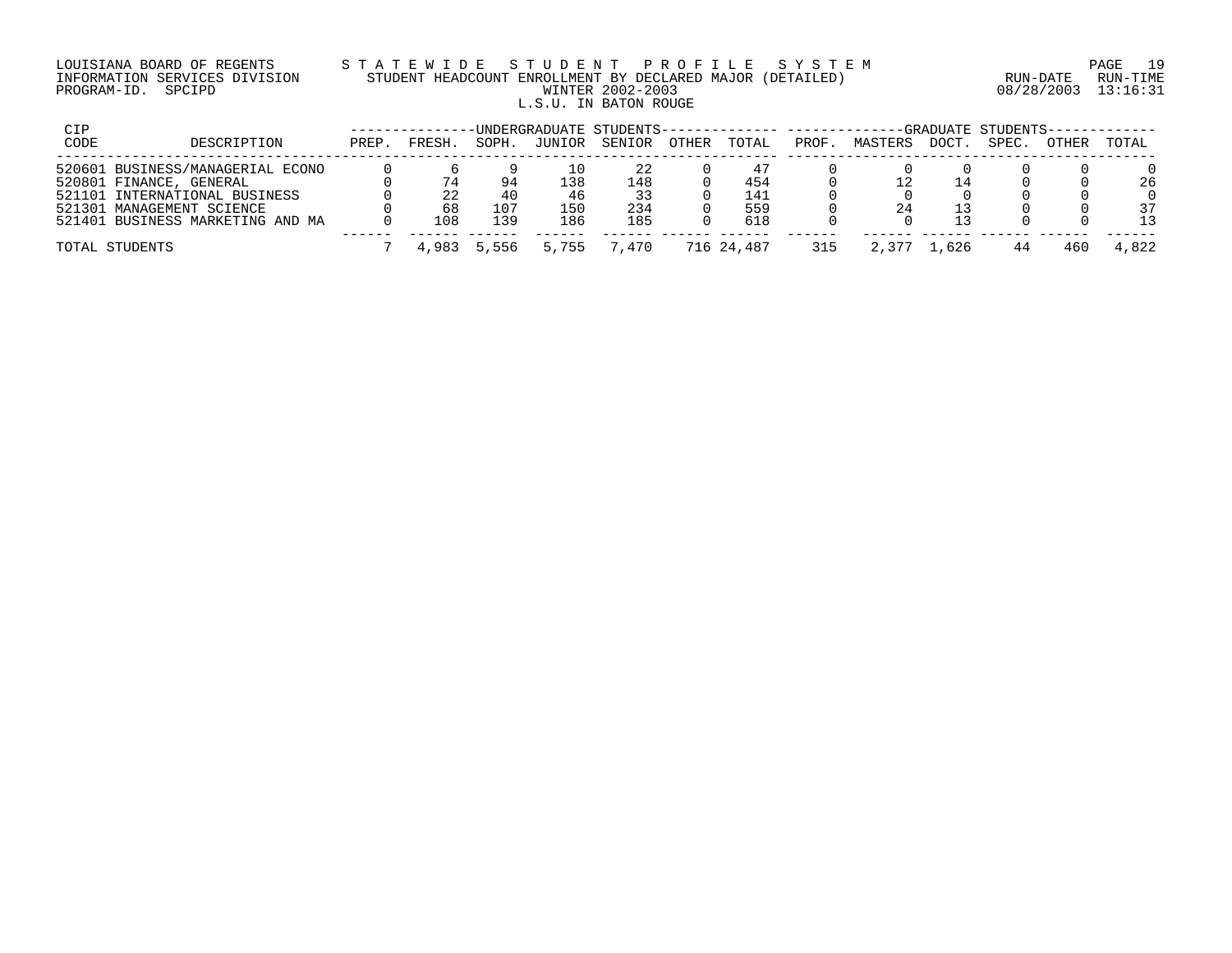LOUISIANA BOARD OF REGENTS
INFORMATION SERVICES DIVISION
PROGRAM-ID. SPCIPD

STATEWIDE STUDENT PROFILE SYSTEM
STUDENT HEADCOUNT ENROLLMENT BY DECLARED MAJOR (DETAILED)
WINTER 2002-2003
L.S.U. IN BATON ROUGE

RUN-DATE 08/28/2003 RUN-TIME 13:16:31

| CIP CODE | DESCRIPTION | UNDERGRADUATE STUDENTS PREP. | FRESH. | SOPH. | JUNIOR | SENIOR | OTHER | TOTAL | GRADUATE STUDENTS PROF. | MASTERS | DOCT. | SPEC. | OTHER | TOTAL |
|---|---|---|---|---|---|---|---|---|---|---|---|---|---|---|
| 520601 | BUSINESS/MANAGERIAL ECONO | 0 | 6 | 9 | 10 | 22 | 0 | 47 | 0 | 0 | 0 | 0 | 0 | 0 |
| 520801 | FINANCE, GENERAL | 0 | 74 | 94 | 138 | 148 | 0 | 454 | 0 | 12 | 14 | 0 | 0 | 26 |
| 521101 | INTERNATIONAL BUSINESS | 0 | 22 | 40 | 46 | 33 | 0 | 141 | 0 | 0 | 0 | 0 | 0 | 0 |
| 521301 | MANAGEMENT SCIENCE | 0 | 68 | 107 | 150 | 234 | 0 | 559 | 0 | 24 | 13 | 0 | 0 | 37 |
| 521401 | BUSINESS MARKETING AND MA | 0 | 108 | 139 | 186 | 185 | 0 | 618 | 0 | 0 | 13 | 0 | 0 | 13 |
| TOTAL STUDENTS | | 7 | 4,983 | 5,556 | 5,755 | 7,470 | 716 | 24,487 | 315 | 2,377 | 1,626 | 44 | 460 | 4,822 |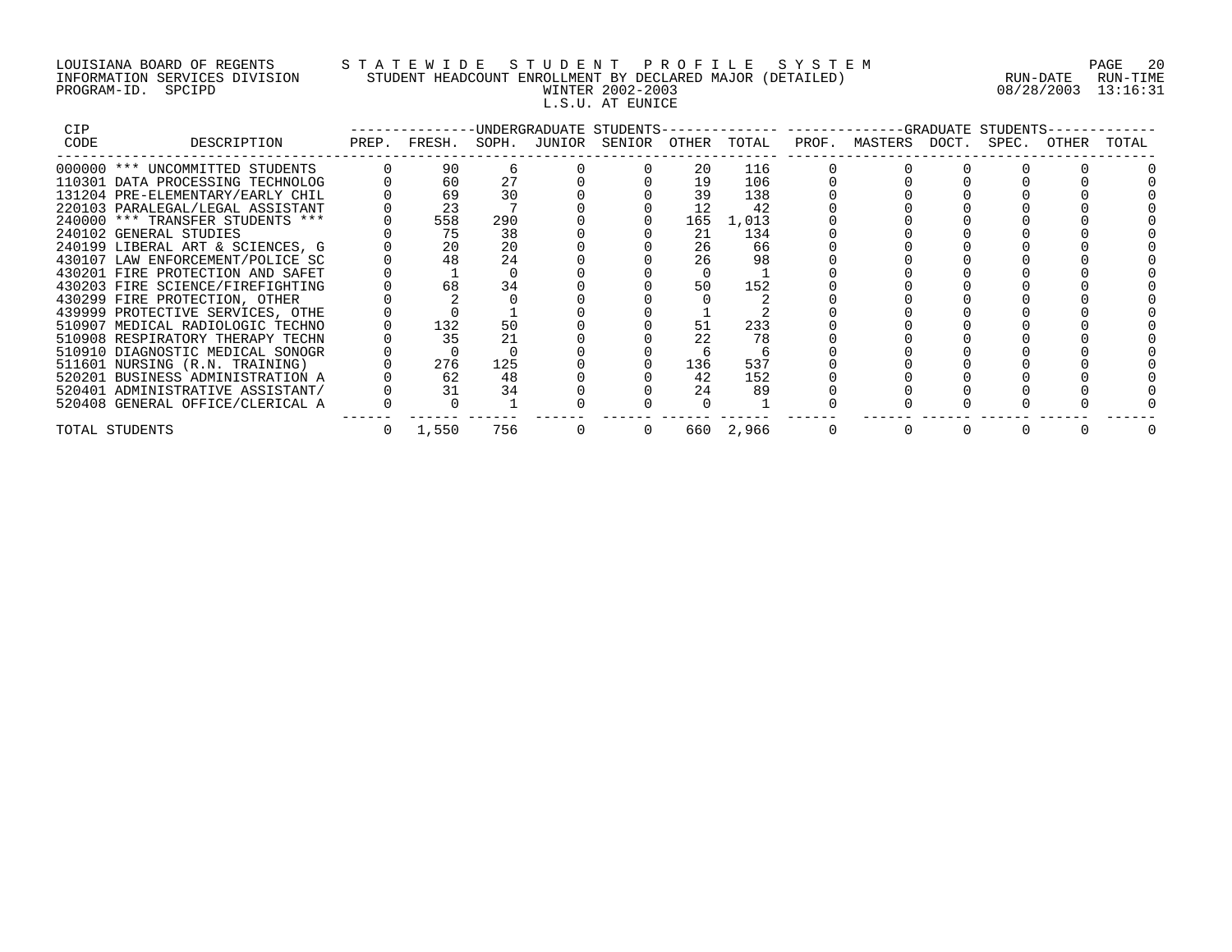LOUISIANA BOARD OF REGENTS
INFORMATION SERVICES DIVISION
PROGRAM-ID. SPCIPD

STATEWIDE STUDENT PROFILE SYSTEM
STUDENT HEADCOUNT ENROLLMENT BY DECLARED MAJOR (DETAILED)
WINTER 2002-2003
L.S.U. AT EUNICE

RUN-DATE 08/28/2003 RUN-TIME 13:16:31

| CIP CODE | DESCRIPTION | UNDERGRADUATE STUDENTS PREP. | FRESH. | SOPH. | JUNIOR | SENIOR | OTHER | TOTAL | GRADUATE STUDENTS PROF. | MASTERS | DOCT. | SPEC. | OTHER | TOTAL |
|---|---|---|---|---|---|---|---|---|---|---|---|---|---|---|
| 000000 | *** UNCOMMITTED STUDENTS | 0 | 90 | 6 | 0 | 0 | 20 | 116 | 0 | 0 | 0 | 0 | 0 | 0 |
| 110301 | DATA PROCESSING TECHNOLOG | 0 | 60 | 27 | 0 | 0 | 19 | 106 | 0 | 0 | 0 | 0 | 0 | 0 |
| 131204 | PRE-ELEMENTARY/EARLY CHIL | 0 | 69 | 30 | 0 | 0 | 39 | 138 | 0 | 0 | 0 | 0 | 0 | 0 |
| 220103 | PARALEGAL/LEGAL ASSISTANT | 0 | 23 | 7 | 0 | 0 | 12 | 42 | 0 | 0 | 0 | 0 | 0 | 0 |
| 240000 | *** TRANSFER STUDENTS *** | 0 | 558 | 290 | 0 | 0 | 165 | 1,013 | 0 | 0 | 0 | 0 | 0 | 0 |
| 240102 | GENERAL STUDIES | 0 | 75 | 38 | 0 | 0 | 21 | 134 | 0 | 0 | 0 | 0 | 0 | 0 |
| 240199 | LIBERAL ART & SCIENCES, G | 0 | 20 | 20 | 0 | 0 | 26 | 66 | 0 | 0 | 0 | 0 | 0 | 0 |
| 430107 | LAW ENFORCEMENT/POLICE SC | 0 | 48 | 24 | 0 | 0 | 26 | 98 | 0 | 0 | 0 | 0 | 0 | 0 |
| 430201 | FIRE PROTECTION AND SAFET | 0 | 1 | 0 | 0 | 0 | 0 | 1 | 0 | 0 | 0 | 0 | 0 | 0 |
| 430203 | FIRE SCIENCE/FIREFIGHTING | 0 | 68 | 34 | 0 | 0 | 50 | 152 | 0 | 0 | 0 | 0 | 0 | 0 |
| 430299 | FIRE PROTECTION, OTHER | 0 | 2 | 0 | 0 | 0 | 0 | 2 | 0 | 0 | 0 | 0 | 0 | 0 |
| 439999 | PROTECTIVE SERVICES, OTHE | 0 | 0 | 1 | 0 | 0 | 1 | 2 | 0 | 0 | 0 | 0 | 0 | 0 |
| 510907 | MEDICAL RADIOLOGIC TECHNO | 0 | 132 | 50 | 0 | 0 | 51 | 233 | 0 | 0 | 0 | 0 | 0 | 0 |
| 510908 | RESPIRATORY THERAPY TECHN | 0 | 35 | 21 | 0 | 0 | 22 | 78 | 0 | 0 | 0 | 0 | 0 | 0 |
| 510910 | DIAGNOSTIC MEDICAL SONOGR | 0 | 0 | 0 | 0 | 0 | 6 | 6 | 0 | 0 | 0 | 0 | 0 | 0 |
| 511601 | NURSING (R.N. TRAINING) | 0 | 276 | 125 | 0 | 0 | 136 | 537 | 0 | 0 | 0 | 0 | 0 | 0 |
| 520201 | BUSINESS ADMINISTRATION A | 0 | 62 | 48 | 0 | 0 | 42 | 152 | 0 | 0 | 0 | 0 | 0 | 0 |
| 520401 | ADMINISTRATIVE ASSISTANT/ | 0 | 31 | 34 | 0 | 0 | 24 | 89 | 0 | 0 | 0 | 0 | 0 | 0 |
| 520408 | GENERAL OFFICE/CLERICAL A | 0 | 0 | 1 | 0 | 0 | 0 | 1 | 0 | 0 | 0 | 0 | 0 | 0 |
| TOTAL STUDENTS | | 0 | 1,550 | 756 | 0 | 0 | 660 | 2,966 | 0 | 0 | 0 | 0 | 0 | 0 |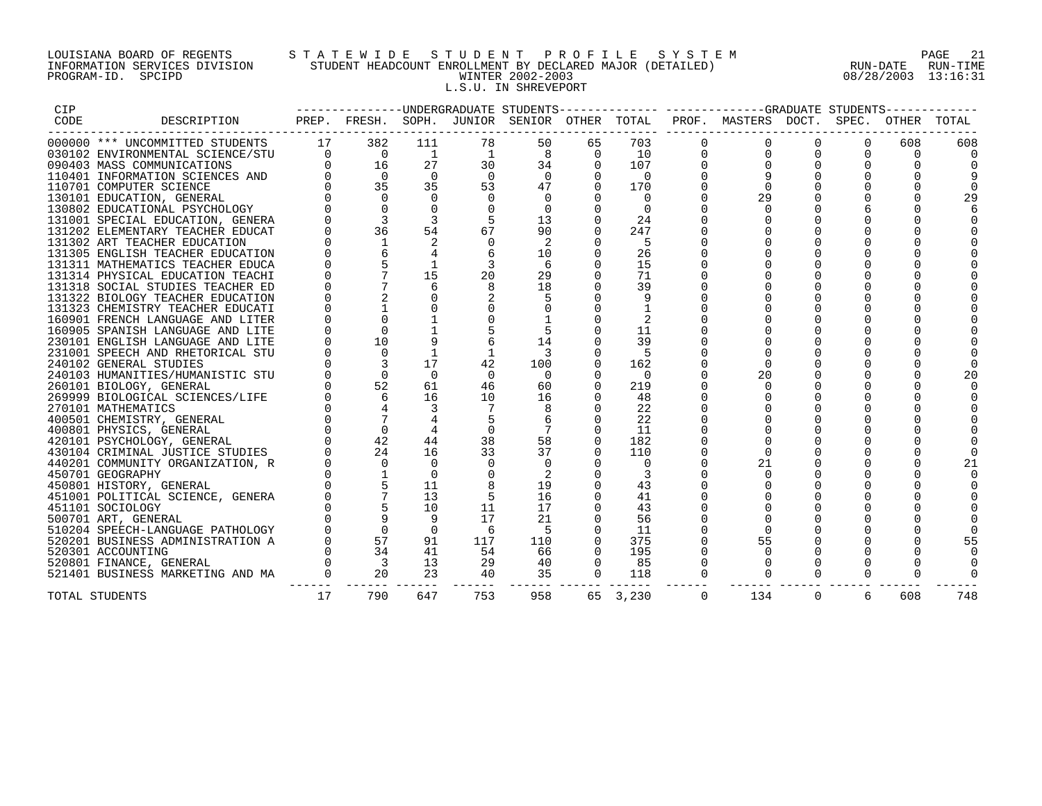LOUISIANA BOARD OF REGENTS
INFORMATION SERVICES DIVISION
PROGRAM-ID. SPCIPD

STATEWIDE STUDENT PROFILE SYSTEM
STUDENT HEADCOUNT ENROLLMENT BY DECLARED MAJOR (DETAILED)
WINTER 2002-2003
L.S.U. IN SHREVEPORT

RUN-DATE 08/28/2003 RUN-TIME 13:16:31

| CIP CODE | DESCRIPTION | UNDERGRADUATE STUDENTS PREP. | FRESH. | SOPH. | JUNIOR | SENIOR | OTHER | TOTAL | GRADUATE STUDENTS PROF. | MASTERS | DOCT. | SPEC. | OTHER | TOTAL |
|---|---|---|---|---|---|---|---|---|---|---|---|---|---|---|
| 000000 | *** UNCOMMITTED STUDENTS | 17 | 382 | 111 | 78 | 50 | 65 | 703 | 0 | 0 | 0 | 0 | 608 | 608 |
| 030102 | ENVIRONMENTAL SCIENCE/STU | 0 | 0 | 1 | 1 | 8 | 0 | 10 | 0 | 0 | 0 | 0 | 0 | 0 |
| 090403 | MASS COMMUNICATIONS | 0 | 16 | 27 | 30 | 34 | 0 | 107 | 0 | 0 | 0 | 0 | 0 | 0 |
| 110401 | INFORMATION SCIENCES AND | 0 | 0 | 0 | 0 | 0 | 0 | 0 | 0 | 9 | 0 | 0 | 0 | 9 |
| 110701 | COMPUTER SCIENCE | 0 | 35 | 35 | 53 | 47 | 0 | 170 | 0 | 0 | 0 | 0 | 0 | 0 |
| 130101 | EDUCATION, GENERAL | 0 | 0 | 0 | 0 | 0 | 0 | 0 | 0 | 29 | 0 | 0 | 0 | 29 |
| 130802 | EDUCATIONAL PSYCHOLOGY | 0 | 0 | 0 | 0 | 0 | 0 | 0 | 0 | 0 | 0 | 6 | 0 | 6 |
| 131001 | SPECIAL EDUCATION, GENERA | 0 | 3 | 3 | 5 | 13 | 0 | 24 | 0 | 0 | 0 | 0 | 0 | 0 |
| 131202 | ELEMENTARY TEACHER EDUCAT | 0 | 36 | 54 | 67 | 90 | 0 | 247 | 0 | 0 | 0 | 0 | 0 | 0 |
| 131302 | ART TEACHER EDUCATION | 0 | 1 | 2 | 0 | 2 | 0 | 5 | 0 | 0 | 0 | 0 | 0 | 0 |
| 131305 | ENGLISH TEACHER EDUCATION | 0 | 6 | 4 | 6 | 10 | 0 | 26 | 0 | 0 | 0 | 0 | 0 | 0 |
| 131311 | MATHEMATICS TEACHER EDUCA | 0 | 5 | 1 | 3 | 6 | 0 | 15 | 0 | 0 | 0 | 0 | 0 | 0 |
| 131314 | PHYSICAL EDUCATION TEACHI | 0 | 7 | 15 | 20 | 29 | 0 | 71 | 0 | 0 | 0 | 0 | 0 | 0 |
| 131318 | SOCIAL STUDIES TEACHER ED | 0 | 7 | 6 | 8 | 18 | 0 | 39 | 0 | 0 | 0 | 0 | 0 | 0 |
| 131322 | BIOLOGY TEACHER EDUCATION | 0 | 2 | 0 | 2 | 5 | 0 | 9 | 0 | 0 | 0 | 0 | 0 | 0 |
| 131323 | CHEMISTRY TEACHER EDUCATI | 0 | 1 | 0 | 0 | 0 | 0 | 1 | 0 | 0 | 0 | 0 | 0 | 0 |
| 160901 | FRENCH LANGUAGE AND LITER | 0 | 0 | 1 | 0 | 1 | 0 | 2 | 0 | 0 | 0 | 0 | 0 | 0 |
| 160905 | SPANISH LANGUAGE AND LITE | 0 | 0 | 1 | 5 | 5 | 0 | 11 | 0 | 0 | 0 | 0 | 0 | 0 |
| 230101 | ENGLISH LANGUAGE AND LITE | 0 | 10 | 9 | 6 | 14 | 0 | 39 | 0 | 0 | 0 | 0 | 0 | 0 |
| 231001 | SPEECH AND RHETORICAL STU | 0 | 0 | 1 | 1 | 3 | 0 | 5 | 0 | 0 | 0 | 0 | 0 | 0 |
| 240102 | GENERAL STUDIES | 0 | 3 | 17 | 42 | 100 | 0 | 162 | 0 | 0 | 0 | 0 | 0 | 0 |
| 240103 | HUMANITIES/HUMANISTIC STU | 0 | 0 | 0 | 0 | 0 | 0 | 0 | 0 | 20 | 0 | 0 | 0 | 20 |
| 260101 | BIOLOGY, GENERAL | 0 | 52 | 61 | 46 | 60 | 0 | 219 | 0 | 0 | 0 | 0 | 0 | 0 |
| 269999 | BIOLOGICAL SCIENCES/LIFE | 0 | 6 | 16 | 10 | 16 | 0 | 48 | 0 | 0 | 0 | 0 | 0 | 0 |
| 270101 | MATHEMATICS | 0 | 4 | 3 | 7 | 8 | 0 | 22 | 0 | 0 | 0 | 0 | 0 | 0 |
| 400501 | CHEMISTRY, GENERAL | 0 | 7 | 4 | 5 | 6 | 0 | 22 | 0 | 0 | 0 | 0 | 0 | 0 |
| 400801 | PHYSICS, GENERAL | 0 | 0 | 4 | 0 | 7 | 0 | 11 | 0 | 0 | 0 | 0 | 0 | 0 |
| 420101 | PSYCHOLOGY, GENERAL | 0 | 42 | 44 | 38 | 58 | 0 | 182 | 0 | 0 | 0 | 0 | 0 | 0 |
| 430104 | CRIMINAL JUSTICE STUDIES | 0 | 24 | 16 | 33 | 37 | 0 | 110 | 0 | 0 | 0 | 0 | 0 | 0 |
| 440201 | COMMUNITY ORGANIZATION, R | 0 | 0 | 0 | 0 | 0 | 0 | 0 | 0 | 21 | 0 | 0 | 0 | 21 |
| 450701 | GEOGRAPHY | 0 | 1 | 0 | 0 | 2 | 0 | 3 | 0 | 0 | 0 | 0 | 0 | 0 |
| 450801 | HISTORY, GENERAL | 0 | 5 | 11 | 8 | 19 | 0 | 43 | 0 | 0 | 0 | 0 | 0 | 0 |
| 451001 | POLITICAL SCIENCE, GENERA | 0 | 7 | 13 | 5 | 16 | 0 | 41 | 0 | 0 | 0 | 0 | 0 | 0 |
| 451101 | SOCIOLOGY | 0 | 5 | 10 | 11 | 17 | 0 | 43 | 0 | 0 | 0 | 0 | 0 | 0 |
| 500701 | ART, GENERAL | 0 | 9 | 9 | 17 | 21 | 0 | 56 | 0 | 0 | 0 | 0 | 0 | 0 |
| 510204 | SPEECH-LANGUAGE PATHOLOGY | 0 | 0 | 0 | 6 | 5 | 0 | 11 | 0 | 0 | 0 | 0 | 0 | 0 |
| 520201 | BUSINESS ADMINISTRATION A | 0 | 57 | 91 | 117 | 110 | 0 | 375 | 0 | 55 | 0 | 0 | 0 | 55 |
| 520301 | ACCOUNTING | 0 | 34 | 41 | 54 | 66 | 0 | 195 | 0 | 0 | 0 | 0 | 0 | 0 |
| 520801 | FINANCE, GENERAL | 0 | 3 | 13 | 29 | 40 | 0 | 85 | 0 | 0 | 0 | 0 | 0 | 0 |
| 521401 | BUSINESS MARKETING AND MA | 0 | 20 | 23 | 40 | 35 | 0 | 118 | 0 | 0 | 0 | 0 | 0 | 0 |
| TOTAL STUDENTS | | 17 | 790 | 647 | 753 | 958 | 65 | 3,230 | 0 | 134 | 0 | 6 | 608 | 748 |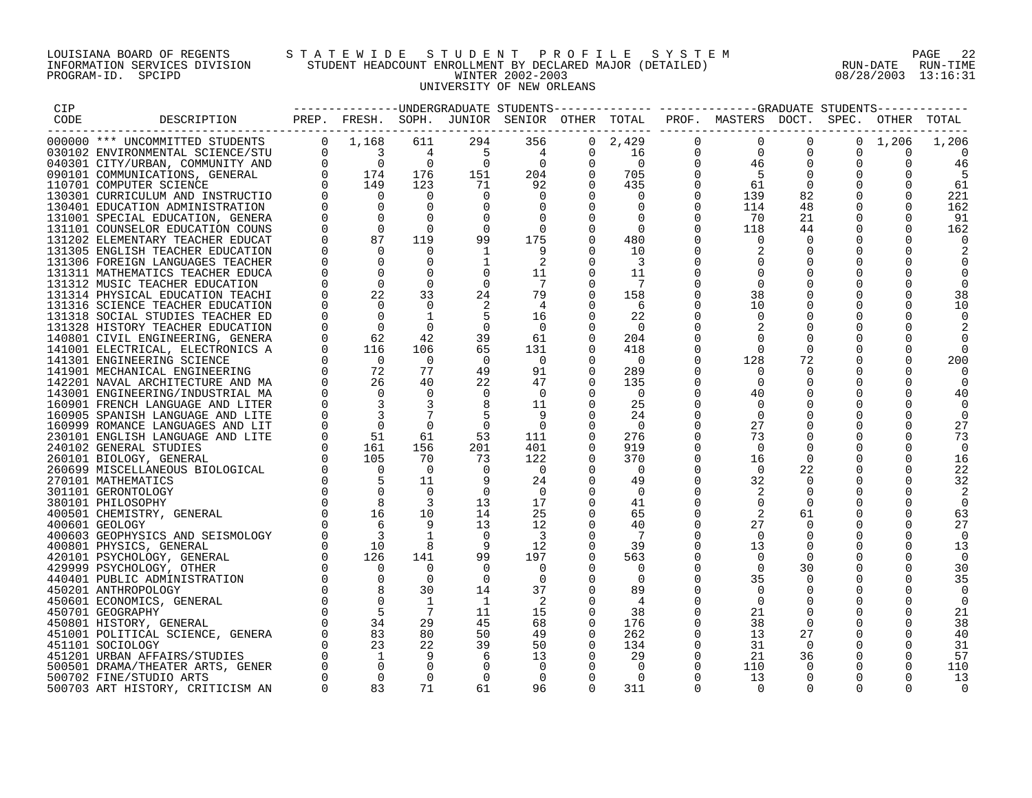LOUISIANA BOARD OF REGENTS — STATEWIDE STUDENT PROFILE SYSTEM
INFORMATION SERVICES DIVISION — STUDENT HEADCOUNT ENROLLMENT BY DECLARED MAJOR (DETAILED) — RUN-DATE 08/28/2003 RUN-TIME 13:16:31
PROGRAM-ID. SPCIPD — WINTER 2002-2003

UNIVERSITY OF NEW ORLEANS

| CIP CODE | DESCRIPTION | UNDERGRADUATE STUDENTS PREP. | FRESH. | SOPH. | JUNIOR | SENIOR | OTHER | TOTAL | GRADUATE STUDENTS PROF. | MASTERS | DOCT. | SPEC. | OTHER | TOTAL |
|---|---|---|---|---|---|---|---|---|---|---|---|---|---|---|
| 000000 | *** UNCOMMITTED STUDENTS | 0 | 1,168 | 611 | 294 | 356 | 0 | 2,429 | 0 | 0 | 0 | 0 | 1,206 | 1,206 |
| 030102 | ENVIRONMENTAL SCIENCE/STU | 0 | 3 | 4 | 5 | 4 | 0 | 16 | 0 | 0 | 0 | 0 | 0 | 0 |
| 040301 | CITY/URBAN, COMMUNITY AND | 0 | 0 | 0 | 0 | 0 | 0 | 0 | 0 | 46 | 0 | 0 | 0 | 46 |
| 090101 | COMMUNICATIONS, GENERAL | 0 | 174 | 176 | 151 | 204 | 0 | 705 | 0 | 5 | 0 | 0 | 0 | 5 |
| 110701 | COMPUTER SCIENCE | 0 | 149 | 123 | 71 | 92 | 0 | 435 | 0 | 61 | 0 | 0 | 0 | 61 |
| 130301 | CURRICULUM AND INSTRUCTIO | 0 | 0 | 0 | 0 | 0 | 0 | 0 | 0 | 139 | 82 | 0 | 0 | 221 |
| 130401 | EDUCATION ADMINISTRATION | 0 | 0 | 0 | 0 | 0 | 0 | 0 | 0 | 114 | 48 | 0 | 0 | 162 |
| 131001 | SPECIAL EDUCATION, GENERA | 0 | 0 | 0 | 0 | 0 | 0 | 0 | 0 | 70 | 21 | 0 | 0 | 91 |
| 131101 | COUNSELOR EDUCATION COUNS | 0 | 0 | 0 | 0 | 0 | 0 | 0 | 0 | 118 | 44 | 0 | 0 | 162 |
| 131202 | ELEMENTARY TEACHER EDUCAT | 0 | 87 | 119 | 99 | 175 | 0 | 480 | 0 | 0 | 0 | 0 | 0 | 0 |
| 131305 | ENGLISH TEACHER EDUCATION | 0 | 0 | 0 | 1 | 9 | 0 | 10 | 0 | 2 | 0 | 0 | 0 | 2 |
| 131306 | FOREIGN LANGUAGES TEACHER | 0 | 0 | 0 | 1 | 2 | 0 | 3 | 0 | 0 | 0 | 0 | 0 | 0 |
| 131311 | MATHEMATICS TEACHER EDUCA | 0 | 0 | 0 | 0 | 11 | 0 | 11 | 0 | 0 | 0 | 0 | 0 | 0 |
| 131312 | MUSIC TEACHER EDUCATION | 0 | 0 | 0 | 0 | 7 | 0 | 7 | 0 | 0 | 0 | 0 | 0 | 0 |
| 131314 | PHYSICAL EDUCATION TEACHI | 0 | 22 | 33 | 24 | 79 | 0 | 158 | 0 | 38 | 0 | 0 | 0 | 38 |
| 131316 | SCIENCE TEACHER EDUCATION | 0 | 0 | 0 | 2 | 4 | 0 | 6 | 0 | 10 | 0 | 0 | 0 | 10 |
| 131318 | SOCIAL STUDIES TEACHER ED | 0 | 0 | 1 | 5 | 16 | 0 | 22 | 0 | 0 | 0 | 0 | 0 | 0 |
| 131328 | HISTORY TEACHER EDUCATION | 0 | 0 | 0 | 0 | 0 | 0 | 0 | 0 | 2 | 0 | 0 | 0 | 2 |
| 140801 | CIVIL ENGINEERING, GENERA | 0 | 62 | 42 | 39 | 61 | 0 | 204 | 0 | 0 | 0 | 0 | 0 | 0 |
| 141001 | ELECTRICAL, ELECTRONICS A | 0 | 116 | 106 | 65 | 131 | 0 | 418 | 0 | 0 | 0 | 0 | 0 | 0 |
| 141301 | ENGINEERING SCIENCE | 0 | 0 | 0 | 0 | 0 | 0 | 0 | 0 | 128 | 72 | 0 | 0 | 200 |
| 141901 | MECHANICAL ENGINEERING | 0 | 72 | 77 | 49 | 91 | 0 | 289 | 0 | 0 | 0 | 0 | 0 | 0 |
| 142201 | NAVAL ARCHITECTURE AND MA | 0 | 26 | 40 | 22 | 47 | 0 | 135 | 0 | 0 | 0 | 0 | 0 | 0 |
| 143001 | ENGINEERING/INDUSTRIAL MA | 0 | 0 | 0 | 0 | 0 | 0 | 0 | 0 | 40 | 0 | 0 | 0 | 40 |
| 160901 | FRENCH LANGUAGE AND LITER | 0 | 3 | 3 | 8 | 11 | 0 | 25 | 0 | 0 | 0 | 0 | 0 | 0 |
| 160905 | SPANISH LANGUAGE AND LITE | 0 | 3 | 7 | 5 | 9 | 0 | 24 | 0 | 0 | 0 | 0 | 0 | 0 |
| 160999 | ROMANCE LANGUAGES AND LIT | 0 | 0 | 0 | 0 | 0 | 0 | 0 | 0 | 27 | 0 | 0 | 0 | 27 |
| 230101 | ENGLISH LANGUAGE AND LITE | 0 | 51 | 61 | 53 | 111 | 0 | 276 | 0 | 73 | 0 | 0 | 0 | 73 |
| 240102 | GENERAL STUDIES | 0 | 161 | 156 | 201 | 401 | 0 | 919 | 0 | 0 | 0 | 0 | 0 | 0 |
| 260101 | BIOLOGY, GENERAL | 0 | 105 | 70 | 73 | 122 | 0 | 370 | 0 | 16 | 0 | 0 | 0 | 16 |
| 260699 | MISCELLANEOUS BIOLOGICAL | 0 | 0 | 0 | 0 | 0 | 0 | 0 | 0 | 0 | 22 | 0 | 0 | 22 |
| 270101 | MATHEMATICS | 0 | 5 | 11 | 9 | 24 | 0 | 49 | 0 | 32 | 0 | 0 | 0 | 32 |
| 301101 | GERONTOLOGY | 0 | 0 | 0 | 0 | 0 | 0 | 0 | 0 | 2 | 0 | 0 | 0 | 2 |
| 380101 | PHILOSOPHY | 0 | 8 | 3 | 13 | 17 | 0 | 41 | 0 | 0 | 0 | 0 | 0 | 0 |
| 400501 | CHEMISTRY, GENERAL | 0 | 16 | 10 | 14 | 25 | 0 | 65 | 0 | 2 | 61 | 0 | 0 | 63 |
| 400601 | GEOLOGY | 0 | 6 | 9 | 13 | 12 | 0 | 40 | 0 | 27 | 0 | 0 | 0 | 27 |
| 400603 | GEOPHYSICS AND SEISMOLOGY | 0 | 3 | 1 | 0 | 3 | 0 | 7 | 0 | 0 | 0 | 0 | 0 | 0 |
| 400801 | PHYSICS, GENERAL | 0 | 10 | 8 | 9 | 12 | 0 | 39 | 0 | 13 | 0 | 0 | 0 | 13 |
| 420101 | PSYCHOLOGY, GENERAL | 0 | 126 | 141 | 99 | 197 | 0 | 563 | 0 | 0 | 0 | 0 | 0 | 0 |
| 429999 | PSYCHOLOGY, OTHER | 0 | 0 | 0 | 0 | 0 | 0 | 0 | 0 | 0 | 30 | 0 | 0 | 30 |
| 440401 | PUBLIC ADMINISTRATION | 0 | 0 | 0 | 0 | 0 | 0 | 0 | 0 | 35 | 0 | 0 | 0 | 35 |
| 450201 | ANTHROPOLOGY | 0 | 8 | 30 | 14 | 37 | 0 | 89 | 0 | 0 | 0 | 0 | 0 | 0 |
| 450601 | ECONOMICS, GENERAL | 0 | 0 | 1 | 1 | 2 | 0 | 4 | 0 | 0 | 0 | 0 | 0 | 0 |
| 450701 | GEOGRAPHY | 0 | 5 | 7 | 11 | 15 | 0 | 38 | 0 | 21 | 0 | 0 | 0 | 21 |
| 450801 | HISTORY, GENERAL | 0 | 34 | 29 | 45 | 68 | 0 | 176 | 0 | 38 | 0 | 0 | 0 | 38 |
| 451001 | POLITICAL SCIENCE, GENERA | 0 | 83 | 80 | 50 | 49 | 0 | 262 | 0 | 13 | 27 | 0 | 0 | 40 |
| 451101 | SOCIOLOGY | 0 | 23 | 22 | 39 | 50 | 0 | 134 | 0 | 31 | 0 | 0 | 0 | 31 |
| 451201 | URBAN AFFAIRS/STUDIES | 0 | 1 | 9 | 6 | 13 | 0 | 29 | 0 | 21 | 36 | 0 | 0 | 57 |
| 500501 | DRAMA/THEATER ARTS, GENER | 0 | 0 | 0 | 0 | 0 | 0 | 0 | 0 | 110 | 0 | 0 | 0 | 110 |
| 500702 | FINE/STUDIO ARTS | 0 | 0 | 0 | 0 | 0 | 0 | 0 | 0 | 13 | 0 | 0 | 0 | 13 |
| 500703 | ART HISTORY, CRITICISM AN | 0 | 83 | 71 | 61 | 96 | 0 | 311 | 0 | 0 | 0 | 0 | 0 | 0 |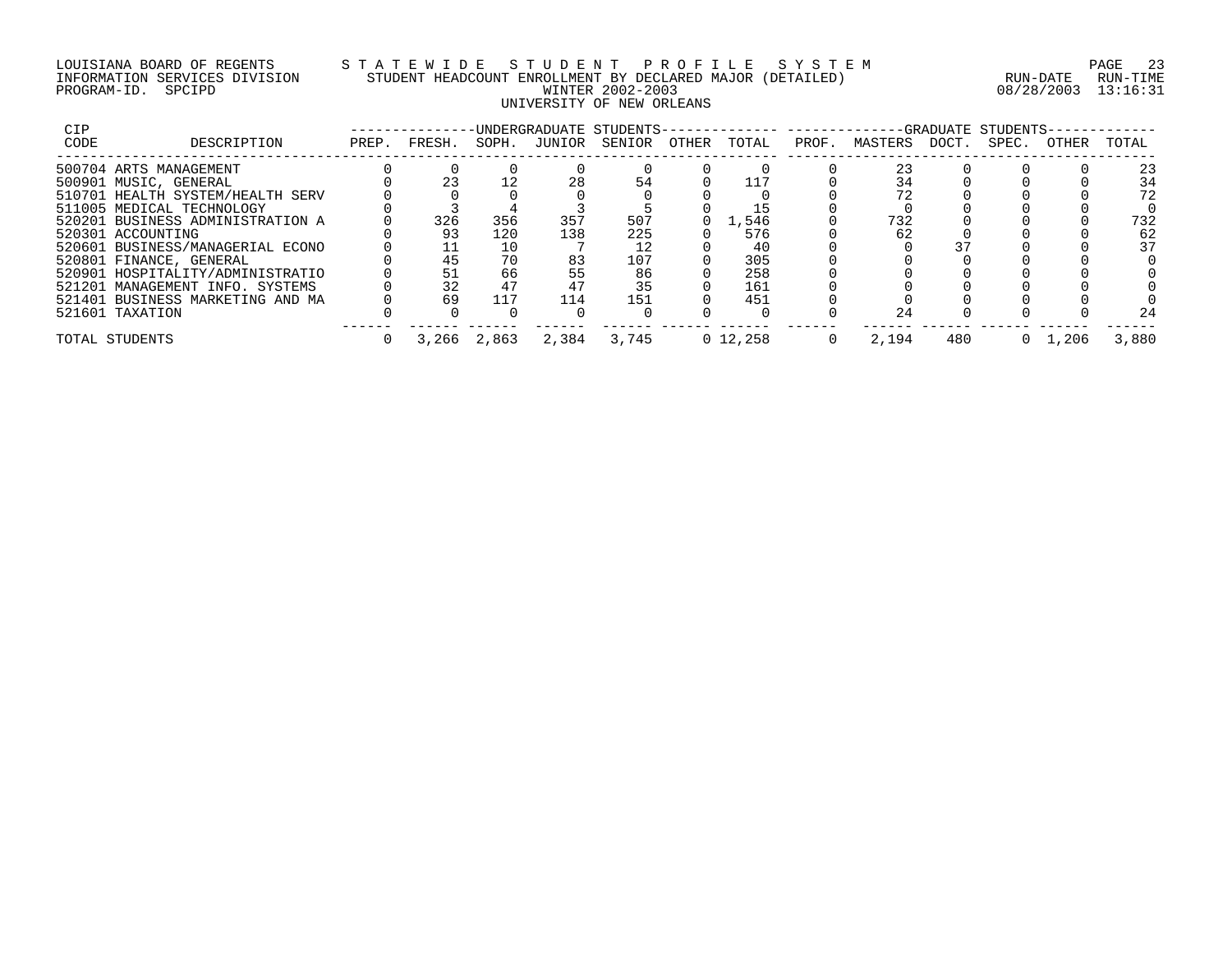LOUISIANA BOARD OF REGENTS — STATEWIDE STUDENT PROFILE SYSTEM
INFORMATION SERVICES DIVISION — STUDENT HEADCOUNT ENROLLMENT BY DECLARED MAJOR (DETAILED) — RUN-DATE 08/28/2003 RUN-TIME 13:16:31
PROGRAM-ID. SPCIPD — WINTER 2002-2003

UNIVERSITY OF NEW ORLEANS

| CIP CODE | DESCRIPTION | UNDERGRADUATE STUDENTS PREP. | FRESH. | SOPH. | JUNIOR | SENIOR | OTHER | TOTAL | GRADUATE STUDENTS PROF. | MASTERS | DOCT. | SPEC. | OTHER | TOTAL |
|---|---|---|---|---|---|---|---|---|---|---|---|---|---|---|
| 500704 | ARTS MANAGEMENT | 0 | 0 | 0 | 0 | 0 | 0 | 0 | 0 | 23 | 0 | 0 | 0 | 23 |
| 500901 | MUSIC, GENERAL | 0 | 23 | 12 | 28 | 54 | 0 | 117 | 0 | 34 | 0 | 0 | 0 | 34 |
| 510701 | HEALTH SYSTEM/HEALTH SERV | 0 | 0 | 0 | 0 | 0 | 0 | 0 | 0 | 72 | 0 | 0 | 0 | 72 |
| 511005 | MEDICAL TECHNOLOGY | 0 | 3 | 4 | 3 | 5 | 0 | 15 | 0 | 0 | 0 | 0 | 0 | 0 |
| 520201 | BUSINESS ADMINISTRATION A | 0 | 326 | 356 | 357 | 507 | 0 | 1,546 | 0 | 732 | 0 | 0 | 0 | 732 |
| 520301 | ACCOUNTING | 0 | 93 | 120 | 138 | 225 | 0 | 576 | 0 | 62 | 0 | 0 | 0 | 62 |
| 520601 | BUSINESS/MANAGERIAL ECONO | 0 | 11 | 10 | 7 | 12 | 0 | 40 | 0 | 0 | 37 | 0 | 0 | 37 |
| 520801 | FINANCE, GENERAL | 0 | 45 | 70 | 83 | 107 | 0 | 305 | 0 | 0 | 0 | 0 | 0 | 0 |
| 520901 | HOSPITALITY/ADMINISTRATIO | 0 | 51 | 66 | 55 | 86 | 0 | 258 | 0 | 0 | 0 | 0 | 0 | 0 |
| 521201 | MANAGEMENT INFO. SYSTEMS | 0 | 32 | 47 | 47 | 35 | 0 | 161 | 0 | 0 | 0 | 0 | 0 | 0 |
| 521401 | BUSINESS MARKETING AND MA | 0 | 69 | 117 | 114 | 151 | 0 | 451 | 0 | 0 | 0 | 0 | 0 | 0 |
| 521601 | TAXATION | 0 | 0 | 0 | 0 | 0 | 0 | 0 | 0 | 24 | 0 | 0 | 0 | 24 |
| TOTAL STUDENTS | | 0 | 3,266 | 2,863 | 2,384 | 3,745 | 0 | 12,258 | 0 | 2,194 | 480 | 0 | 1,206 | 3,880 |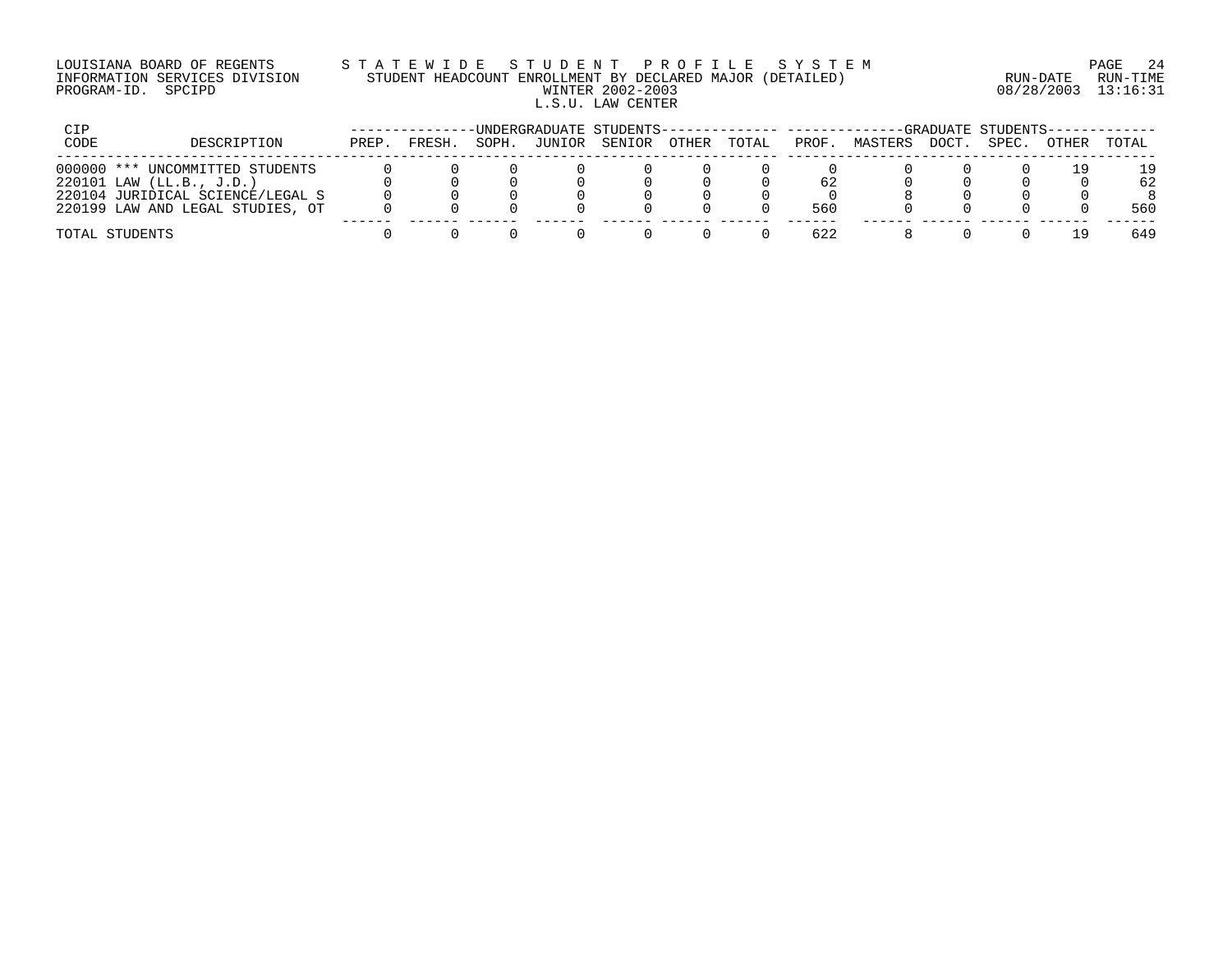LOUISIANA BOARD OF REGENTS — STATEWIDE STUDENT PROFILE SYSTEM
INFORMATION SERVICES DIVISION — STUDENT HEADCOUNT ENROLLMENT BY DECLARED MAJOR (DETAILED) — RUN-DATE 08/28/2003 RUN-TIME 13:16:31
PROGRAM-ID. SPCIPD — WINTER 2002-2003

L.S.U. LAW CENTER

| CIP CODE | DESCRIPTION | UNDERGRADUATE STUDENTS | | | | | | | GRADUATE STUDENTS | | | | | |
|---|---|---|---|---|---|---|---|---|---|---|---|---|---|---|
| | | PREP. | FRESH. | SOPH. | JUNIOR | SENIOR | OTHER | TOTAL | PROF. | MASTERS | DOCT. | SPEC. | OTHER | TOTAL |
| 000000 | *** UNCOMMITTED STUDENTS | 0 | 0 | 0 | 0 | 0 | 0 | 0 | 0 | 0 | 0 | 0 | 19 | 19 |
| 220101 | LAW (LL.B., J.D.) | 0 | 0 | 0 | 0 | 0 | 0 | 0 | 62 | 0 | 0 | 0 | 0 | 62 |
| 220104 | JURIDICAL SCIENCE/LEGAL S | 0 | 0 | 0 | 0 | 0 | 0 | 0 | 0 | 8 | 0 | 0 | 0 | 8 |
| 220199 | LAW AND LEGAL STUDIES, OT | 0 | 0 | 0 | 0 | 0 | 0 | 0 | 560 | 0 | 0 | 0 | 0 | 560 |
| TOTAL STUDENTS | | 0 | 0 | 0 | 0 | 0 | 0 | 0 | 622 | 8 | 0 | 0 | 19 | 649 |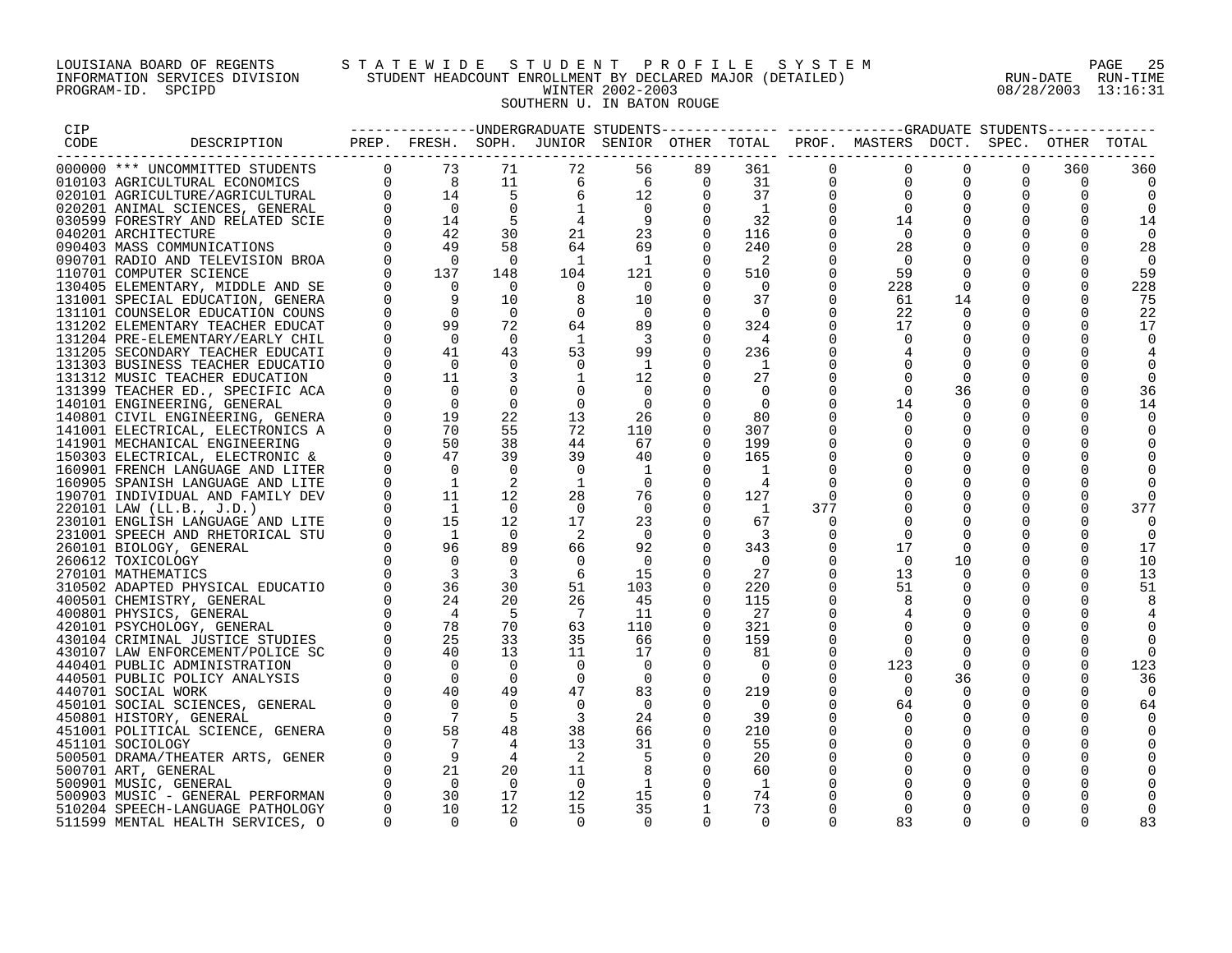LOUISIANA BOARD OF REGENTS — STATEWIDE STUDENT PROFILE SYSTEM
INFORMATION SERVICES DIVISION — STUDENT HEADCOUNT ENROLLMENT BY DECLARED MAJOR (DETAILED) — RUN-DATE 08/28/2003 RUN-TIME 13:16:31
PROGRAM-ID. SPCIPD — WINTER 2002-2003

SOUTHERN U. IN BATON ROUGE

| CIP CODE | DESCRIPTION | UNDERGRADUATE STUDENTS PREP. | FRESH. | SOPH. | JUNIOR | SENIOR | OTHER | TOTAL | GRADUATE STUDENTS PROF. | MASTERS | DOCT. | SPEC. | OTHER | TOTAL |
|---|---|---|---|---|---|---|---|---|---|---|---|---|---|---|
| 000000 | *** UNCOMMITTED STUDENTS | 0 | 73 | 71 | 72 | 56 | 89 | 361 | 0 | 0 | 0 | 0 | 360 | 360 |
| 010103 | AGRICULTURAL ECONOMICS | 0 | 8 | 11 | 6 | 6 | 0 | 31 | 0 | 0 | 0 | 0 | 0 | 0 |
| 020101 | AGRICULTURE/AGRICULTURAL | 0 | 14 | 5 | 6 | 12 | 0 | 37 | 0 | 0 | 0 | 0 | 0 | 0 |
| 020201 | ANIMAL SCIENCES, GENERAL | 0 | 0 | 0 | 1 | 0 | 0 | 1 | 0 | 0 | 0 | 0 | 0 | 0 |
| 030599 | FORESTRY AND RELATED SCIE | 0 | 14 | 5 | 4 | 9 | 0 | 32 | 0 | 14 | 0 | 0 | 0 | 14 |
| 040201 | ARCHITECTURE | 0 | 42 | 30 | 21 | 23 | 0 | 116 | 0 | 0 | 0 | 0 | 0 | 0 |
| 090403 | MASS COMMUNICATIONS | 0 | 49 | 58 | 64 | 69 | 0 | 240 | 0 | 28 | 0 | 0 | 0 | 28 |
| 090701 | RADIO AND TELEVISION BROA | 0 | 0 | 0 | 1 | 1 | 0 | 2 | 0 | 0 | 0 | 0 | 0 | 0 |
| 110701 | COMPUTER SCIENCE | 0 | 137 | 148 | 104 | 121 | 0 | 510 | 0 | 59 | 0 | 0 | 0 | 59 |
| 130405 | ELEMENTARY, MIDDLE AND SE | 0 | 0 | 0 | 0 | 0 | 0 | 0 | 0 | 228 | 0 | 0 | 0 | 228 |
| 131001 | SPECIAL EDUCATION, GENERA | 0 | 9 | 10 | 8 | 10 | 0 | 37 | 0 | 61 | 14 | 0 | 0 | 75 |
| 131101 | COUNSELOR EDUCATION COUNS | 0 | 0 | 0 | 0 | 0 | 0 | 0 | 0 | 22 | 0 | 0 | 0 | 22 |
| 131202 | ELEMENTARY TEACHER EDUCAT | 0 | 99 | 72 | 64 | 89 | 0 | 324 | 0 | 17 | 0 | 0 | 0 | 17 |
| 131204 | PRE-ELEMENTARY/EARLY CHIL | 0 | 0 | 0 | 1 | 3 | 0 | 4 | 0 | 0 | 0 | 0 | 0 | 0 |
| 131205 | SECONDARY TEACHER EDUCATI | 0 | 41 | 43 | 53 | 99 | 0 | 236 | 0 | 4 | 0 | 0 | 0 | 4 |
| 131303 | BUSINESS TEACHER EDUCATIO | 0 | 0 | 0 | 0 | 1 | 0 | 1 | 0 | 0 | 0 | 0 | 0 | 0 |
| 131312 | MUSIC TEACHER EDUCATION | 0 | 11 | 3 | 1 | 12 | 0 | 27 | 0 | 0 | 0 | 0 | 0 | 0 |
| 131399 | TEACHER ED., SPECIFIC ACA | 0 | 0 | 0 | 0 | 0 | 0 | 0 | 0 | 0 | 36 | 0 | 0 | 36 |
| 140101 | ENGINEERING, GENERAL | 0 | 0 | 0 | 0 | 0 | 0 | 0 | 0 | 14 | 0 | 0 | 0 | 14 |
| 140801 | CIVIL ENGINEERING, GENERA | 0 | 19 | 22 | 13 | 26 | 0 | 80 | 0 | 0 | 0 | 0 | 0 | 0 |
| 141001 | ELECTRICAL, ELECTRONICS A | 0 | 70 | 55 | 72 | 110 | 0 | 307 | 0 | 0 | 0 | 0 | 0 | 0 |
| 141901 | MECHANICAL ENGINEERING | 0 | 50 | 38 | 44 | 67 | 0 | 199 | 0 | 0 | 0 | 0 | 0 | 0 |
| 150303 | ELECTRICAL, ELECTRONIC & | 0 | 47 | 39 | 39 | 40 | 0 | 165 | 0 | 0 | 0 | 0 | 0 | 0 |
| 160901 | FRENCH LANGUAGE AND LITER | 0 | 0 | 0 | 0 | 1 | 0 | 1 | 0 | 0 | 0 | 0 | 0 | 0 |
| 160905 | SPANISH LANGUAGE AND LITE | 0 | 1 | 2 | 1 | 0 | 0 | 4 | 0 | 0 | 0 | 0 | 0 | 0 |
| 190701 | INDIVIDUAL AND FAMILY DEV | 0 | 11 | 12 | 28 | 76 | 0 | 127 | 0 | 0 | 0 | 0 | 0 | 0 |
| 220101 | LAW (LL.B., J.D.) | 0 | 1 | 0 | 0 | 0 | 0 | 1 | 377 | 0 | 0 | 0 | 0 | 377 |
| 230101 | ENGLISH LANGUAGE AND LITE | 0 | 15 | 12 | 17 | 23 | 0 | 67 | 0 | 0 | 0 | 0 | 0 | 0 |
| 231001 | SPEECH AND RHETORICAL STU | 0 | 1 | 0 | 2 | 0 | 0 | 3 | 0 | 0 | 0 | 0 | 0 | 0 |
| 260101 | BIOLOGY, GENERAL | 0 | 96 | 89 | 66 | 92 | 0 | 343 | 0 | 17 | 0 | 0 | 0 | 17 |
| 260612 | TOXICOLOGY | 0 | 0 | 0 | 0 | 0 | 0 | 0 | 0 | 0 | 10 | 0 | 0 | 10 |
| 270101 | MATHEMATICS | 0 | 3 | 3 | 6 | 15 | 0 | 27 | 0 | 13 | 0 | 0 | 0 | 13 |
| 310502 | ADAPTED PHYSICAL EDUCATIO | 0 | 36 | 30 | 51 | 103 | 0 | 220 | 0 | 51 | 0 | 0 | 0 | 51 |
| 400501 | CHEMISTRY, GENERAL | 0 | 24 | 20 | 26 | 45 | 0 | 115 | 0 | 8 | 0 | 0 | 0 | 8 |
| 400801 | PHYSICS, GENERAL | 0 | 4 | 5 | 7 | 11 | 0 | 27 | 0 | 4 | 0 | 0 | 0 | 4 |
| 420101 | PSYCHOLOGY, GENERAL | 0 | 78 | 70 | 63 | 110 | 0 | 321 | 0 | 0 | 0 | 0 | 0 | 0 |
| 430104 | CRIMINAL JUSTICE STUDIES | 0 | 25 | 33 | 35 | 66 | 0 | 159 | 0 | 0 | 0 | 0 | 0 | 0 |
| 430107 | LAW ENFORCEMENT/POLICE SC | 0 | 40 | 13 | 11 | 17 | 0 | 81 | 0 | 0 | 0 | 0 | 0 | 0 |
| 440401 | PUBLIC ADMINISTRATION | 0 | 0 | 0 | 0 | 0 | 0 | 0 | 0 | 123 | 0 | 0 | 0 | 123 |
| 440501 | PUBLIC POLICY ANALYSIS | 0 | 0 | 0 | 0 | 0 | 0 | 0 | 0 | 0 | 36 | 0 | 0 | 36 |
| 440701 | SOCIAL WORK | 0 | 40 | 49 | 47 | 83 | 0 | 219 | 0 | 0 | 0 | 0 | 0 | 0 |
| 450101 | SOCIAL SCIENCES, GENERAL | 0 | 0 | 0 | 0 | 0 | 0 | 0 | 0 | 64 | 0 | 0 | 0 | 64 |
| 450801 | HISTORY, GENERAL | 0 | 7 | 5 | 3 | 24 | 0 | 39 | 0 | 0 | 0 | 0 | 0 | 0 |
| 451001 | POLITICAL SCIENCE, GENERA | 0 | 58 | 48 | 38 | 66 | 0 | 210 | 0 | 0 | 0 | 0 | 0 | 0 |
| 451101 | SOCIOLOGY | 0 | 7 | 4 | 13 | 31 | 0 | 55 | 0 | 0 | 0 | 0 | 0 | 0 |
| 500501 | DRAMA/THEATER ARTS, GENER | 0 | 9 | 4 | 2 | 5 | 0 | 20 | 0 | 0 | 0 | 0 | 0 | 0 |
| 500701 | ART, GENERAL | 0 | 21 | 20 | 11 | 8 | 0 | 60 | 0 | 0 | 0 | 0 | 0 | 0 |
| 500901 | MUSIC, GENERAL | 0 | 0 | 0 | 0 | 1 | 0 | 1 | 0 | 0 | 0 | 0 | 0 | 0 |
| 500903 | MUSIC - GENERAL PERFORMAN | 0 | 30 | 17 | 12 | 15 | 0 | 74 | 0 | 0 | 0 | 0 | 0 | 0 |
| 510204 | SPEECH-LANGUAGE PATHOLOGY | 0 | 10 | 12 | 15 | 35 | 1 | 73 | 0 | 0 | 0 | 0 | 0 | 0 |
| 511599 | MENTAL HEALTH SERVICES, O | 0 | 0 | 0 | 0 | 0 | 0 | 0 | 0 | 83 | 0 | 0 | 0 | 83 |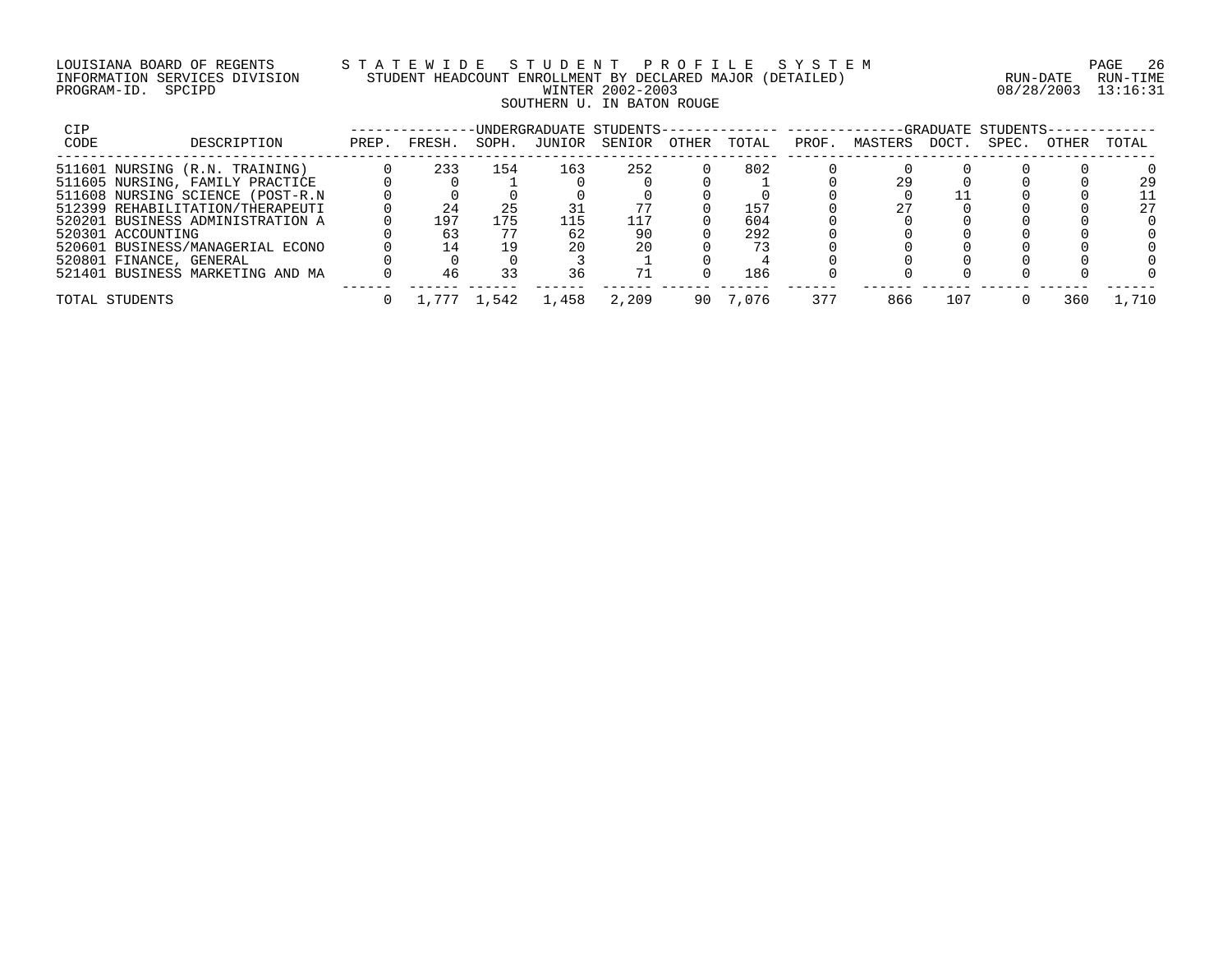LOUISIANA BOARD OF REGENTS — STATEWIDE STUDENT PROFILE SYSTEM
INFORMATION SERVICES DIVISION — STUDENT HEADCOUNT ENROLLMENT BY DECLARED MAJOR (DETAILED) — RUN-DATE 08/28/2003 RUN-TIME 13:16:31
PROGRAM-ID. SPCIPD — WINTER 2002-2003
SOUTHERN U. IN BATON ROUGE

| CIP CODE | DESCRIPTION | UNDERGRADUATE STUDENTS PREP. | FRESH. | SOPH. | JUNIOR | SENIOR | OTHER | TOTAL | GRADUATE STUDENTS PROF. | MASTERS | DOCT. | SPEC. | OTHER | TOTAL |
|---|---|---|---|---|---|---|---|---|---|---|---|---|---|---|
| 511601 | NURSING (R.N. TRAINING) | 0 | 233 | 154 | 163 | 252 | 0 | 802 | 0 | 0 | 0 | 0 | 0 | 0 |
| 511605 | NURSING, FAMILY PRACTICE | 0 | 0 | 1 | 0 | 0 | 0 | 1 | 0 | 29 | 0 | 0 | 0 | 29 |
| 511608 | NURSING SCIENCE (POST-R.N | 0 | 0 | 0 | 0 | 0 | 0 | 0 | 0 | 0 | 11 | 0 | 0 | 11 |
| 512399 | REHABILITATION/THERAPEUTI | 0 | 24 | 25 | 31 | 77 | 0 | 157 | 0 | 27 | 0 | 0 | 0 | 27 |
| 520201 | BUSINESS ADMINISTRATION A | 0 | 197 | 175 | 115 | 117 | 0 | 604 | 0 | 0 | 0 | 0 | 0 | 0 |
| 520301 | ACCOUNTING | 0 | 63 | 77 | 62 | 90 | 0 | 292 | 0 | 0 | 0 | 0 | 0 | 0 |
| 520601 | BUSINESS/MANAGERIAL ECONO | 0 | 14 | 19 | 20 | 20 | 0 | 73 | 0 | 0 | 0 | 0 | 0 | 0 |
| 520801 | FINANCE, GENERAL | 0 | 0 | 0 | 3 | 1 | 0 | 4 | 0 | 0 | 0 | 0 | 0 | 0 |
| 521401 | BUSINESS MARKETING AND MA | 0 | 46 | 33 | 36 | 71 | 0 | 186 | 0 | 0 | 0 | 0 | 0 | 0 |
| TOTAL STUDENTS | | 0 | 1,777 | 1,542 | 1,458 | 2,209 | 90 | 7,076 | 377 | 866 | 107 | 0 | 360 | 1,710 |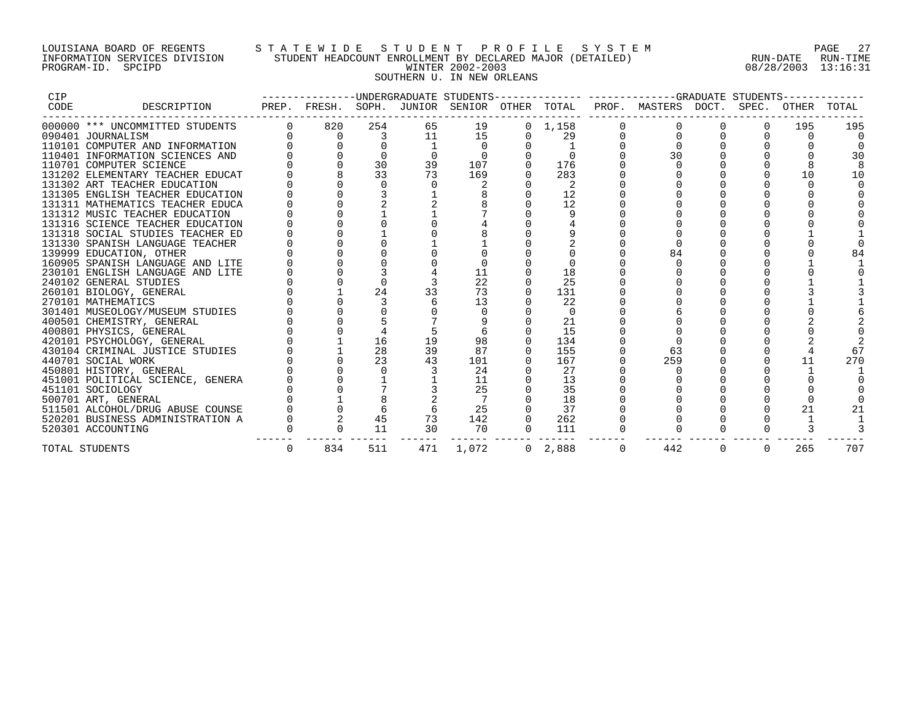LOUISIANA BOARD OF REGENTS — STATEWIDE STUDENT PROFILE SYSTEM
INFORMATION SERVICES DIVISION — STUDENT HEADCOUNT ENROLLMENT BY DECLARED MAJOR (DETAILED) — RUN-DATE 08/28/2003 RUN-TIME 13:16:31
PROGRAM-ID. SPCIPD — WINTER 2002-2003

SOUTHERN U. IN NEW ORLEANS

| CIP CODE | DESCRIPTION | UG PREP. | UG FRESH. | UG SOPH. | UG JUNIOR | UG SENIOR | UG OTHER | UG TOTAL | GR PROF. | GR MASTERS | GR DOCT. | GR SPEC. | GR OTHER | GR TOTAL |
|---|---|---|---|---|---|---|---|---|---|---|---|---|---|---|
| 000000 | *** UNCOMMITTED STUDENTS | 0 | 820 | 254 | 65 | 19 | 0 | 1,158 | 0 | 0 | 0 | 0 | 195 | 195 |
| 090401 | JOURNALISM | 0 | 0 | 3 | 11 | 15 | 0 | 29 | 0 | 0 | 0 | 0 | 0 | 0 |
| 110101 | COMPUTER AND INFORMATION | 0 | 0 | 0 | 1 | 0 | 0 | 1 | 0 | 0 | 0 | 0 | 0 | 0 |
| 110401 | INFORMATION SCIENCES AND | 0 | 0 | 0 | 0 | 0 | 0 | 0 | 0 | 30 | 0 | 0 | 0 | 30 |
| 110701 | COMPUTER SCIENCE | 0 | 0 | 30 | 39 | 107 | 0 | 176 | 0 | 0 | 0 | 0 | 8 | 8 |
| 131202 | ELEMENTARY TEACHER EDUCAT | 0 | 8 | 33 | 73 | 169 | 0 | 283 | 0 | 0 | 0 | 0 | 10 | 10 |
| 131302 | ART TEACHER EDUCATION | 0 | 0 | 0 | 0 | 2 | 0 | 2 | 0 | 0 | 0 | 0 | 0 | 0 |
| 131305 | ENGLISH TEACHER EDUCATION | 0 | 0 | 3 | 1 | 8 | 0 | 12 | 0 | 0 | 0 | 0 | 0 | 0 |
| 131311 | MATHEMATICS TEACHER EDUCA | 0 | 0 | 2 | 2 | 8 | 0 | 12 | 0 | 0 | 0 | 0 | 0 | 0 |
| 131312 | MUSIC TEACHER EDUCATION | 0 | 0 | 1 | 1 | 7 | 0 | 9 | 0 | 0 | 0 | 0 | 0 | 0 |
| 131316 | SCIENCE TEACHER EDUCATION | 0 | 0 | 0 | 0 | 4 | 0 | 4 | 0 | 0 | 0 | 0 | 0 | 0 |
| 131318 | SOCIAL STUDIES TEACHER ED | 0 | 0 | 1 | 0 | 8 | 0 | 9 | 0 | 0 | 0 | 0 | 1 | 1 |
| 131330 | SPANISH LANGUAGE TEACHER | 0 | 0 | 0 | 1 | 1 | 0 | 2 | 0 | 0 | 0 | 0 | 0 | 0 |
| 139999 | EDUCATION, OTHER | 0 | 0 | 0 | 0 | 0 | 0 | 0 | 0 | 84 | 0 | 0 | 0 | 84 |
| 160905 | SPANISH LANGUAGE AND LITE | 0 | 0 | 0 | 0 | 0 | 0 | 0 | 0 | 0 | 0 | 0 | 1 | 1 |
| 230101 | ENGLISH LANGUAGE AND LITE | 0 | 0 | 3 | 4 | 11 | 0 | 18 | 0 | 0 | 0 | 0 | 0 | 0 |
| 240102 | GENERAL STUDIES | 0 | 0 | 0 | 3 | 22 | 0 | 25 | 0 | 0 | 0 | 0 | 1 | 1 |
| 260101 | BIOLOGY, GENERAL | 0 | 1 | 24 | 33 | 73 | 0 | 131 | 0 | 0 | 0 | 0 | 3 | 3 |
| 270101 | MATHEMATICS | 0 | 0 | 3 | 6 | 13 | 0 | 22 | 0 | 0 | 0 | 0 | 1 | 1 |
| 301401 | MUSEOLOGY/MUSEUM STUDIES | 0 | 0 | 0 | 0 | 0 | 0 | 0 | 0 | 6 | 0 | 0 | 0 | 6 |
| 400501 | CHEMISTRY, GENERAL | 0 | 0 | 5 | 7 | 9 | 0 | 21 | 0 | 0 | 0 | 0 | 2 | 2 |
| 400801 | PHYSICS, GENERAL | 0 | 0 | 4 | 5 | 6 | 0 | 15 | 0 | 0 | 0 | 0 | 0 | 0 |
| 420101 | PSYCHOLOGY, GENERAL | 0 | 1 | 16 | 19 | 98 | 0 | 134 | 0 | 0 | 0 | 0 | 2 | 2 |
| 430104 | CRIMINAL JUSTICE STUDIES | 0 | 1 | 28 | 39 | 87 | 0 | 155 | 0 | 63 | 0 | 0 | 4 | 67 |
| 440701 | SOCIAL WORK | 0 | 0 | 23 | 43 | 101 | 0 | 167 | 0 | 259 | 0 | 0 | 11 | 270 |
| 450801 | HISTORY, GENERAL | 0 | 0 | 0 | 3 | 24 | 0 | 27 | 0 | 0 | 0 | 0 | 1 | 1 |
| 451001 | POLITICAL SCIENCE, GENERA | 0 | 0 | 1 | 1 | 11 | 0 | 13 | 0 | 0 | 0 | 0 | 0 | 0 |
| 451101 | SOCIOLOGY | 0 | 0 | 7 | 3 | 25 | 0 | 35 | 0 | 0 | 0 | 0 | 0 | 0 |
| 500701 | ART, GENERAL | 0 | 1 | 8 | 2 | 7 | 0 | 18 | 0 | 0 | 0 | 0 | 0 | 0 |
| 511501 | ALCOHOL/DRUG ABUSE COUNSE | 0 | 0 | 6 | 6 | 25 | 0 | 37 | 0 | 0 | 0 | 0 | 21 | 21 |
| 520201 | BUSINESS ADMINISTRATION A | 0 | 2 | 45 | 73 | 142 | 0 | 262 | 0 | 0 | 0 | 0 | 1 | 1 |
| 520301 | ACCOUNTING | 0 | 0 | 11 | 30 | 70 | 0 | 111 | 0 | 0 | 0 | 0 | 3 | 3 |
| TOTAL STUDENTS | | 0 | 834 | 511 | 471 | 1,072 | 0 | 2,888 | 0 | 442 | 0 | 0 | 265 | 707 |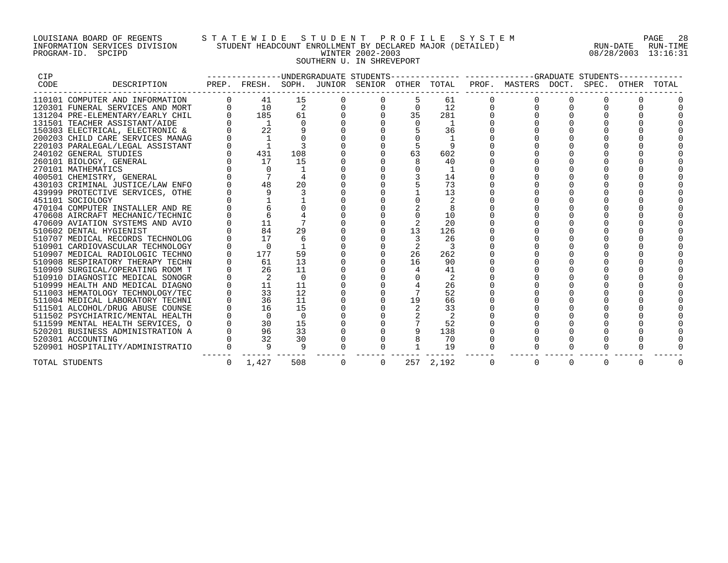LOUISIANA BOARD OF REGENTS — STATEWIDE STUDENT PROFILE SYSTEM
INFORMATION SERVICES DIVISION — STUDENT HEADCOUNT ENROLLMENT BY DECLARED MAJOR (DETAILED)
PROGRAM-ID. SPCIPD — WINTER 2002-2003 — RUN-DATE 08/28/2003 RUN-TIME 13:16:31

SOUTHERN U. IN SHREVEPORT

| CIP CODE | DESCRIPTION | UNDERGRADUATE STUDENTS PREP. | FRESH. | SOPH. | JUNIOR | SENIOR | OTHER | TOTAL | GRADUATE STUDENTS PROF. | MASTERS | DOCT. | SPEC. | OTHER | TOTAL |
|---|---|---|---|---|---|---|---|---|---|---|---|---|---|---|
| 110101 | COMPUTER AND INFORMATION | 0 | 41 | 15 | 0 | 0 | 5 | 61 | 0 | 0 | 0 | 0 | 0 | 0 |
| 120301 | FUNERAL SERVICES AND MORT | 0 | 10 | 2 | 0 | 0 | 0 | 12 | 0 | 0 | 0 | 0 | 0 | 0 |
| 131204 | PRE-ELEMENTARY/EARLY CHIL | 0 | 185 | 61 | 0 | 0 | 35 | 281 | 0 | 0 | 0 | 0 | 0 | 0 |
| 131501 | TEACHER ASSISTANT/AIDE | 0 | 1 | 0 | 0 | 0 | 0 | 1 | 0 | 0 | 0 | 0 | 0 | 0 |
| 150303 | ELECTRICAL, ELECTRONIC & | 0 | 22 | 9 | 0 | 0 | 5 | 36 | 0 | 0 | 0 | 0 | 0 | 0 |
| 200203 | CHILD CARE SERVICES MANAG | 0 | 1 | 0 | 0 | 0 | 0 | 1 | 0 | 0 | 0 | 0 | 0 | 0 |
| 220103 | PARALEGAL/LEGAL ASSISTANT | 0 | 1 | 3 | 0 | 0 | 5 | 9 | 0 | 0 | 0 | 0 | 0 | 0 |
| 240102 | GENERAL STUDIES | 0 | 431 | 108 | 0 | 0 | 63 | 602 | 0 | 0 | 0 | 0 | 0 | 0 |
| 260101 | BIOLOGY, GENERAL | 0 | 17 | 15 | 0 | 0 | 8 | 40 | 0 | 0 | 0 | 0 | 0 | 0 |
| 270101 | MATHEMATICS | 0 | 0 | 1 | 0 | 0 | 0 | 1 | 0 | 0 | 0 | 0 | 0 | 0 |
| 400501 | CHEMISTRY, GENERAL | 0 | 7 | 4 | 0 | 0 | 3 | 14 | 0 | 0 | 0 | 0 | 0 | 0 |
| 430103 | CRIMINAL JUSTICE/LAW ENFO | 0 | 48 | 20 | 0 | 0 | 5 | 73 | 0 | 0 | 0 | 0 | 0 | 0 |
| 439999 | PROTECTIVE SERVICES, OTHE | 0 | 9 | 3 | 0 | 0 | 1 | 13 | 0 | 0 | 0 | 0 | 0 | 0 |
| 451101 | SOCIOLOGY | 0 | 1 | 1 | 0 | 0 | 0 | 2 | 0 | 0 | 0 | 0 | 0 | 0 |
| 470104 | COMPUTER INSTALLER AND RE | 0 | 6 | 0 | 0 | 0 | 2 | 8 | 0 | 0 | 0 | 0 | 0 | 0 |
| 470608 | AIRCRAFT MECHANIC/TECHNIC | 0 | 6 | 4 | 0 | 0 | 0 | 10 | 0 | 0 | 0 | 0 | 0 | 0 |
| 470609 | AVIATION SYSTEMS AND AVIO | 0 | 11 | 7 | 0 | 0 | 2 | 20 | 0 | 0 | 0 | 0 | 0 | 0 |
| 510602 | DENTAL HYGIENIST | 0 | 84 | 29 | 0 | 0 | 13 | 126 | 0 | 0 | 0 | 0 | 0 | 0 |
| 510707 | MEDICAL RECORDS TECHNOLOG | 0 | 17 | 6 | 0 | 0 | 3 | 26 | 0 | 0 | 0 | 0 | 0 | 0 |
| 510901 | CARDIOVASCULAR TECHNOLOGY | 0 | 0 | 1 | 0 | 0 | 2 | 3 | 0 | 0 | 0 | 0 | 0 | 0 |
| 510907 | MEDICAL RADIOLOGIC TECHNO | 0 | 177 | 59 | 0 | 0 | 26 | 262 | 0 | 0 | 0 | 0 | 0 | 0 |
| 510908 | RESPIRATORY THERAPY TECHN | 0 | 61 | 13 | 0 | 0 | 16 | 90 | 0 | 0 | 0 | 0 | 0 | 0 |
| 510909 | SURGICAL/OPERATING ROOM T | 0 | 26 | 11 | 0 | 0 | 4 | 41 | 0 | 0 | 0 | 0 | 0 | 0 |
| 510910 | DIAGNOSTIC MEDICAL SONOGR | 0 | 2 | 0 | 0 | 0 | 0 | 2 | 0 | 0 | 0 | 0 | 0 | 0 |
| 510999 | HEALTH AND MEDICAL DIAGNO | 0 | 11 | 11 | 0 | 0 | 4 | 26 | 0 | 0 | 0 | 0 | 0 | 0 |
| 511003 | HEMATOLOGY TECHNOLOGY/TEC | 0 | 33 | 12 | 0 | 0 | 7 | 52 | 0 | 0 | 0 | 0 | 0 | 0 |
| 511004 | MEDICAL LABORATORY TECHNI | 0 | 36 | 11 | 0 | 0 | 19 | 66 | 0 | 0 | 0 | 0 | 0 | 0 |
| 511501 | ALCOHOL/DRUG ABUSE COUNSE | 0 | 16 | 15 | 0 | 0 | 2 | 33 | 0 | 0 | 0 | 0 | 0 | 0 |
| 511502 | PSYCHIATRIC/MENTAL HEALTH | 0 | 0 | 0 | 0 | 0 | 2 | 2 | 0 | 0 | 0 | 0 | 0 | 0 |
| 511599 | MENTAL HEALTH SERVICES, O | 0 | 30 | 15 | 0 | 0 | 7 | 52 | 0 | 0 | 0 | 0 | 0 | 0 |
| 520201 | BUSINESS ADMINISTRATION A | 0 | 96 | 33 | 0 | 0 | 9 | 138 | 0 | 0 | 0 | 0 | 0 | 0 |
| 520301 | ACCOUNTING | 0 | 32 | 30 | 0 | 0 | 8 | 70 | 0 | 0 | 0 | 0 | 0 | 0 |
| 520901 | HOSPITALITY/ADMINISTRATIO | 0 | 9 | 9 | 0 | 0 | 1 | 19 | 0 | 0 | 0 | 0 | 0 | 0 |
| TOTAL STUDENTS | | 0 | 1,427 | 508 | 0 | 0 | 257 | 2,192 | 0 | 0 | 0 | 0 | 0 | 0 |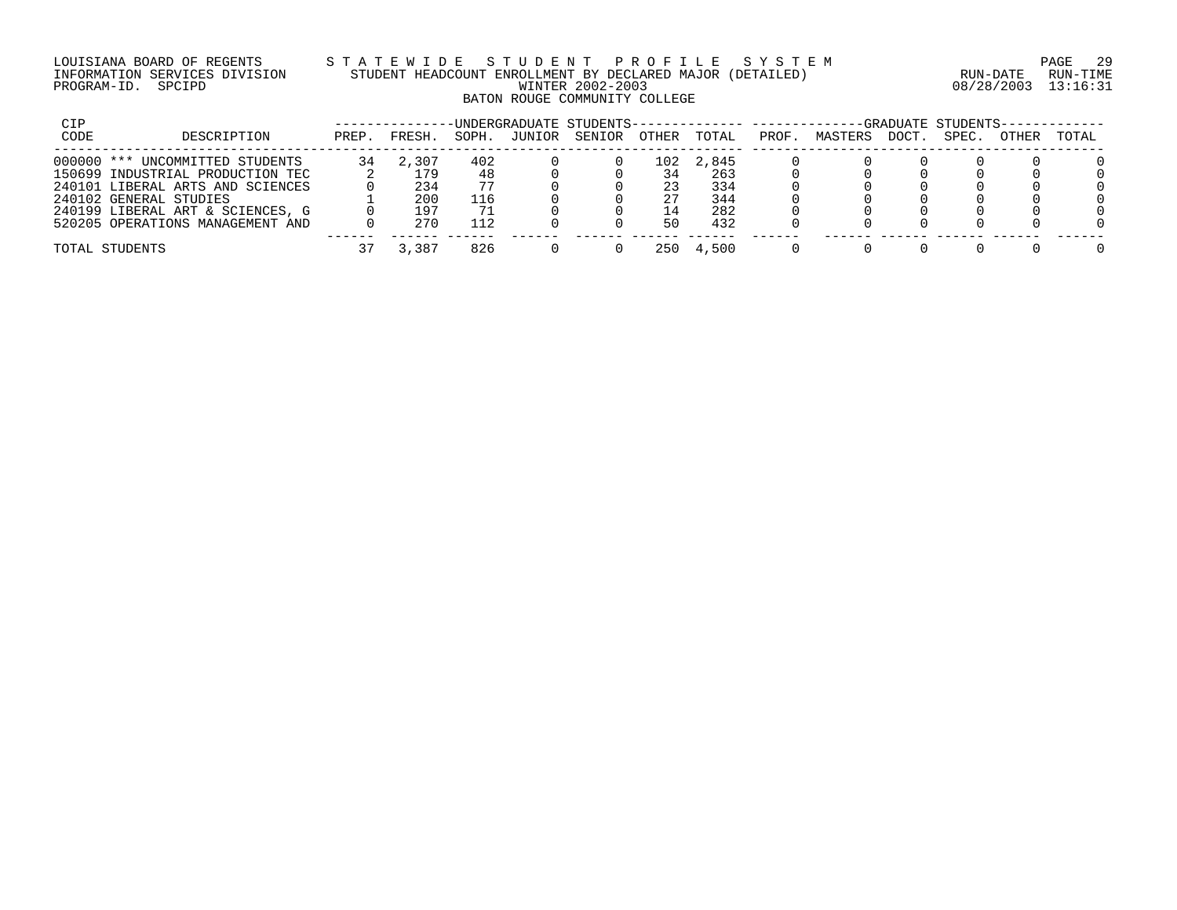LOUISIANA BOARD OF REGENTS — STATEWIDE STUDENT PROFILE SYSTEM
INFORMATION SERVICES DIVISION — STUDENT HEADCOUNT ENROLLMENT BY DECLARED MAJOR (DETAILED)
PROGRAM-ID. SPCIPD — WINTER 2002-2003 — RUN-DATE 08/28/2003 RUN-TIME 13:16:31

BATON ROUGE COMMUNITY COLLEGE

| CIP CODE | DESCRIPTION | UNDERGRADUATE STUDENTS PREP. | FRESH. | SOPH. | JUNIOR | SENIOR | OTHER | TOTAL | GRADUATE STUDENTS PROF. | MASTERS | DOCT. | SPEC. | OTHER | TOTAL |
|---|---|---|---|---|---|---|---|---|---|---|---|---|---|---|
| 000000 | *** UNCOMMITTED STUDENTS | 34 | 2,307 | 402 | 0 | 0 | 102 | 2,845 | 0 | 0 | 0 | 0 | 0 | 0 |
| 150699 | INDUSTRIAL PRODUCTION TEC | 2 | 179 | 48 | 0 | 0 | 34 | 263 | 0 | 0 | 0 | 0 | 0 | 0 |
| 240101 | LIBERAL ARTS AND SCIENCES | 0 | 234 | 77 | 0 | 0 | 23 | 334 | 0 | 0 | 0 | 0 | 0 | 0 |
| 240102 | GENERAL STUDIES | 1 | 200 | 116 | 0 | 0 | 27 | 344 | 0 | 0 | 0 | 0 | 0 | 0 |
| 240199 | LIBERAL ART & SCIENCES, G | 0 | 197 | 71 | 0 | 0 | 14 | 282 | 0 | 0 | 0 | 0 | 0 | 0 |
| 520205 | OPERATIONS MANAGEMENT AND | 0 | 270 | 112 | 0 | 0 | 50 | 432 | 0 | 0 | 0 | 0 | 0 | 0 |
| TOTAL STUDENTS | | 37 | 3,387 | 826 | 0 | 0 | 250 | 4,500 | 0 | 0 | 0 | 0 | 0 | 0 |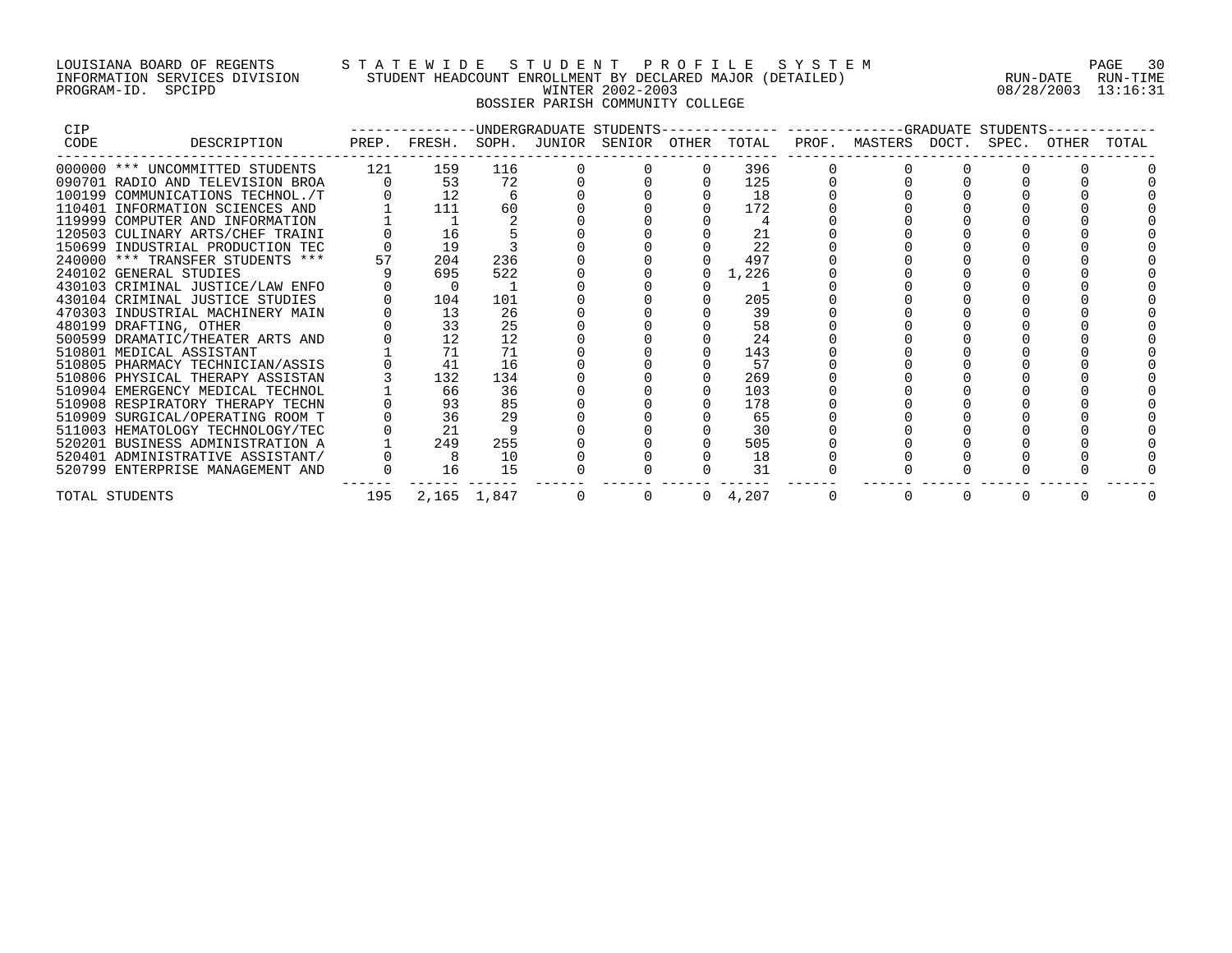LOUISIANA BOARD OF REGENTS — STATEWIDE STUDENT PROFILE SYSTEM
INFORMATION SERVICES DIVISION — STUDENT HEADCOUNT ENROLLMENT BY DECLARED MAJOR (DETAILED) — RUN-DATE 08/28/2003 RUN-TIME 13:16:31
PROGRAM-ID. SPCIPD — WINTER 2002-2003

BOSSIER PARISH COMMUNITY COLLEGE

| CIP CODE | DESCRIPTION | UNDERGRADUATE STUDENTS PREP. | FRESH. | SOPH. | JUNIOR | SENIOR | OTHER | TOTAL | GRADUATE STUDENTS PROF. | MASTERS | DOCT. | SPEC. | OTHER | TOTAL |
|---|---|---|---|---|---|---|---|---|---|---|---|---|---|---|
| 000000 | *** UNCOMMITTED STUDENTS | 121 | 159 | 116 | 0 | 0 | 0 | 396 | 0 | 0 | 0 | 0 | 0 | 0 |
| 090701 | RADIO AND TELEVISION BROA | 0 | 53 | 72 | 0 | 0 | 0 | 125 | 0 | 0 | 0 | 0 | 0 | 0 |
| 100199 | COMMUNICATIONS TECHNOL./T | 0 | 12 | 6 | 0 | 0 | 0 | 18 | 0 | 0 | 0 | 0 | 0 | 0 |
| 110401 | INFORMATION SCIENCES AND | 1 | 111 | 60 | 0 | 0 | 0 | 172 | 0 | 0 | 0 | 0 | 0 | 0 |
| 119999 | COMPUTER AND INFORMATION | 1 | 1 | 2 | 0 | 0 | 0 | 4 | 0 | 0 | 0 | 0 | 0 | 0 |
| 120503 | CULINARY ARTS/CHEF TRAINI | 0 | 16 | 5 | 0 | 0 | 0 | 21 | 0 | 0 | 0 | 0 | 0 | 0 |
| 150699 | INDUSTRIAL PRODUCTION TEC | 0 | 19 | 3 | 0 | 0 | 0 | 22 | 0 | 0 | 0 | 0 | 0 | 0 |
| 240000 | *** TRANSFER STUDENTS *** | 57 | 204 | 236 | 0 | 0 | 0 | 497 | 0 | 0 | 0 | 0 | 0 | 0 |
| 240102 | GENERAL STUDIES | 9 | 695 | 522 | 0 | 0 | 0 | 1,226 | 0 | 0 | 0 | 0 | 0 | 0 |
| 430103 | CRIMINAL JUSTICE/LAW ENFO | 0 | 0 | 1 | 0 | 0 | 0 | 1 | 0 | 0 | 0 | 0 | 0 | 0 |
| 430104 | CRIMINAL JUSTICE STUDIES | 0 | 104 | 101 | 0 | 0 | 0 | 205 | 0 | 0 | 0 | 0 | 0 | 0 |
| 470303 | INDUSTRIAL MACHINERY MAIN | 0 | 13 | 26 | 0 | 0 | 0 | 39 | 0 | 0 | 0 | 0 | 0 | 0 |
| 480199 | DRAFTING, OTHER | 0 | 33 | 25 | 0 | 0 | 0 | 58 | 0 | 0 | 0 | 0 | 0 | 0 |
| 500599 | DRAMATIC/THEATER ARTS AND | 0 | 12 | 12 | 0 | 0 | 0 | 24 | 0 | 0 | 0 | 0 | 0 | 0 |
| 510801 | MEDICAL ASSISTANT | 1 | 71 | 71 | 0 | 0 | 0 | 143 | 0 | 0 | 0 | 0 | 0 | 0 |
| 510805 | PHARMACY TECHNICIAN/ASSIS | 0 | 41 | 16 | 0 | 0 | 0 | 57 | 0 | 0 | 0 | 0 | 0 | 0 |
| 510806 | PHYSICAL THERAPY ASSISTAN | 3 | 132 | 134 | 0 | 0 | 0 | 269 | 0 | 0 | 0 | 0 | 0 | 0 |
| 510904 | EMERGENCY MEDICAL TECHNOL | 1 | 66 | 36 | 0 | 0 | 0 | 103 | 0 | 0 | 0 | 0 | 0 | 0 |
| 510908 | RESPIRATORY THERAPY TECHN | 0 | 93 | 85 | 0 | 0 | 0 | 178 | 0 | 0 | 0 | 0 | 0 | 0 |
| 510909 | SURGICAL/OPERATING ROOM T | 0 | 36 | 29 | 0 | 0 | 0 | 65 | 0 | 0 | 0 | 0 | 0 | 0 |
| 511003 | HEMATOLOGY TECHNOLOGY/TEC | 0 | 21 | 9 | 0 | 0 | 0 | 30 | 0 | 0 | 0 | 0 | 0 | 0 |
| 520201 | BUSINESS ADMINISTRATION A | 1 | 249 | 255 | 0 | 0 | 0 | 505 | 0 | 0 | 0 | 0 | 0 | 0 |
| 520401 | ADMINISTRATIVE ASSISTANT/ | 0 | 8 | 10 | 0 | 0 | 0 | 18 | 0 | 0 | 0 | 0 | 0 | 0 |
| 520799 | ENTERPRISE MANAGEMENT AND | 0 | 16 | 15 | 0 | 0 | 0 | 31 | 0 | 0 | 0 | 0 | 0 | 0 |
| TOTAL STUDENTS | | 195 | 2,165 | 1,847 | 0 | 0 | 0 | 4,207 | 0 | 0 | 0 | 0 | 0 | 0 |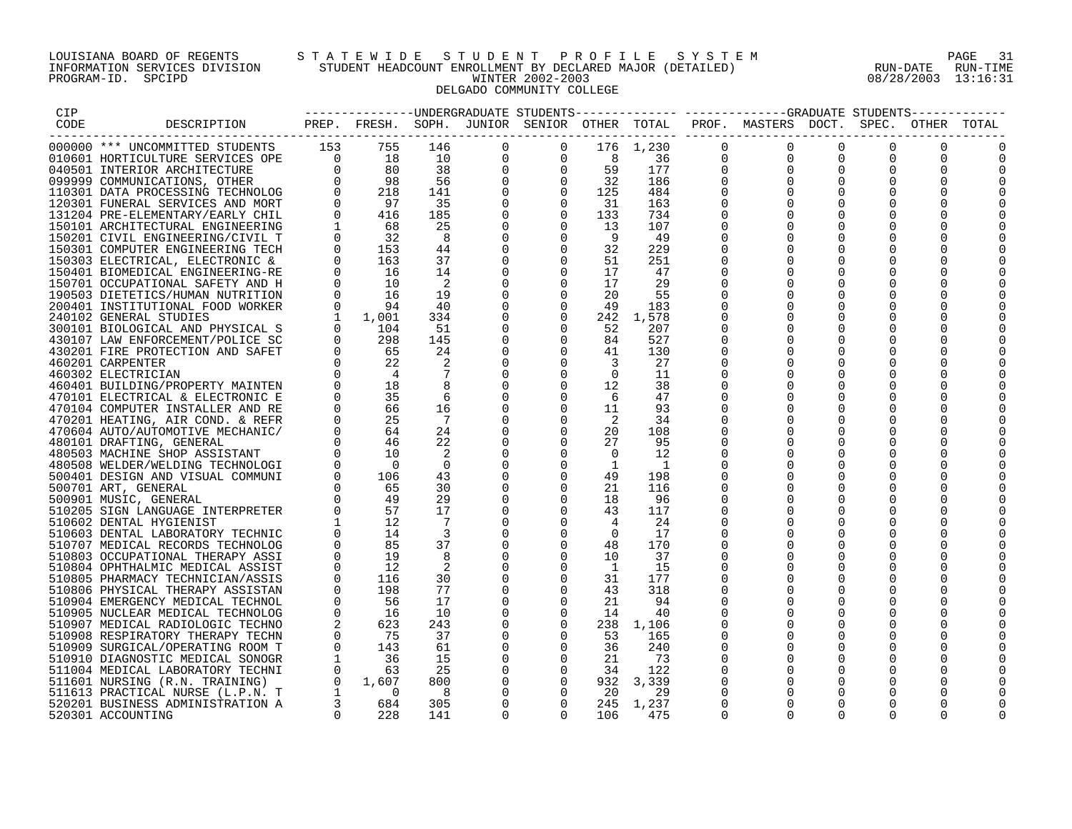LOUISIANA BOARD OF REGENTS
INFORMATION SERVICES DIVISION
PROGRAM-ID. SPCIPD

# S T A T E W I D E S T U D E N T P R O F I L E S Y S T E M

## STUDENT HEADCOUNT ENROLLMENT BY DECLARED MAJOR (DETAILED)

WINTER 2002-2003

DELGADO COMMUNITY COLLEGE

RUN-DATE RUN-TIME
08/28/2003 13:16:31

| CIP CODE | DESCRIPTION | UNDERGRADUATE PREP. | FRESH. | SOPH. | JUNIOR | SENIOR | OTHER | TOTAL | GRADUATE PROF. | MASTERS | DOCT. | SPEC. | OTHER | TOTAL |
|---|---|---|---|---|---|---|---|---|---|---|---|---|---|---|
| 000000 | *** UNCOMMITTED STUDENTS | 153 | 755 | 146 | 0 | 0 | 176 | 1,230 | 0 | 0 | 0 | 0 | 0 | 0 |
| 010601 | HORTICULTURE SERVICES OPE | 0 | 18 | 10 | 0 | 0 | 8 | 36 | 0 | 0 | 0 | 0 | 0 | 0 |
| 040501 | INTERIOR ARCHITECTURE | 0 | 80 | 38 | 0 | 0 | 59 | 177 | 0 | 0 | 0 | 0 | 0 | 0 |
| 099999 | COMMUNICATIONS, OTHER | 0 | 98 | 56 | 0 | 0 | 32 | 186 | 0 | 0 | 0 | 0 | 0 | 0 |
| 110301 | DATA PROCESSING TECHNOLOG | 0 | 218 | 141 | 0 | 0 | 125 | 484 | 0 | 0 | 0 | 0 | 0 | 0 |
| 120301 | FUNERAL SERVICES AND MORT | 0 | 97 | 35 | 0 | 0 | 31 | 163 | 0 | 0 | 0 | 0 | 0 | 0 |
| 131204 | PRE-ELEMENTARY/EARLY CHIL | 0 | 416 | 185 | 0 | 0 | 133 | 734 | 0 | 0 | 0 | 0 | 0 | 0 |
| 150101 | ARCHITECTURAL ENGINEERING | 1 | 68 | 25 | 0 | 0 | 13 | 107 | 0 | 0 | 0 | 0 | 0 | 0 |
| 150201 | CIVIL ENGINEERING/CIVIL T | 0 | 32 | 8 | 0 | 0 | 9 | 49 | 0 | 0 | 0 | 0 | 0 | 0 |
| 150301 | COMPUTER ENGINEERING TECH | 0 | 153 | 44 | 0 | 0 | 32 | 229 | 0 | 0 | 0 | 0 | 0 | 0 |
| 150303 | ELECTRICAL, ELECTRONIC & | 0 | 163 | 37 | 0 | 0 | 51 | 251 | 0 | 0 | 0 | 0 | 0 | 0 |
| 150401 | BIOMEDICAL ENGINEERING-RE | 0 | 16 | 14 | 0 | 0 | 17 | 47 | 0 | 0 | 0 | 0 | 0 | 0 |
| 150701 | OCCUPATIONAL SAFETY AND H | 0 | 10 | 2 | 0 | 0 | 17 | 29 | 0 | 0 | 0 | 0 | 0 | 0 |
| 190503 | DIETETICS/HUMAN NUTRITION | 0 | 16 | 19 | 0 | 0 | 20 | 55 | 0 | 0 | 0 | 0 | 0 | 0 |
| 200401 | INSTITUTIONAL FOOD WORKER | 0 | 94 | 40 | 0 | 0 | 49 | 183 | 0 | 0 | 0 | 0 | 0 | 0 |
| 240102 | GENERAL STUDIES | 1 | 1,001 | 334 | 0 | 0 | 242 | 1,578 | 0 | 0 | 0 | 0 | 0 | 0 |
| 300101 | BIOLOGICAL AND PHYSICAL S | 0 | 104 | 51 | 0 | 0 | 52 | 207 | 0 | 0 | 0 | 0 | 0 | 0 |
| 430107 | LAW ENFORCEMENT/POLICE SC | 0 | 298 | 145 | 0 | 0 | 84 | 527 | 0 | 0 | 0 | 0 | 0 | 0 |
| 430201 | FIRE PROTECTION AND SAFET | 0 | 65 | 24 | 0 | 0 | 41 | 130 | 0 | 0 | 0 | 0 | 0 | 0 |
| 460201 | CARPENTER | 0 | 22 | 2 | 0 | 0 | 3 | 27 | 0 | 0 | 0 | 0 | 0 | 0 |
| 460302 | ELECTRICIAN | 0 | 4 | 7 | 0 | 0 | 0 | 11 | 0 | 0 | 0 | 0 | 0 | 0 |
| 460401 | BUILDING/PROPERTY MAINTEN | 0 | 18 | 8 | 0 | 0 | 12 | 38 | 0 | 0 | 0 | 0 | 0 | 0 |
| 470101 | ELECTRICAL & ELECTRONIC E | 0 | 35 | 6 | 0 | 0 | 6 | 47 | 0 | 0 | 0 | 0 | 0 | 0 |
| 470104 | COMPUTER INSTALLER AND RE | 0 | 66 | 16 | 0 | 0 | 11 | 93 | 0 | 0 | 0 | 0 | 0 | 0 |
| 470201 | HEATING, AIR COND. & REFR | 0 | 25 | 7 | 0 | 0 | 2 | 34 | 0 | 0 | 0 | 0 | 0 | 0 |
| 470604 | AUTO/AUTOMOTIVE MECHANIC/ | 0 | 64 | 24 | 0 | 0 | 20 | 108 | 0 | 0 | 0 | 0 | 0 | 0 |
| 480101 | DRAFTING, GENERAL | 0 | 46 | 22 | 0 | 0 | 27 | 95 | 0 | 0 | 0 | 0 | 0 | 0 |
| 480503 | MACHINE SHOP ASSISTANT | 0 | 10 | 2 | 0 | 0 | 0 | 12 | 0 | 0 | 0 | 0 | 0 | 0 |
| 480508 | WELDER/WELDING TECHNOLOGI | 0 | 0 | 0 | 0 | 0 | 1 | 1 | 0 | 0 | 0 | 0 | 0 | 0 |
| 500401 | DESIGN AND VISUAL COMMUNI | 0 | 106 | 43 | 0 | 0 | 49 | 198 | 0 | 0 | 0 | 0 | 0 | 0 |
| 500701 | ART, GENERAL | 0 | 65 | 30 | 0 | 0 | 21 | 116 | 0 | 0 | 0 | 0 | 0 | 0 |
| 500901 | MUSIC, GENERAL | 0 | 49 | 29 | 0 | 0 | 18 | 96 | 0 | 0 | 0 | 0 | 0 | 0 |
| 510205 | SIGN LANGUAGE INTERPRETER | 0 | 57 | 17 | 0 | 0 | 43 | 117 | 0 | 0 | 0 | 0 | 0 | 0 |
| 510602 | DENTAL HYGIENIST | 1 | 12 | 7 | 0 | 0 | 4 | 24 | 0 | 0 | 0 | 0 | 0 | 0 |
| 510603 | DENTAL LABORATORY TECHNIC | 0 | 14 | 3 | 0 | 0 | 0 | 17 | 0 | 0 | 0 | 0 | 0 | 0 |
| 510707 | MEDICAL RECORDS TECHNOLOG | 0 | 85 | 37 | 0 | 0 | 48 | 170 | 0 | 0 | 0 | 0 | 0 | 0 |
| 510803 | OCCUPATIONAL THERAPY ASSI | 0 | 19 | 8 | 0 | 0 | 10 | 37 | 0 | 0 | 0 | 0 | 0 | 0 |
| 510804 | OPHTHALMIC MEDICAL ASSIST | 0 | 12 | 2 | 0 | 0 | 1 | 15 | 0 | 0 | 0 | 0 | 0 | 0 |
| 510805 | PHARMACY TECHNICIAN/ASSIS | 0 | 116 | 30 | 0 | 0 | 31 | 177 | 0 | 0 | 0 | 0 | 0 | 0 |
| 510806 | PHYSICAL THERAPY ASSISTAN | 0 | 198 | 77 | 0 | 0 | 43 | 318 | 0 | 0 | 0 | 0 | 0 | 0 |
| 510904 | EMERGENCY MEDICAL TECHNOL | 0 | 56 | 17 | 0 | 0 | 21 | 94 | 0 | 0 | 0 | 0 | 0 | 0 |
| 510905 | NUCLEAR MEDICAL TECHNOLOG | 0 | 16 | 10 | 0 | 0 | 14 | 40 | 0 | 0 | 0 | 0 | 0 | 0 |
| 510907 | MEDICAL RADIOLOGIC TECHNO | 2 | 623 | 243 | 0 | 0 | 238 | 1,106 | 0 | 0 | 0 | 0 | 0 | 0 |
| 510908 | RESPIRATORY THERAPY TECHN | 0 | 75 | 37 | 0 | 0 | 53 | 165 | 0 | 0 | 0 | 0 | 0 | 0 |
| 510909 | SURGICAL/OPERATING ROOM T | 0 | 143 | 61 | 0 | 0 | 36 | 240 | 0 | 0 | 0 | 0 | 0 | 0 |
| 510910 | DIAGNOSTIC MEDICAL SONOGR | 1 | 36 | 15 | 0 | 0 | 21 | 73 | 0 | 0 | 0 | 0 | 0 | 0 |
| 511004 | MEDICAL LABORATORY TECHNI | 0 | 63 | 25 | 0 | 0 | 34 | 122 | 0 | 0 | 0 | 0 | 0 | 0 |
| 511601 | NURSING (R.N. TRAINING) | 0 | 1,607 | 800 | 0 | 0 | 932 | 3,339 | 0 | 0 | 0 | 0 | 0 | 0 |
| 511613 | PRACTICAL NURSE (L.P.N. T | 1 | 0 | 8 | 0 | 0 | 20 | 29 | 0 | 0 | 0 | 0 | 0 | 0 |
| 520201 | BUSINESS ADMINISTRATION A | 3 | 684 | 305 | 0 | 0 | 245 | 1,237 | 0 | 0 | 0 | 0 | 0 | 0 |
| 520301 | ACCOUNTING | 0 | 228 | 141 | 0 | 0 | 106 | 475 | 0 | 0 | 0 | 0 | 0 | 0 |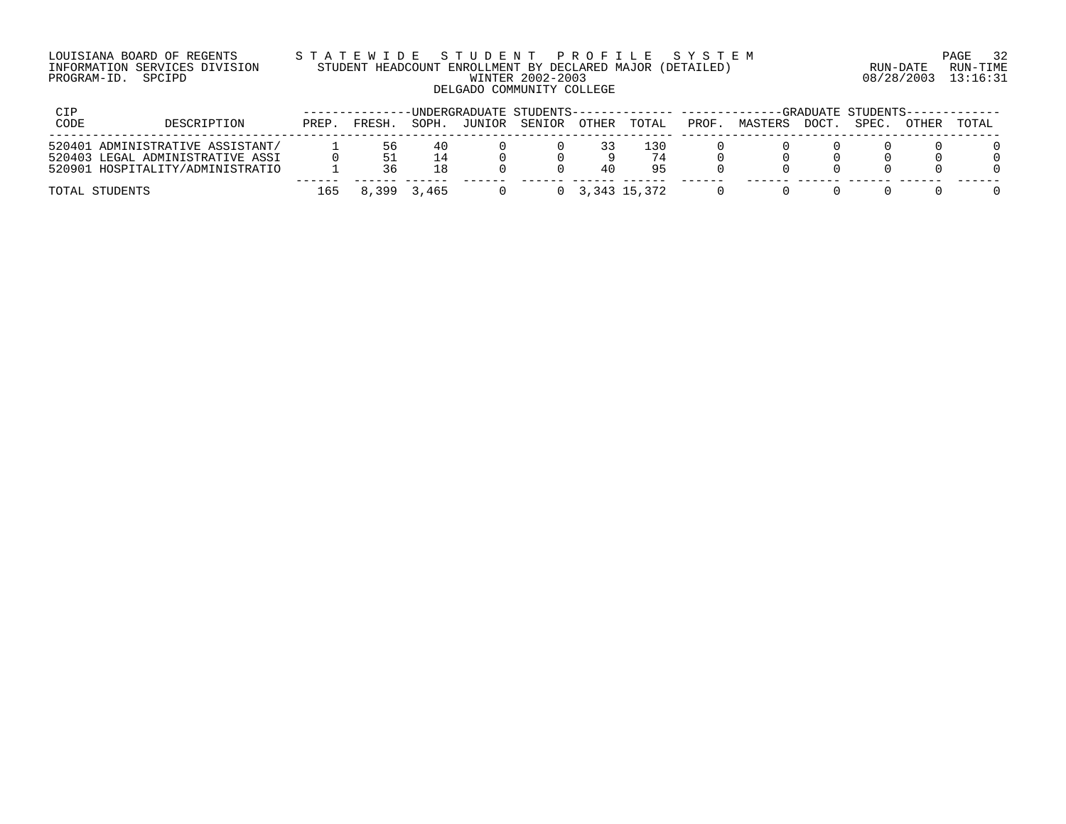LOUISIANA BOARD OF REGENTS — STATEWIDE STUDENT PROFILE SYSTEM
INFORMATION SERVICES DIVISION — STUDENT HEADCOUNT ENROLLMENT BY DECLARED MAJOR (DETAILED)
PROGRAM-ID. SPCIPD — WINTER 2002-2003 — RUN-DATE 08/28/2003 RUN-TIME 13:16:31

DELGADO COMMUNITY COLLEGE

| CIP CODE | DESCRIPTION | UNDERGRADUATE STUDENTS PREP. | FRESH. | SOPH. | JUNIOR | SENIOR | OTHER | TOTAL | GRADUATE STUDENTS PROF. | MASTERS | DOCT. | SPEC. | OTHER | TOTAL |
|---|---|---|---|---|---|---|---|---|---|---|---|---|---|---|
| 520401 | ADMINISTRATIVE ASSISTANT/ | 1 | 56 | 40 | 0 | 0 | 33 | 130 | 0 | 0 | 0 | 0 | 0 | 0 |
| 520403 | LEGAL ADMINISTRATIVE ASSI | 0 | 51 | 14 | 0 | 0 | 9 | 74 | 0 | 0 | 0 | 0 | 0 | 0 |
| 520901 | HOSPITALITY/ADMINISTRATIO | 1 | 36 | 18 | 0 | 0 | 40 | 95 | 0 | 0 | 0 | 0 | 0 | 0 |
| TOTAL STUDENTS | | 165 | 8,399 | 3,465 | 0 | 0 | 3,343 | 15,372 | 0 | 0 | 0 | 0 | 0 | 0 |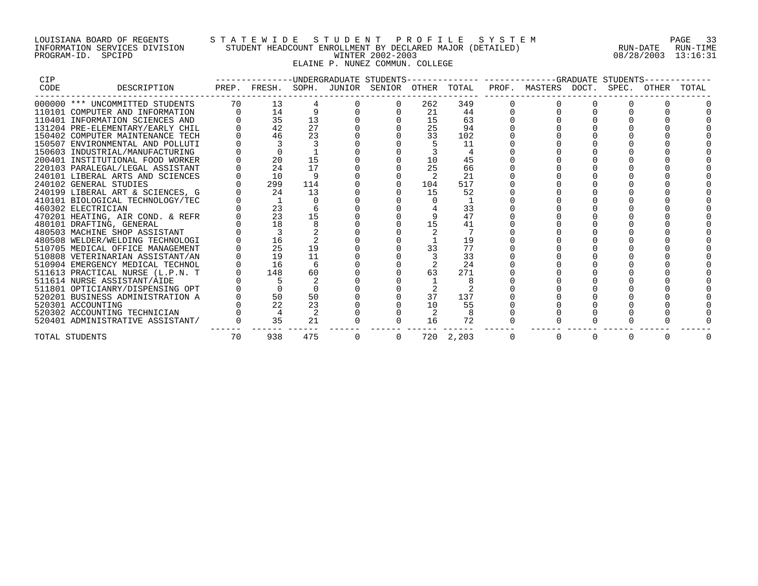LOUISIANA BOARD OF REGENTS
INFORMATION SERVICES DIVISION
PROGRAM-ID. SPCIPD

STATEWIDE STUDENT PROFILE SYSTEM
STUDENT HEADCOUNT ENROLLMENT BY DECLARED MAJOR (DETAILED)
WINTER 2002-2003
ELAINE P. NUNEZ COMMUN. COLLEGE

RUN-DATE 08/28/2003 RUN-TIME 13:16:31

| CIP CODE | DESCRIPTION | UNDERGRADUATE STUDENTS PREP. | FRESH. | SOPH. | JUNIOR | SENIOR | OTHER | TOTAL | GRADUATE STUDENTS PROF. | MASTERS | DOCT. | SPEC. | OTHER | TOTAL |
|---|---|---|---|---|---|---|---|---|---|---|---|---|---|---|
| 000000 | *** UNCOMMITTED STUDENTS | 70 | 13 | 4 | 0 | 0 | 262 | 349 | 0 | 0 | 0 | 0 | 0 | 0 |
| 110101 | COMPUTER AND INFORMATION | 0 | 14 | 9 | 0 | 0 | 21 | 44 | 0 | 0 | 0 | 0 | 0 | 0 |
| 110401 | INFORMATION SCIENCES AND | 0 | 35 | 13 | 0 | 0 | 15 | 63 | 0 | 0 | 0 | 0 | 0 | 0 |
| 131204 | PRE-ELEMENTARY/EARLY CHIL | 0 | 42 | 27 | 0 | 0 | 25 | 94 | 0 | 0 | 0 | 0 | 0 | 0 |
| 150402 | COMPUTER MAINTENANCE TECH | 0 | 46 | 23 | 0 | 0 | 33 | 102 | 0 | 0 | 0 | 0 | 0 | 0 |
| 150507 | ENVIRONMENTAL AND POLLUTI | 0 | 3 | 3 | 0 | 0 | 5 | 11 | 0 | 0 | 0 | 0 | 0 | 0 |
| 150603 | INDUSTRIAL/MANUFACTURING | 0 | 0 | 1 | 0 | 0 | 3 | 4 | 0 | 0 | 0 | 0 | 0 | 0 |
| 200401 | INSTITUTIONAL FOOD WORKER | 0 | 20 | 15 | 0 | 0 | 10 | 45 | 0 | 0 | 0 | 0 | 0 | 0 |
| 220103 | PARALEGAL/LEGAL ASSISTANT | 0 | 24 | 17 | 0 | 0 | 25 | 66 | 0 | 0 | 0 | 0 | 0 | 0 |
| 240101 | LIBERAL ARTS AND SCIENCES | 0 | 10 | 9 | 0 | 0 | 2 | 21 | 0 | 0 | 0 | 0 | 0 | 0 |
| 240102 | GENERAL STUDIES | 0 | 299 | 114 | 0 | 0 | 104 | 517 | 0 | 0 | 0 | 0 | 0 | 0 |
| 240199 | LIBERAL ART & SCIENCES, G | 0 | 24 | 13 | 0 | 0 | 15 | 52 | 0 | 0 | 0 | 0 | 0 | 0 |
| 410101 | BIOLOGICAL TECHNOLOGY/TEC | 0 | 1 | 0 | 0 | 0 | 0 | 1 | 0 | 0 | 0 | 0 | 0 | 0 |
| 460302 | ELECTRICIAN | 0 | 23 | 6 | 0 | 0 | 4 | 33 | 0 | 0 | 0 | 0 | 0 | 0 |
| 470201 | HEATING, AIR COND. & REFR | 0 | 23 | 15 | 0 | 0 | 9 | 47 | 0 | 0 | 0 | 0 | 0 | 0 |
| 480101 | DRAFTING, GENERAL | 0 | 18 | 8 | 0 | 0 | 15 | 41 | 0 | 0 | 0 | 0 | 0 | 0 |
| 480503 | MACHINE SHOP ASSISTANT | 0 | 3 | 2 | 0 | 0 | 2 | 7 | 0 | 0 | 0 | 0 | 0 | 0 |
| 480508 | WELDER/WELDING TECHNOLOGI | 0 | 16 | 2 | 0 | 0 | 1 | 19 | 0 | 0 | 0 | 0 | 0 | 0 |
| 510705 | MEDICAL OFFICE MANAGEMENT | 0 | 25 | 19 | 0 | 0 | 33 | 77 | 0 | 0 | 0 | 0 | 0 | 0 |
| 510808 | VETERINARIAN ASSISTANT/AN | 0 | 19 | 11 | 0 | 0 | 3 | 33 | 0 | 0 | 0 | 0 | 0 | 0 |
| 510904 | EMERGENCY MEDICAL TECHNOL | 0 | 16 | 6 | 0 | 0 | 2 | 24 | 0 | 0 | 0 | 0 | 0 | 0 |
| 511613 | PRACTICAL NURSE (L.P.N. T | 0 | 148 | 60 | 0 | 0 | 63 | 271 | 0 | 0 | 0 | 0 | 0 | 0 |
| 511614 | NURSE ASSISTANT/AIDE | 0 | 5 | 2 | 0 | 0 | 1 | 8 | 0 | 0 | 0 | 0 | 0 | 0 |
| 511801 | OPTICIANRY/DISPENSING OPT | 0 | 0 | 0 | 0 | 0 | 2 | 2 | 0 | 0 | 0 | 0 | 0 | 0 |
| 520201 | BUSINESS ADMINISTRATION A | 0 | 50 | 50 | 0 | 0 | 37 | 137 | 0 | 0 | 0 | 0 | 0 | 0 |
| 520301 | ACCOUNTING | 0 | 22 | 23 | 0 | 0 | 10 | 55 | 0 | 0 | 0 | 0 | 0 | 0 |
| 520302 | ACCOUNTING TECHNICIAN | 0 | 4 | 2 | 0 | 0 | 2 | 8 | 0 | 0 | 0 | 0 | 0 | 0 |
| 520401 | ADMINISTRATIVE ASSISTANT/ | 0 | 35 | 21 | 0 | 0 | 16 | 72 | 0 | 0 | 0 | 0 | 0 | 0 |
| TOTAL STUDENTS | | 70 | 938 | 475 | 0 | 0 | 720 | 2,203 | 0 | 0 | 0 | 0 | 0 | 0 |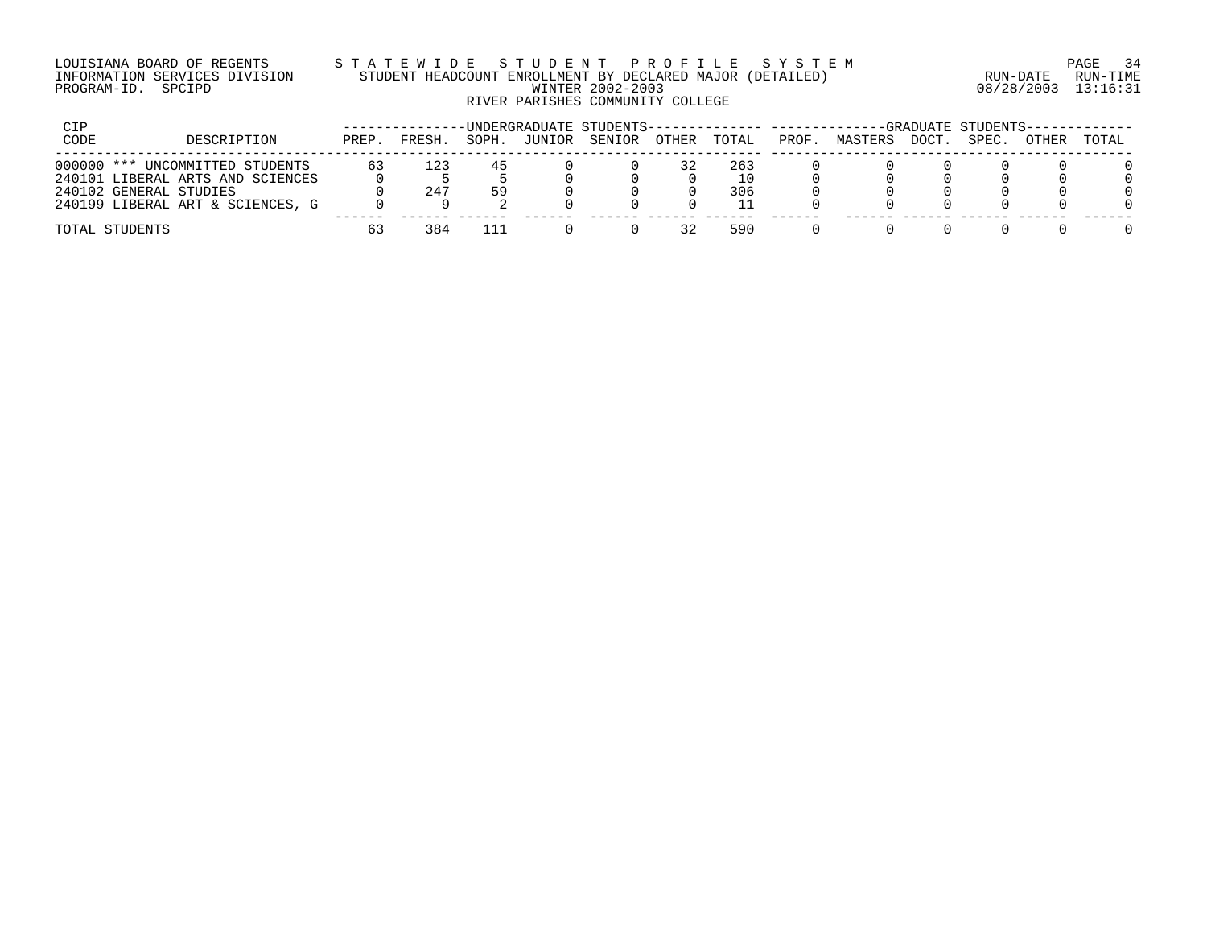LOUISIANA BOARD OF REGENTS
INFORMATION SERVICES DIVISION
PROGRAM-ID. SPCIPD

# STATEWIDE STUDENT PROFILE SYSTEM
## STUDENT HEADCOUNT ENROLLMENT BY DECLARED MAJOR (DETAILED)
### WINTER 2002-2003
### RIVER PARISHES COMMUNITY COLLEGE

RUN-DATE 08/28/2003 RUN-TIME 13:16:31

| CIP CODE | DESCRIPTION | UNDERGRADUATE STUDENTS PREP. | FRESH. | SOPH. | JUNIOR | SENIOR | OTHER | TOTAL | GRADUATE STUDENTS PROF. | MASTERS | DOCT. | SPEC. | OTHER | TOTAL |
|---|---|---|---|---|---|---|---|---|---|---|---|---|---|---|
| 000000 | *** UNCOMMITTED STUDENTS | 63 | 123 | 45 | 0 | 0 | 32 | 263 | 0 | 0 | 0 | 0 | 0 | 0 |
| 240101 | LIBERAL ARTS AND SCIENCES | 0 | 5 | 5 | 0 | 0 | 0 | 10 | 0 | 0 | 0 | 0 | 0 | 0 |
| 240102 | GENERAL STUDIES | 0 | 247 | 59 | 0 | 0 | 0 | 306 | 0 | 0 | 0 | 0 | 0 | 0 |
| 240199 | LIBERAL ART & SCIENCES, G | 0 | 9 | 2 | 0 | 0 | 0 | 11 | 0 | 0 | 0 | 0 | 0 | 0 |
| TOTAL STUDENTS | | 63 | 384 | 111 | 0 | 0 | 32 | 590 | 0 | 0 | 0 | 0 | 0 | 0 |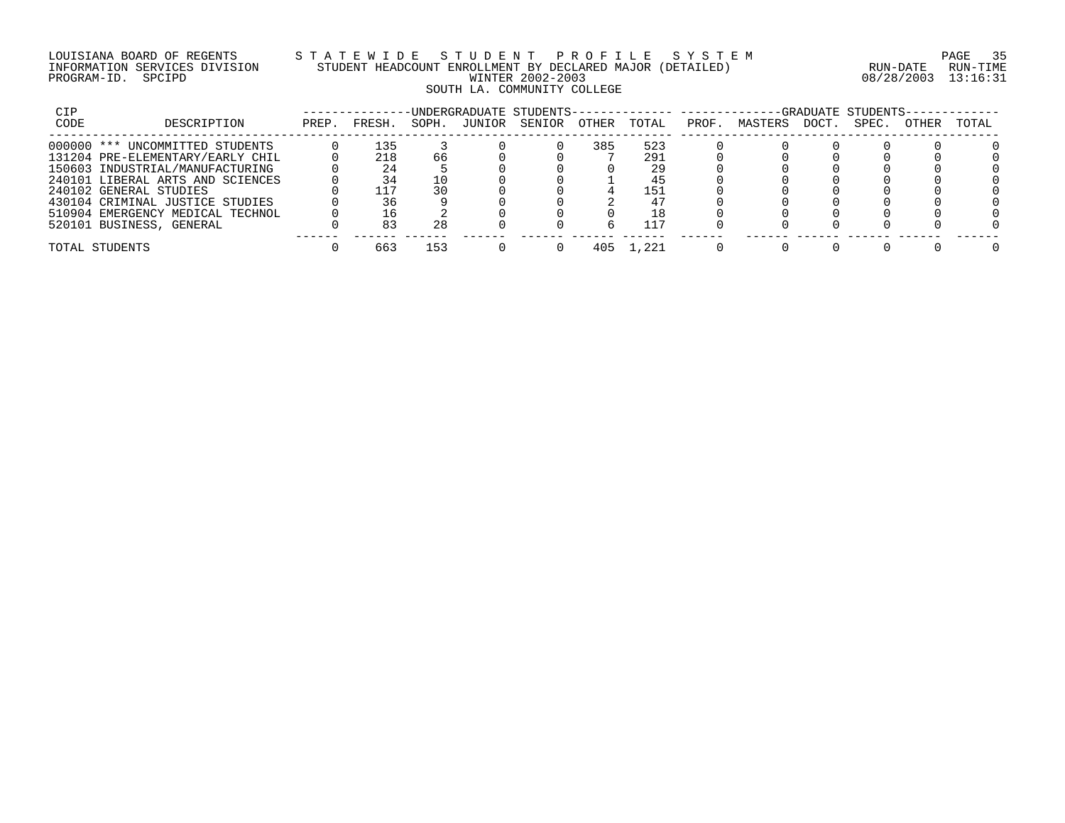LOUISIANA BOARD OF REGENTS — STATEWIDE STUDENT PROFILE SYSTEM
INFORMATION SERVICES DIVISION — STUDENT HEADCOUNT ENROLLMENT BY DECLARED MAJOR (DETAILED) — RUN-DATE 08/28/2003 RUN-TIME 13:16:31
PROGRAM-ID. SPCIPD — WINTER 2002-2003

# SOUTH LA. COMMUNITY COLLEGE

| CIP CODE | DESCRIPTION | UNDERGRADUATE STUDENTS PREP. | FRESH. | SOPH. | JUNIOR | SENIOR | OTHER | TOTAL | GRADUATE STUDENTS PROF. | MASTERS | DOCT. | SPEC. | OTHER | TOTAL |
|---|---|---|---|---|---|---|---|---|---|---|---|---|---|---|
| 000000 | *** UNCOMMITTED STUDENTS | 0 | 135 | 3 | 0 | 0 | 385 | 523 | 0 | 0 | 0 | 0 | 0 | 0 |
| 131204 | PRE-ELEMENTARY/EARLY CHIL | 0 | 218 | 66 | 0 | 0 | 7 | 291 | 0 | 0 | 0 | 0 | 0 | 0 |
| 150603 | INDUSTRIAL/MANUFACTURING | 0 | 24 | 5 | 0 | 0 | 0 | 29 | 0 | 0 | 0 | 0 | 0 | 0 |
| 240101 | LIBERAL ARTS AND SCIENCES | 0 | 34 | 10 | 0 | 0 | 1 | 45 | 0 | 0 | 0 | 0 | 0 | 0 |
| 240102 | GENERAL STUDIES | 0 | 117 | 30 | 0 | 0 | 4 | 151 | 0 | 0 | 0 | 0 | 0 | 0 |
| 430104 | CRIMINAL JUSTICE STUDIES | 0 | 36 | 9 | 0 | 0 | 2 | 47 | 0 | 0 | 0 | 0 | 0 | 0 |
| 510904 | EMERGENCY MEDICAL TECHNOL | 0 | 16 | 2 | 0 | 0 | 0 | 18 | 0 | 0 | 0 | 0 | 0 | 0 |
| 520101 | BUSINESS, GENERAL | 0 | 83 | 28 | 0 | 0 | 6 | 117 | 0 | 0 | 0 | 0 | 0 | 0 |
| TOTAL STUDENTS | | 0 | 663 | 153 | 0 | 0 | 405 | 1,221 | 0 | 0 | 0 | 0 | 0 | 0 |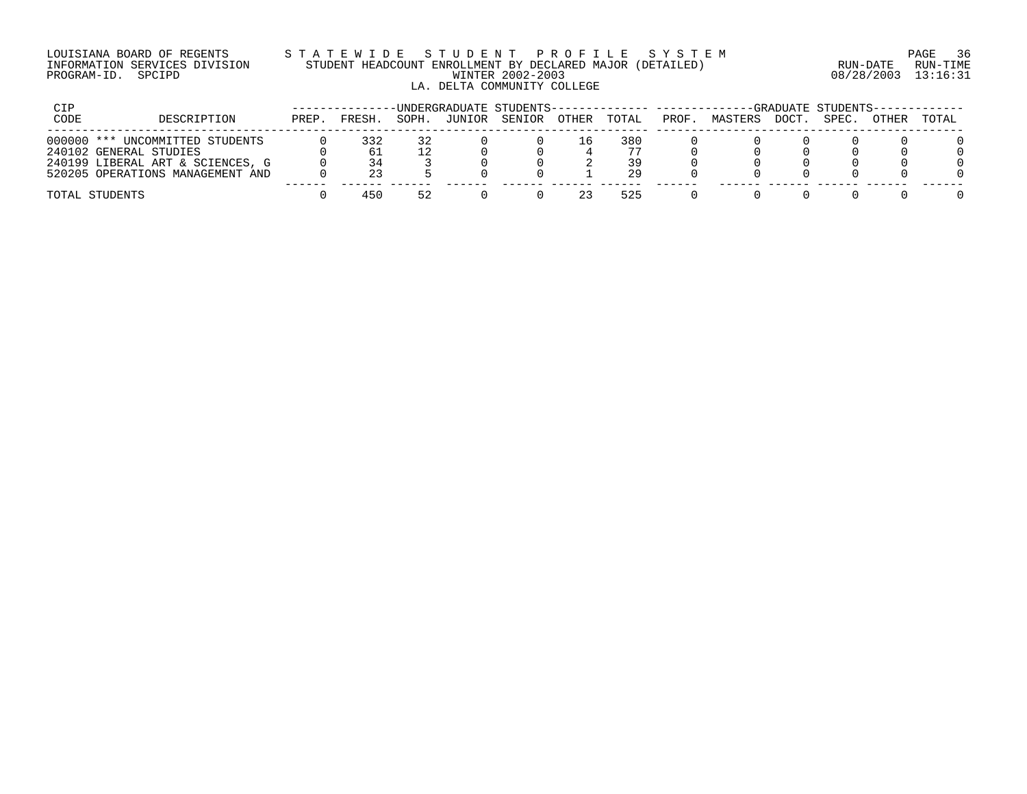LOUISIANA BOARD OF REGENTS
INFORMATION SERVICES DIVISION
PROGRAM-ID. SPCIPD

STATEWIDE STUDENT PROFILE SYSTEM
STUDENT HEADCOUNT ENROLLMENT BY DECLARED MAJOR (DETAILED)
WINTER 2002-2003
LA. DELTA COMMUNITY COLLEGE

RUN-DATE 08/28/2003 RUN-TIME 13:16:31

| CIP CODE | DESCRIPTION | UNDERGRADUATE STUDENTS PREP. | FRESH. | SOPH. | JUNIOR | SENIOR | OTHER | TOTAL | GRADUATE STUDENTS PROF. | MASTERS | DOCT. | SPEC. | OTHER | TOTAL |
|---|---|---|---|---|---|---|---|---|---|---|---|---|---|---|
| 000000 | *** UNCOMMITTED STUDENTS | 0 | 332 | 32 | 0 | 0 | 16 | 380 | 0 | 0 | 0 | 0 | 0 | 0 |
| 240102 | GENERAL STUDIES | 0 | 61 | 12 | 0 | 0 | 4 | 77 | 0 | 0 | 0 | 0 | 0 | 0 |
| 240199 | LIBERAL ART & SCIENCES, G | 0 | 34 | 3 | 0 | 0 | 2 | 39 | 0 | 0 | 0 | 0 | 0 | 0 |
| 520205 | OPERATIONS MANAGEMENT AND | 0 | 23 | 5 | 0 | 0 | 1 | 29 | 0 | 0 | 0 | 0 | 0 | 0 |
| TOTAL STUDENTS | | 0 | 450 | 52 | 0 | 0 | 23 | 525 | 0 | 0 | 0 | 0 | 0 | 0 |